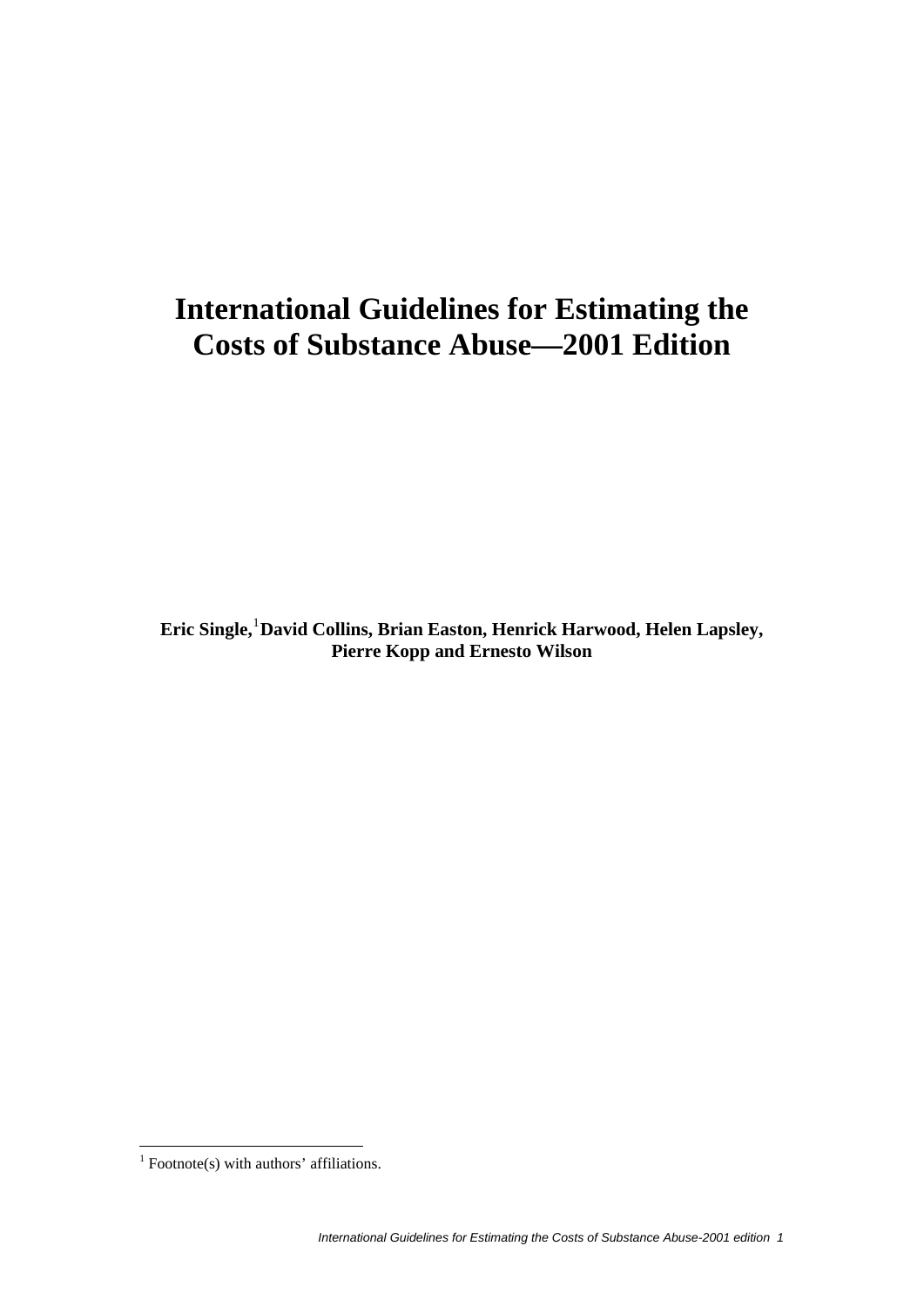# International Guidelines for Estimating the Costs of Substance Abuse—2001 Edition

**Eric Single,[1] David Collins, Brian Easton, Henrick Harwood, Helen Lapsley, Pierre Kopp and Ernesto Wilson**

---

[1] Footnote(s) with authors' affiliations.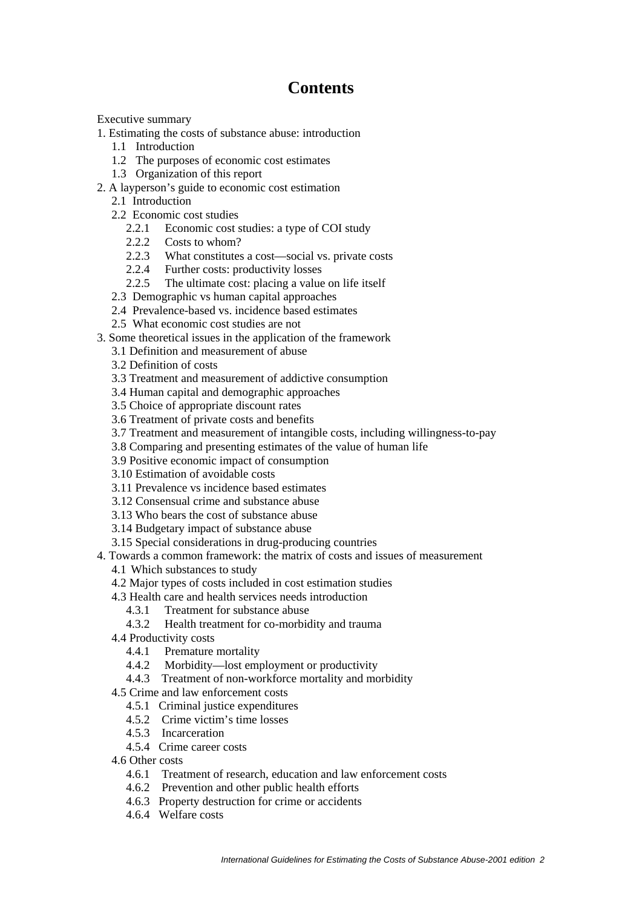# Contents

Executive summary

1. Estimating the costs of substance abuse: introduction
    - 1.1 Introduction
    - 1.2 The purposes of economic cost estimates
    - 1.3 Organization of this report
2. A layperson's guide to economic cost estimation
    - 2.1 Introduction
    - 2.2 Economic cost studies
        - 2.2.1 Economic cost studies: a type of COI study
        - 2.2.2 Costs to whom?
        - 2.2.3 What constitutes a cost—social vs. private costs
        - 2.2.4 Further costs: productivity losses
        - 2.2.5 The ultimate cost: placing a value on life itself
    - 2.3 Demographic vs human capital approaches
    - 2.4 Prevalence-based vs. incidence based estimates
    - 2.5 What economic cost studies are not
3. Some theoretical issues in the application of the framework
    - 3.1 Definition and measurement of abuse
    - 3.2 Definition of costs
    - 3.3 Treatment and measurement of addictive consumption
    - 3.4 Human capital and demographic approaches
    - 3.5 Choice of appropriate discount rates
    - 3.6 Treatment of private costs and benefits
    - 3.7 Treatment and measurement of intangible costs, including willingness-to-pay
    - 3.8 Comparing and presenting estimates of the value of human life
    - 3.9 Positive economic impact of consumption
    - 3.10 Estimation of avoidable costs
    - 3.11 Prevalence vs incidence based estimates
    - 3.12 Consensual crime and substance abuse
    - 3.13 Who bears the cost of substance abuse
    - 3.14 Budgetary impact of substance abuse
    - 3.15 Special considerations in drug-producing countries
4. Towards a common framework: the matrix of costs and issues of measurement
    - 4.1 Which substances to study
    - 4.2 Major types of costs included in cost estimation studies
    - 4.3 Health care and health services needs introduction
        - 4.3.1 Treatment for substance abuse
        - 4.3.2 Health treatment for co-morbidity and trauma
    - 4.4 Productivity costs
        - 4.4.1 Premature mortality
        - 4.4.2 Morbidity—lost employment or productivity
        - 4.4.3 Treatment of non-workforce mortality and morbidity
    - 4.5 Crime and law enforcement costs
        - 4.5.1 Criminal justice expenditures
        - 4.5.2 Crime victim's time losses
        - 4.5.3 Incarceration
        - 4.5.4 Crime career costs
    - 4.6 Other costs
        - 4.6.1 Treatment of research, education and law enforcement costs
        - 4.6.2 Prevention and other public health efforts
        - 4.6.3 Property destruction for crime or accidents
        - 4.6.4 Welfare costs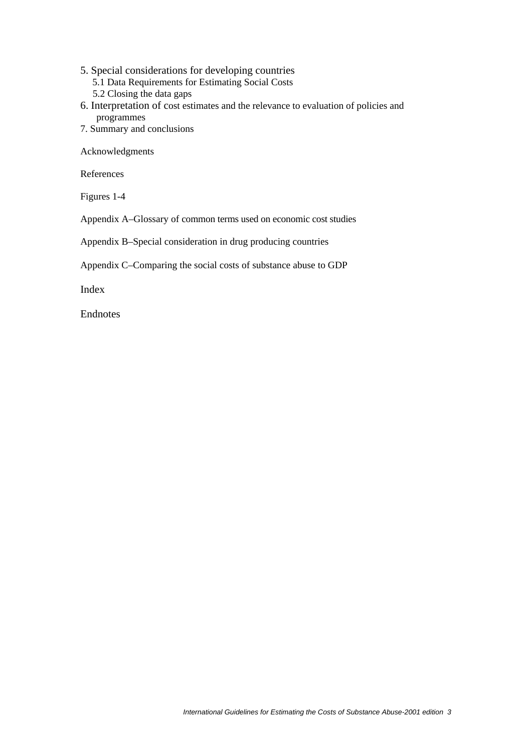5. Special considerations for developing countries
   - 5.1 Data Requirements for Estimating Social Costs
   - 5.2 Closing the data gaps

6. Interpretation of cost estimates and the relevance to evaluation of policies and programmes

7. Summary and conclusions

Acknowledgments

References

Figures 1-4

Appendix A–Glossary of common terms used on economic cost studies

Appendix B–Special consideration in drug producing countries

Appendix C–Comparing the social costs of substance abuse to GDP

Index

Endnotes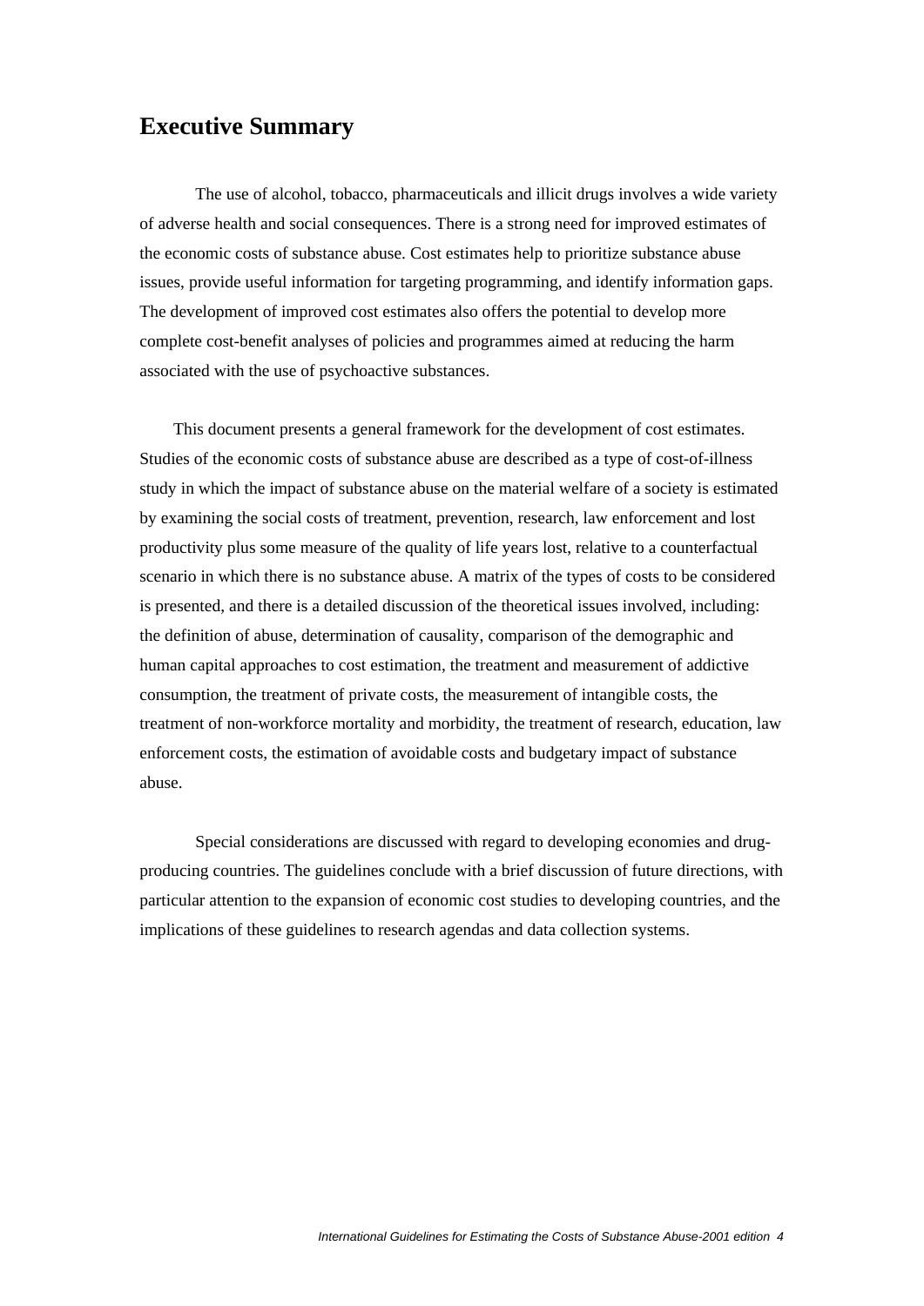## Executive Summary

The use of alcohol, tobacco, pharmaceuticals and illicit drugs involves a wide variety of adverse health and social consequences. There is a strong need for improved estimates of the economic costs of substance abuse. Cost estimates help to prioritize substance abuse issues, provide useful information for targeting programming, and identify information gaps. The development of improved cost estimates also offers the potential to develop more complete cost-benefit analyses of policies and programmes aimed at reducing the harm associated with the use of psychoactive substances.

This document presents a general framework for the development of cost estimates. Studies of the economic costs of substance abuse are described as a type of cost-of-illness study in which the impact of substance abuse on the material welfare of a society is estimated by examining the social costs of treatment, prevention, research, law enforcement and lost productivity plus some measure of the quality of life years lost, relative to a counterfactual scenario in which there is no substance abuse. A matrix of the types of costs to be considered is presented, and there is a detailed discussion of the theoretical issues involved, including: the definition of abuse, determination of causality, comparison of the demographic and human capital approaches to cost estimation, the treatment and measurement of addictive consumption, the treatment of private costs, the measurement of intangible costs, the treatment of non-workforce mortality and morbidity, the treatment of research, education, law enforcement costs, the estimation of avoidable costs and budgetary impact of substance abuse.

Special considerations are discussed with regard to developing economies and drug-producing countries. The guidelines conclude with a brief discussion of future directions, with particular attention to the expansion of economic cost studies to developing countries, and the implications of these guidelines to research agendas and data collection systems.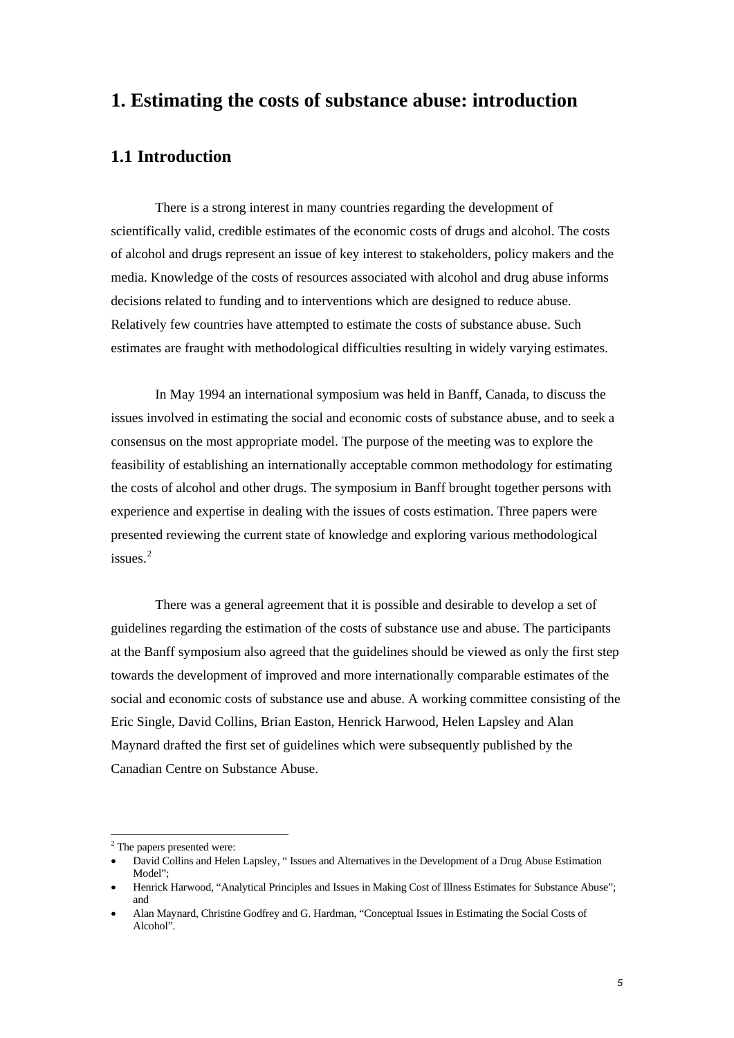# 1. Estimating the costs of substance abuse: introduction

## 1.1 Introduction

There is a strong interest in many countries regarding the development of scientifically valid, credible estimates of the economic costs of drugs and alcohol. The costs of alcohol and drugs represent an issue of key interest to stakeholders, policy makers and the media. Knowledge of the costs of resources associated with alcohol and drug abuse informs decisions related to funding and to interventions which are designed to reduce abuse. Relatively few countries have attempted to estimate the costs of substance abuse. Such estimates are fraught with methodological difficulties resulting in widely varying estimates.

In May 1994 an international symposium was held in Banff, Canada, to discuss the issues involved in estimating the social and economic costs of substance abuse, and to seek a consensus on the most appropriate model. The purpose of the meeting was to explore the feasibility of establishing an internationally acceptable common methodology for estimating the costs of alcohol and other drugs. The symposium in Banff brought together persons with experience and expertise in dealing with the issues of costs estimation. Three papers were presented reviewing the current state of knowledge and exploring various methodological issues.[2]

There was a general agreement that it is possible and desirable to develop a set of guidelines regarding the estimation of the costs of substance use and abuse. The participants at the Banff symposium also agreed that the guidelines should be viewed as only the first step towards the development of improved and more internationally comparable estimates of the social and economic costs of substance use and abuse. A working committee consisting of the Eric Single, David Collins, Brian Easton, Henrick Harwood, Helen Lapsley and Alan Maynard drafted the first set of guidelines which were subsequently published by the Canadian Centre on Substance Abuse.

---

[2] The papers presented were:

- David Collins and Helen Lapsley, " Issues and Alternatives in the Development of a Drug Abuse Estimation Model";
- Henrick Harwood, "Analytical Principles and Issues in Making Cost of Illness Estimates for Substance Abuse"; and
- Alan Maynard, Christine Godfrey and G. Hardman, "Conceptual Issues in Estimating the Social Costs of Alcohol".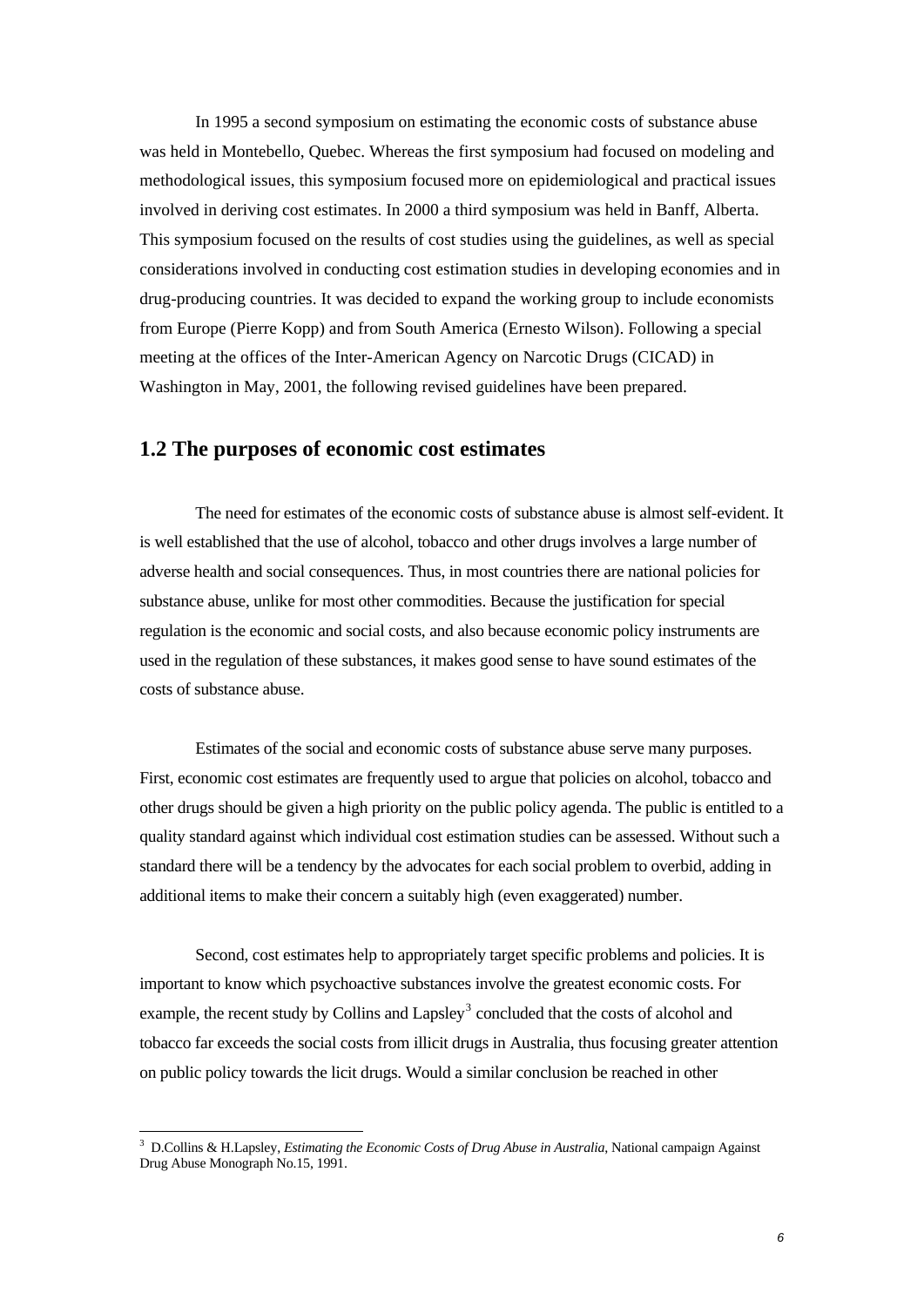In 1995 a second symposium on estimating the economic costs of substance abuse was held in Montebello, Quebec. Whereas the first symposium had focused on modeling and methodological issues, this symposium focused more on epidemiological and practical issues involved in deriving cost estimates. In 2000 a third symposium was held in Banff, Alberta. This symposium focused on the results of cost studies using the guidelines, as well as special considerations involved in conducting cost estimation studies in developing economies and in drug-producing countries. It was decided to expand the working group to include economists from Europe (Pierre Kopp) and from South America (Ernesto Wilson). Following a special meeting at the offices of the Inter-American Agency on Narcotic Drugs (CICAD) in Washington in May, 2001, the following revised guidelines have been prepared.

## 1.2 The purposes of economic cost estimates

The need for estimates of the economic costs of substance abuse is almost self-evident. It is well established that the use of alcohol, tobacco and other drugs involves a large number of adverse health and social consequences. Thus, in most countries there are national policies for substance abuse, unlike for most other commodities. Because the justification for special regulation is the economic and social costs, and also because economic policy instruments are used in the regulation of these substances, it makes good sense to have sound estimates of the costs of substance abuse.

Estimates of the social and economic costs of substance abuse serve many purposes. First, economic cost estimates are frequently used to argue that policies on alcohol, tobacco and other drugs should be given a high priority on the public policy agenda. The public is entitled to a quality standard against which individual cost estimation studies can be assessed. Without such a standard there will be a tendency by the advocates for each social problem to overbid, adding in additional items to make their concern a suitably high (even exaggerated) number.

Second, cost estimates help to appropriately target specific problems and policies. It is important to know which psychoactive substances involve the greatest economic costs. For example, the recent study by Collins and Lapsley[3] concluded that the costs of alcohol and tobacco far exceeds the social costs from illicit drugs in Australia, thus focusing greater attention on public policy towards the licit drugs. Would a similar conclusion be reached in other

[3] D.Collins & H.Lapsley, *Estimating the Economic Costs of Drug Abuse in Australia*, National campaign Against Drug Abuse Monograph No.15, 1991.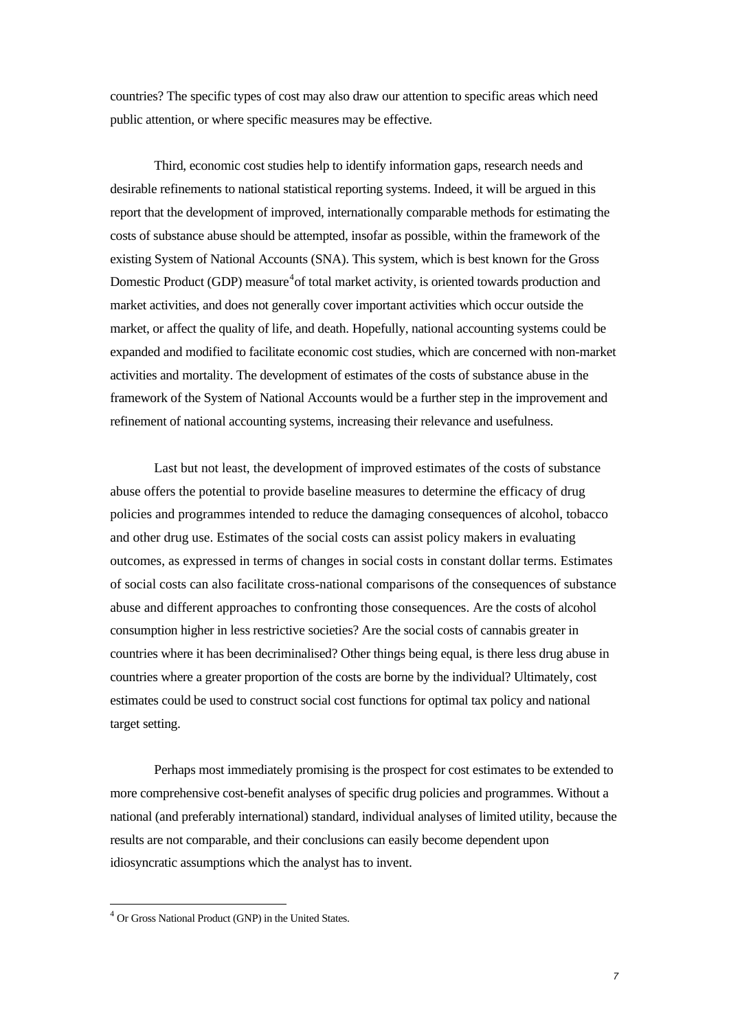countries? The specific types of cost may also draw our attention to specific areas which need public attention, or where specific measures may be effective.

Third, economic cost studies help to identify information gaps, research needs and desirable refinements to national statistical reporting systems. Indeed, it will be argued in this report that the development of improved, internationally comparable methods for estimating the costs of substance abuse should be attempted, insofar as possible, within the framework of the existing System of National Accounts (SNA). This system, which is best known for the Gross Domestic Product (GDP) measure[4]of total market activity, is oriented towards production and market activities, and does not generally cover important activities which occur outside the market, or affect the quality of life, and death. Hopefully, national accounting systems could be expanded and modified to facilitate economic cost studies, which are concerned with non-market activities and mortality. The development of estimates of the costs of substance abuse in the framework of the System of National Accounts would be a further step in the improvement and refinement of national accounting systems, increasing their relevance and usefulness.

Last but not least, the development of improved estimates of the costs of substance abuse offers the potential to provide baseline measures to determine the efficacy of drug policies and programmes intended to reduce the damaging consequences of alcohol, tobacco and other drug use. Estimates of the social costs can assist policy makers in evaluating outcomes, as expressed in terms of changes in social costs in constant dollar terms. Estimates of social costs can also facilitate cross-national comparisons of the consequences of substance abuse and different approaches to confronting those consequences. Are the costs of alcohol consumption higher in less restrictive societies? Are the social costs of cannabis greater in countries where it has been decriminalised? Other things being equal, is there less drug abuse in countries where a greater proportion of the costs are borne by the individual? Ultimately, cost estimates could be used to construct social cost functions for optimal tax policy and national target setting.

Perhaps most immediately promising is the prospect for cost estimates to be extended to more comprehensive cost-benefit analyses of specific drug policies and programmes. Without a national (and preferably international) standard, individual analyses of limited utility, because the results are not comparable, and their conclusions can easily become dependent upon idiosyncratic assumptions which the analyst has to invent.

---

[4] Or Gross National Product (GNP) in the United States.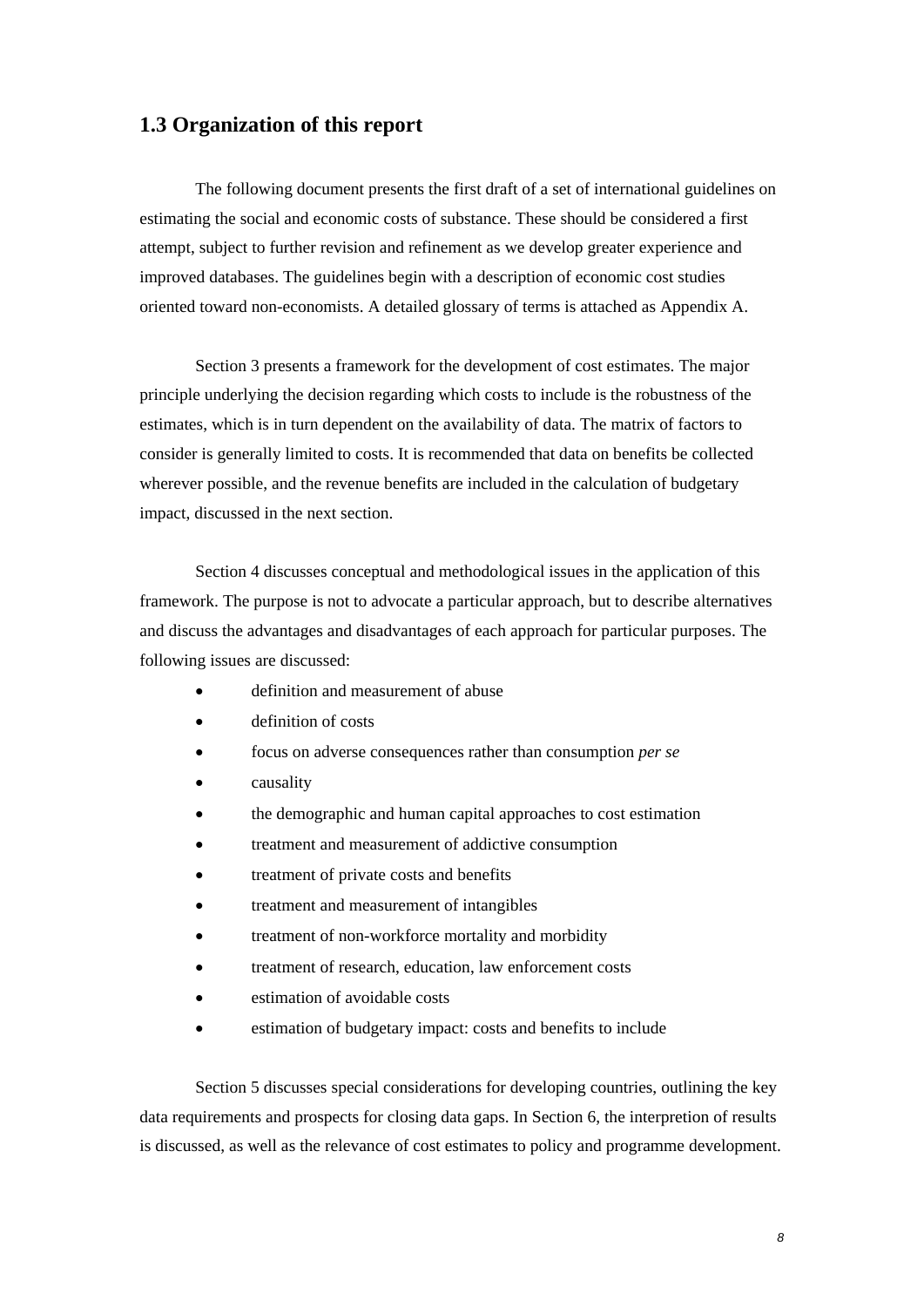## 1.3 Organization of this report

The following document presents the first draft of a set of international guidelines on estimating the social and economic costs of substance. These should be considered a first attempt, subject to further revision and refinement as we develop greater experience and improved databases. The guidelines begin with a description of economic cost studies oriented toward non-economists. A detailed glossary of terms is attached as Appendix A.

Section 3 presents a framework for the development of cost estimates. The major principle underlying the decision regarding which costs to include is the robustness of the estimates, which is in turn dependent on the availability of data. The matrix of factors to consider is generally limited to costs. It is recommended that data on benefits be collected wherever possible, and the revenue benefits are included in the calculation of budgetary impact, discussed in the next section.

Section 4 discusses conceptual and methodological issues in the application of this framework. The purpose is not to advocate a particular approach, but to describe alternatives and discuss the advantages and disadvantages of each approach for particular purposes. The following issues are discussed:

- definition and measurement of abuse
- definition of costs
- focus on adverse consequences rather than consumption *per se*
- causality
- the demographic and human capital approaches to cost estimation
- treatment and measurement of addictive consumption
- treatment of private costs and benefits
- treatment and measurement of intangibles
- treatment of non-workforce mortality and morbidity
- treatment of research, education, law enforcement costs
- estimation of avoidable costs
- estimation of budgetary impact: costs and benefits to include

Section 5 discusses special considerations for developing countries, outlining the key data requirements and prospects for closing data gaps. In Section 6, the interpretion of results is discussed, as well as the relevance of cost estimates to policy and programme development.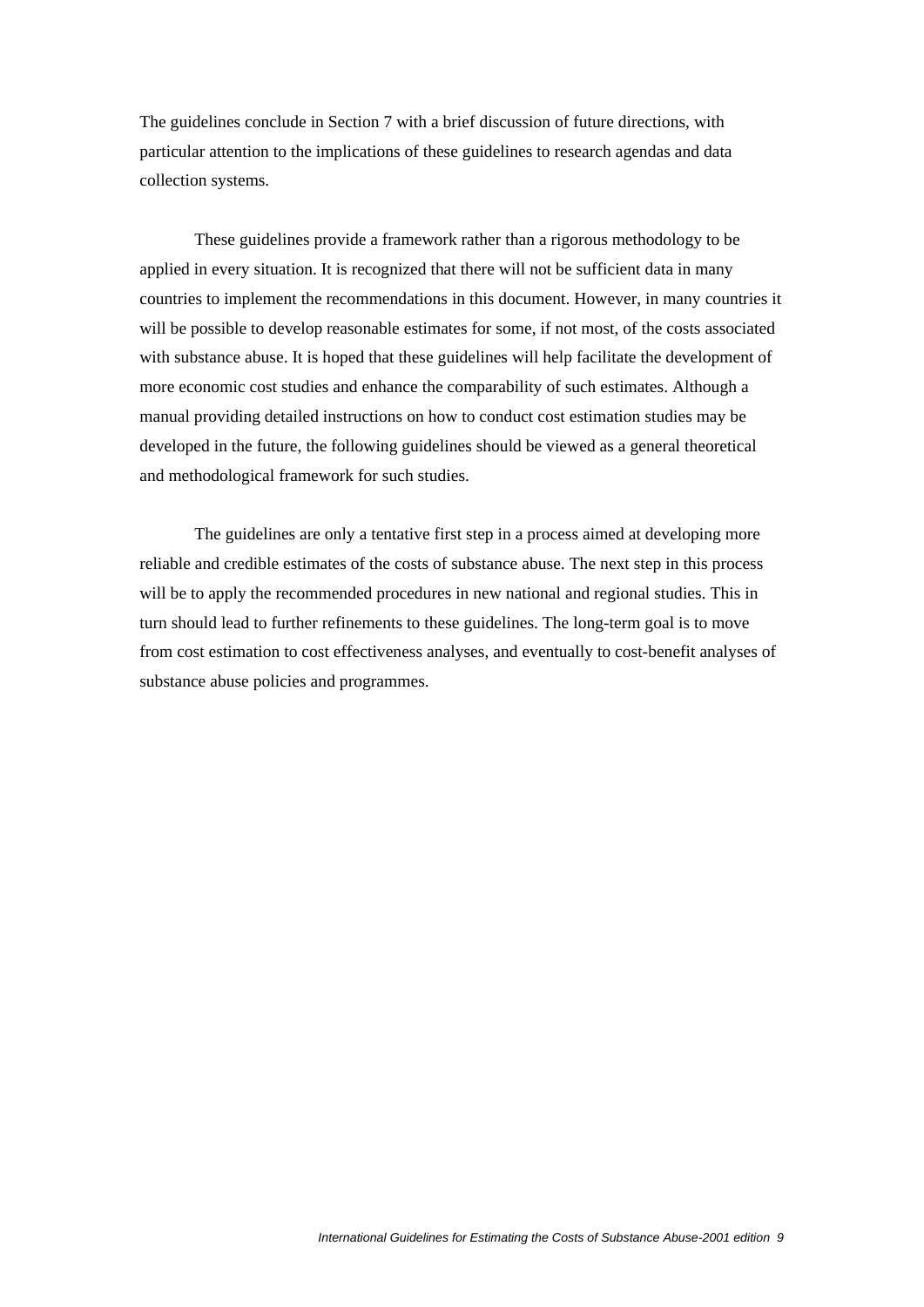The guidelines conclude in Section 7 with a brief discussion of future directions, with particular attention to the implications of these guidelines to research agendas and data collection systems.

These guidelines provide a framework rather than a rigorous methodology to be applied in every situation. It is recognized that there will not be sufficient data in many countries to implement the recommendations in this document. However, in many countries it will be possible to develop reasonable estimates for some, if not most, of the costs associated with substance abuse. It is hoped that these guidelines will help facilitate the development of more economic cost studies and enhance the comparability of such estimates. Although a manual providing detailed instructions on how to conduct cost estimation studies may be developed in the future, the following guidelines should be viewed as a general theoretical and methodological framework for such studies.

The guidelines are only a tentative first step in a process aimed at developing more reliable and credible estimates of the costs of substance abuse. The next step in this process will be to apply the recommended procedures in new national and regional studies. This in turn should lead to further refinements to these guidelines. The long-term goal is to move from cost estimation to cost effectiveness analyses, and eventually to cost-benefit analyses of substance abuse policies and programmes.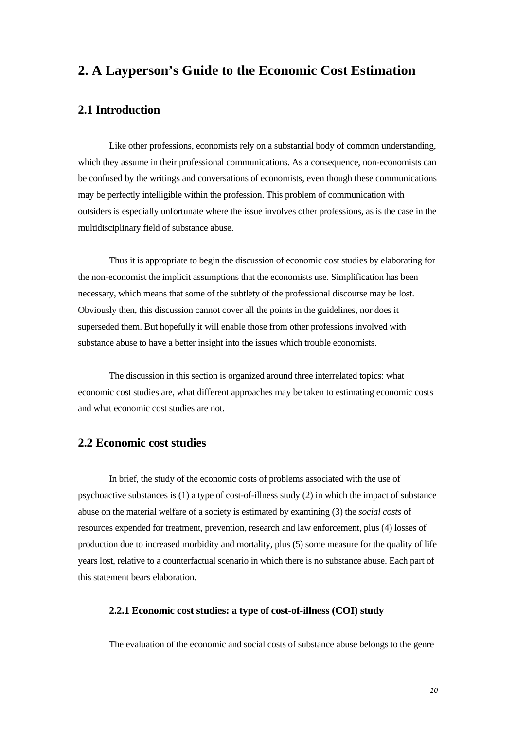# 2. A Layperson's Guide to the Economic Cost Estimation

## 2.1 Introduction

Like other professions, economists rely on a substantial body of common understanding, which they assume in their professional communications. As a consequence, non-economists can be confused by the writings and conversations of economists, even though these communications may be perfectly intelligible within the profession. This problem of communication with outsiders is especially unfortunate where the issue involves other professions, as is the case in the multidisciplinary field of substance abuse.

Thus it is appropriate to begin the discussion of economic cost studies by elaborating for the non-economist the implicit assumptions that the economists use. Simplification has been necessary, which means that some of the subtlety of the professional discourse may be lost. Obviously then, this discussion cannot cover all the points in the guidelines, nor does it superseded them. But hopefully it will enable those from other professions involved with substance abuse to have a better insight into the issues which trouble economists.

The discussion in this section is organized around three interrelated topics: what economic cost studies are, what different approaches may be taken to estimating economic costs and what economic cost studies are not.

## 2.2 Economic cost studies

In brief, the study of the economic costs of problems associated with the use of psychoactive substances is (1) a type of cost-of-illness study (2) in which the impact of substance abuse on the material welfare of a society is estimated by examining (3) the *social costs* of resources expended for treatment, prevention, research and law enforcement, plus (4) losses of production due to increased morbidity and mortality, plus (5) some measure for the quality of life years lost, relative to a counterfactual scenario in which there is no substance abuse. Each part of this statement bears elaboration.

### 2.2.1 Economic cost studies: a type of cost-of-illness (COI) study

The evaluation of the economic and social costs of substance abuse belongs to the genre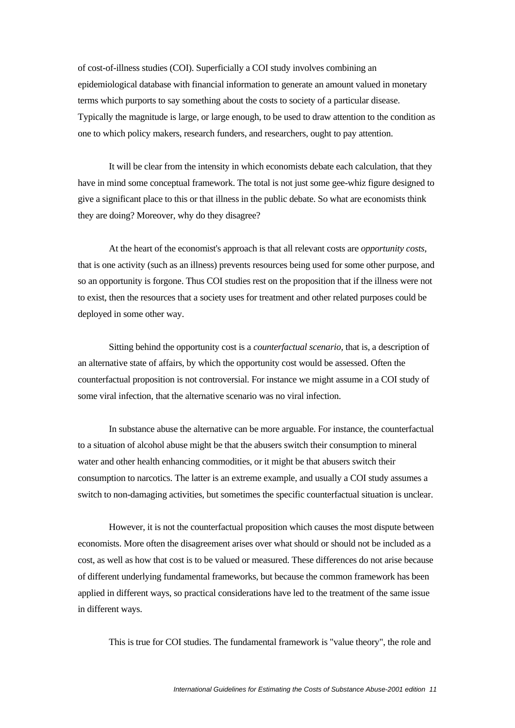of cost-of-illness studies (COI). Superficially a COI study involves combining an epidemiological database with financial information to generate an amount valued in monetary terms which purports to say something about the costs to society of a particular disease. Typically the magnitude is large, or large enough, to be used to draw attention to the condition as one to which policy makers, research funders, and researchers, ought to pay attention.

It will be clear from the intensity in which economists debate each calculation, that they have in mind some conceptual framework. The total is not just some gee-whiz figure designed to give a significant place to this or that illness in the public debate. So what are economists think they are doing? Moreover, why do they disagree?

At the heart of the economist's approach is that all relevant costs are *opportunity costs*, that is one activity (such as an illness) prevents resources being used for some other purpose, and so an opportunity is forgone. Thus COI studies rest on the proposition that if the illness were not to exist, then the resources that a society uses for treatment and other related purposes could be deployed in some other way.

Sitting behind the opportunity cost is a *counterfactual scenario*, that is, a description of an alternative state of affairs, by which the opportunity cost would be assessed. Often the counterfactual proposition is not controversial. For instance we might assume in a COI study of some viral infection, that the alternative scenario was no viral infection.

In substance abuse the alternative can be more arguable. For instance, the counterfactual to a situation of alcohol abuse might be that the abusers switch their consumption to mineral water and other health enhancing commodities, or it might be that abusers switch their consumption to narcotics. The latter is an extreme example, and usually a COI study assumes a switch to non-damaging activities, but sometimes the specific counterfactual situation is unclear.

However, it is not the counterfactual proposition which causes the most dispute between economists. More often the disagreement arises over what should or should not be included as a cost, as well as how that cost is to be valued or measured. These differences do not arise because of different underlying fundamental frameworks, but because the common framework has been applied in different ways, so practical considerations have led to the treatment of the same issue in different ways.

This is true for COI studies. The fundamental framework is "value theory", the role and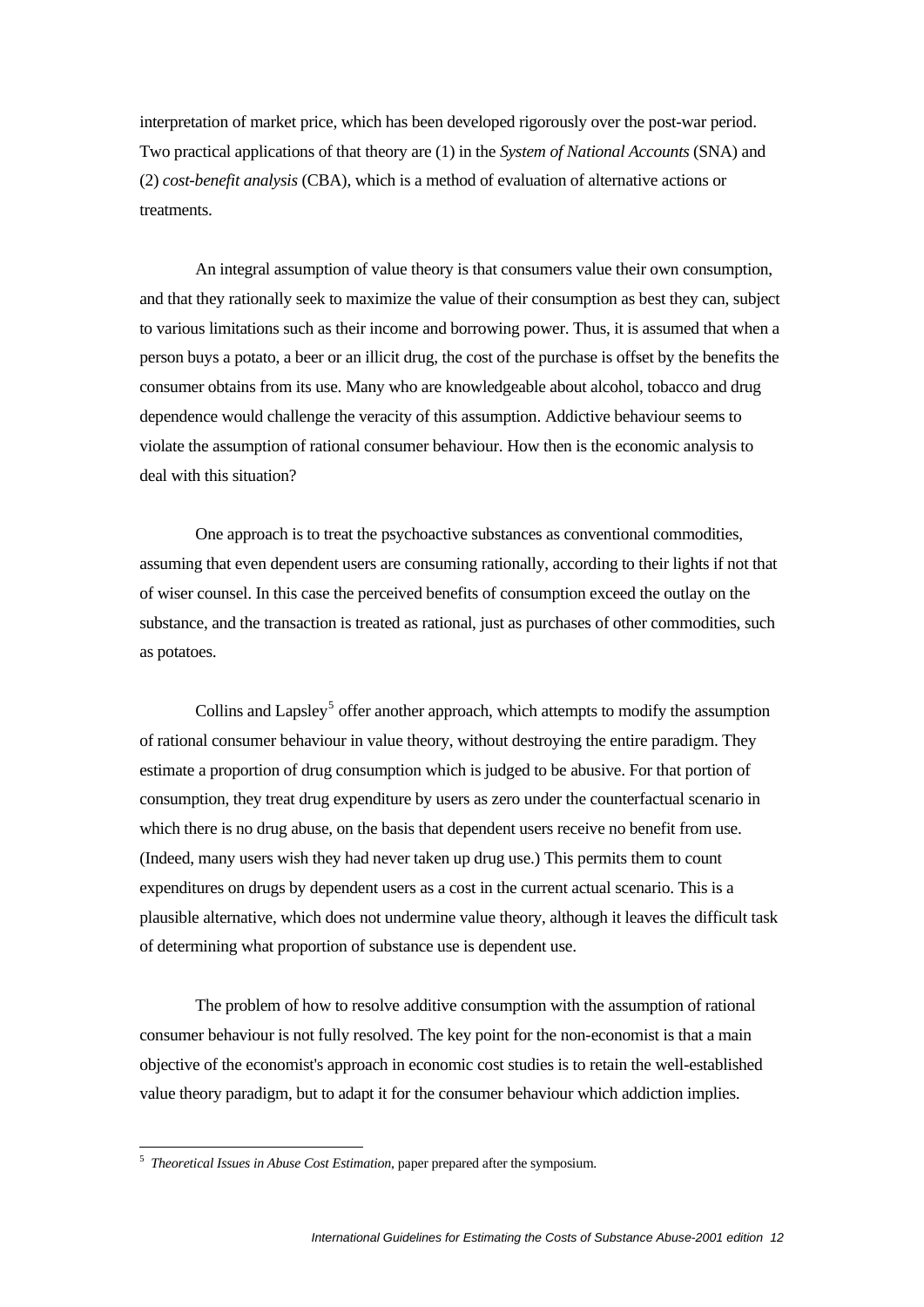interpretation of market price, which has been developed rigorously over the post-war period. Two practical applications of that theory are (1) in the *System of National Accounts* (SNA) and (2) *cost-benefit analysis* (CBA), which is a method of evaluation of alternative actions or treatments.

An integral assumption of value theory is that consumers value their own consumption, and that they rationally seek to maximize the value of their consumption as best they can, subject to various limitations such as their income and borrowing power. Thus, it is assumed that when a person buys a potato, a beer or an illicit drug, the cost of the purchase is offset by the benefits the consumer obtains from its use. Many who are knowledgeable about alcohol, tobacco and drug dependence would challenge the veracity of this assumption. Addictive behaviour seems to violate the assumption of rational consumer behaviour. How then is the economic analysis to deal with this situation?

One approach is to treat the psychoactive substances as conventional commodities, assuming that even dependent users are consuming rationally, according to their lights if not that of wiser counsel. In this case the perceived benefits of consumption exceed the outlay on the substance, and the transaction is treated as rational, just as purchases of other commodities, such as potatoes.

Collins and Lapsley[5] offer another approach, which attempts to modify the assumption of rational consumer behaviour in value theory, without destroying the entire paradigm. They estimate a proportion of drug consumption which is judged to be abusive. For that portion of consumption, they treat drug expenditure by users as zero under the counterfactual scenario in which there is no drug abuse, on the basis that dependent users receive no benefit from use. (Indeed, many users wish they had never taken up drug use.) This permits them to count expenditures on drugs by dependent users as a cost in the current actual scenario. This is a plausible alternative, which does not undermine value theory, although it leaves the difficult task of determining what proportion of substance use is dependent use.

The problem of how to resolve additive consumption with the assumption of rational consumer behaviour is not fully resolved. The key point for the non-economist is that a main objective of the economist's approach in economic cost studies is to retain the well-established value theory paradigm, but to adapt it for the consumer behaviour which addiction implies.

---

[5] *Theoretical Issues in Abuse Cost Estimation*, paper prepared after the symposium.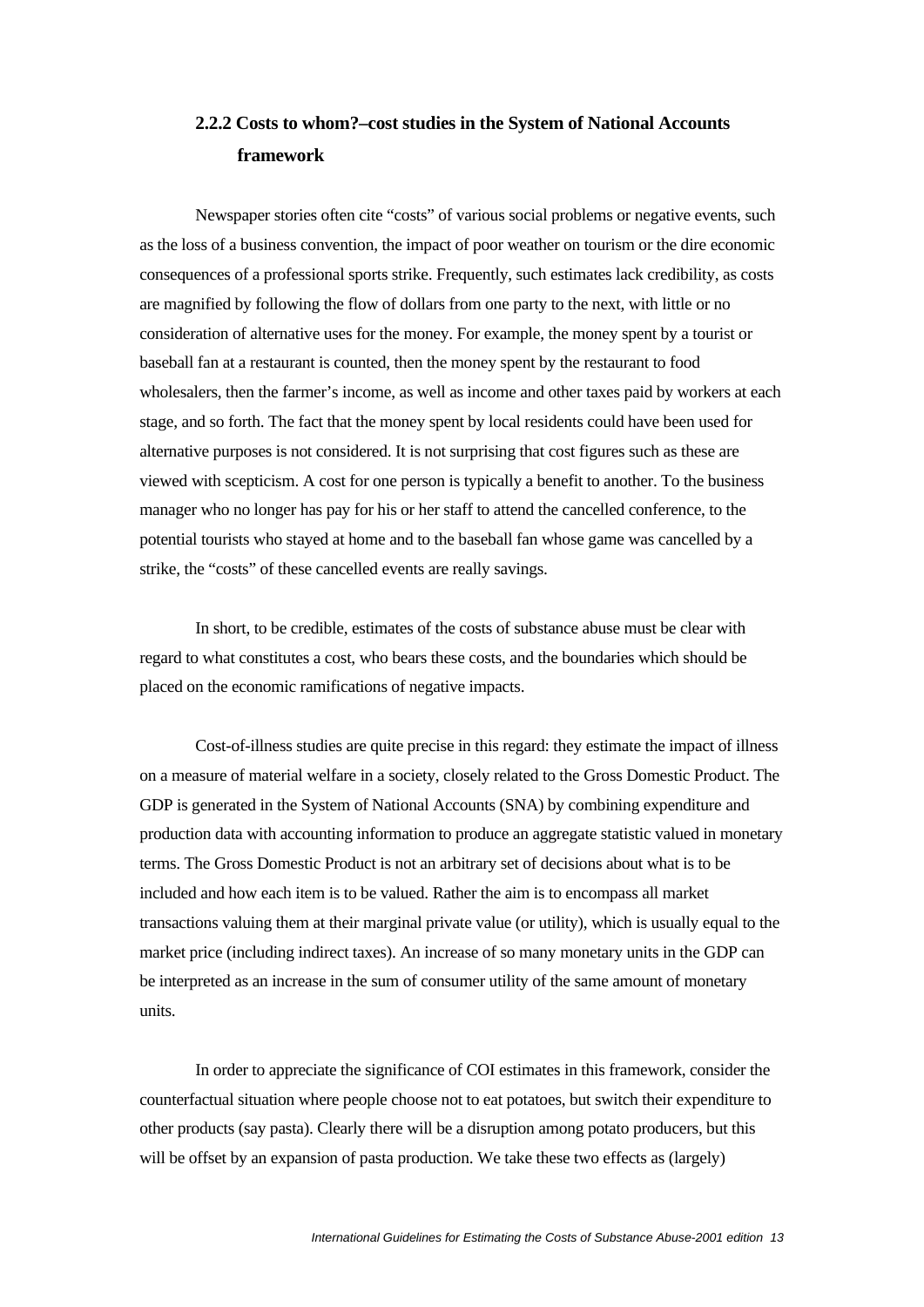### 2.2.2 Costs to whom?–cost studies in the System of National Accounts framework

Newspaper stories often cite "costs" of various social problems or negative events, such as the loss of a business convention, the impact of poor weather on tourism or the dire economic consequences of a professional sports strike. Frequently, such estimates lack credibility, as costs are magnified by following the flow of dollars from one party to the next, with little or no consideration of alternative uses for the money. For example, the money spent by a tourist or baseball fan at a restaurant is counted, then the money spent by the restaurant to food wholesalers, then the farmer's income, as well as income and other taxes paid by workers at each stage, and so forth. The fact that the money spent by local residents could have been used for alternative purposes is not considered. It is not surprising that cost figures such as these are viewed with scepticism. A cost for one person is typically a benefit to another. To the business manager who no longer has pay for his or her staff to attend the cancelled conference, to the potential tourists who stayed at home and to the baseball fan whose game was cancelled by a strike, the "costs" of these cancelled events are really savings.

In short, to be credible, estimates of the costs of substance abuse must be clear with regard to what constitutes a cost, who bears these costs, and the boundaries which should be placed on the economic ramifications of negative impacts.

Cost-of-illness studies are quite precise in this regard: they estimate the impact of illness on a measure of material welfare in a society, closely related to the Gross Domestic Product. The GDP is generated in the System of National Accounts (SNA) by combining expenditure and production data with accounting information to produce an aggregate statistic valued in monetary terms. The Gross Domestic Product is not an arbitrary set of decisions about what is to be included and how each item is to be valued. Rather the aim is to encompass all market transactions valuing them at their marginal private value (or utility), which is usually equal to the market price (including indirect taxes). An increase of so many monetary units in the GDP can be interpreted as an increase in the sum of consumer utility of the same amount of monetary units.

In order to appreciate the significance of COI estimates in this framework, consider the counterfactual situation where people choose not to eat potatoes, but switch their expenditure to other products (say pasta). Clearly there will be a disruption among potato producers, but this will be offset by an expansion of pasta production. We take these two effects as (largely)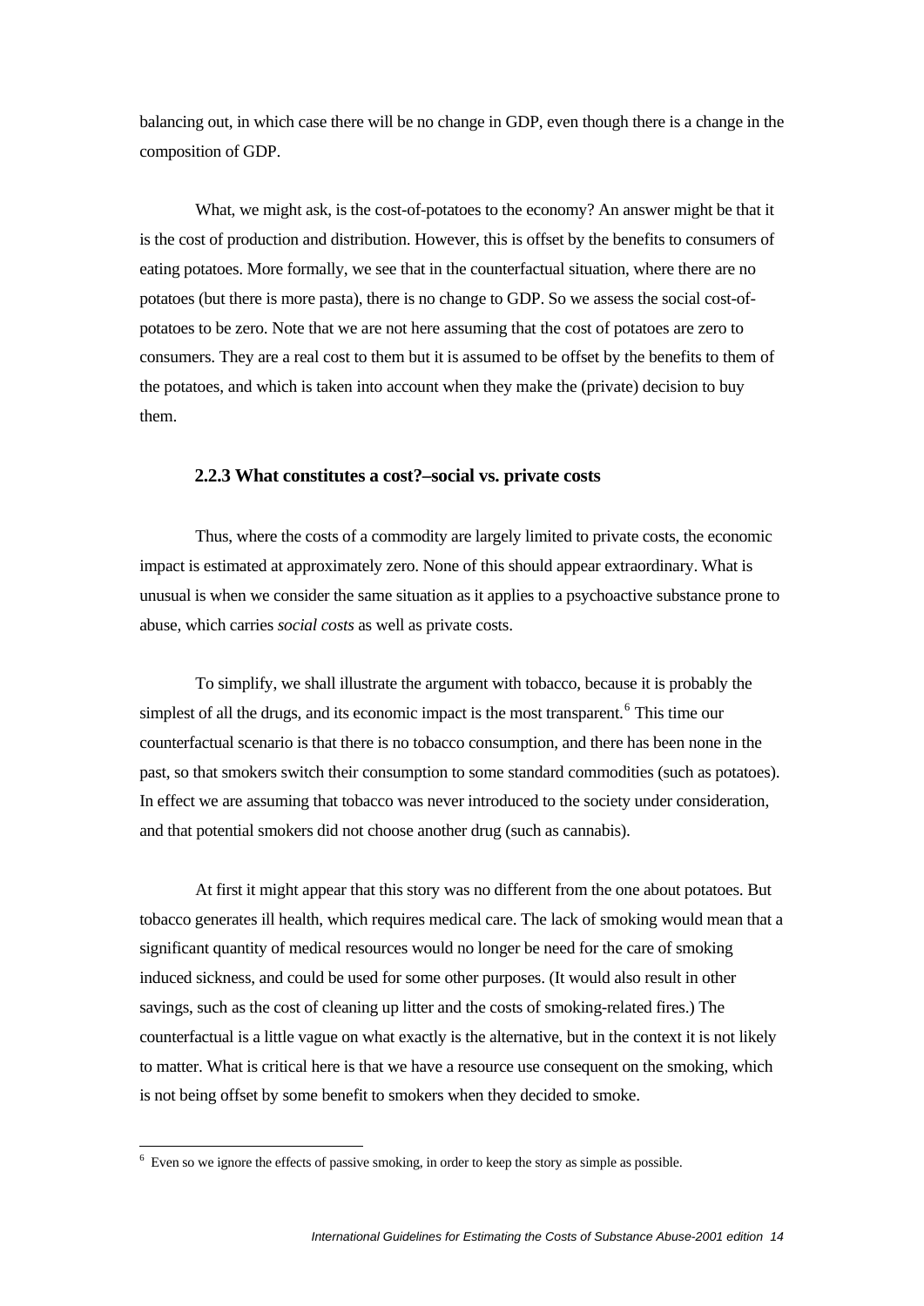balancing out, in which case there will be no change in GDP, even though there is a change in the composition of GDP.

What, we might ask, is the cost-of-potatoes to the economy? An answer might be that it is the cost of production and distribution. However, this is offset by the benefits to consumers of eating potatoes. More formally, we see that in the counterfactual situation, where there are no potatoes (but there is more pasta), there is no change to GDP. So we assess the social cost-of-potatoes to be zero. Note that we are not here assuming that the cost of potatoes are zero to consumers. They are a real cost to them but it is assumed to be offset by the benefits to them of the potatoes, and which is taken into account when they make the (private) decision to buy them.

### 2.2.3 What constitutes a cost?–social vs. private costs

Thus, where the costs of a commodity are largely limited to private costs, the economic impact is estimated at approximately zero. None of this should appear extraordinary. What is unusual is when we consider the same situation as it applies to a psychoactive substance prone to abuse, which carries *social costs* as well as private costs.

To simplify, we shall illustrate the argument with tobacco, because it is probably the simplest of all the drugs, and its economic impact is the most transparent.[6] This time our counterfactual scenario is that there is no tobacco consumption, and there has been none in the past, so that smokers switch their consumption to some standard commodities (such as potatoes). In effect we are assuming that tobacco was never introduced to the society under consideration, and that potential smokers did not choose another drug (such as cannabis).

At first it might appear that this story was no different from the one about potatoes. But tobacco generates ill health, which requires medical care. The lack of smoking would mean that a significant quantity of medical resources would no longer be need for the care of smoking induced sickness, and could be used for some other purposes. (It would also result in other savings, such as the cost of cleaning up litter and the costs of smoking-related fires.) The counterfactual is a little vague on what exactly is the alternative, but in the context it is not likely to matter. What is critical here is that we have a resource use consequent on the smoking, which is not being offset by some benefit to smokers when they decided to smoke.

---

[6] Even so we ignore the effects of passive smoking, in order to keep the story as simple as possible.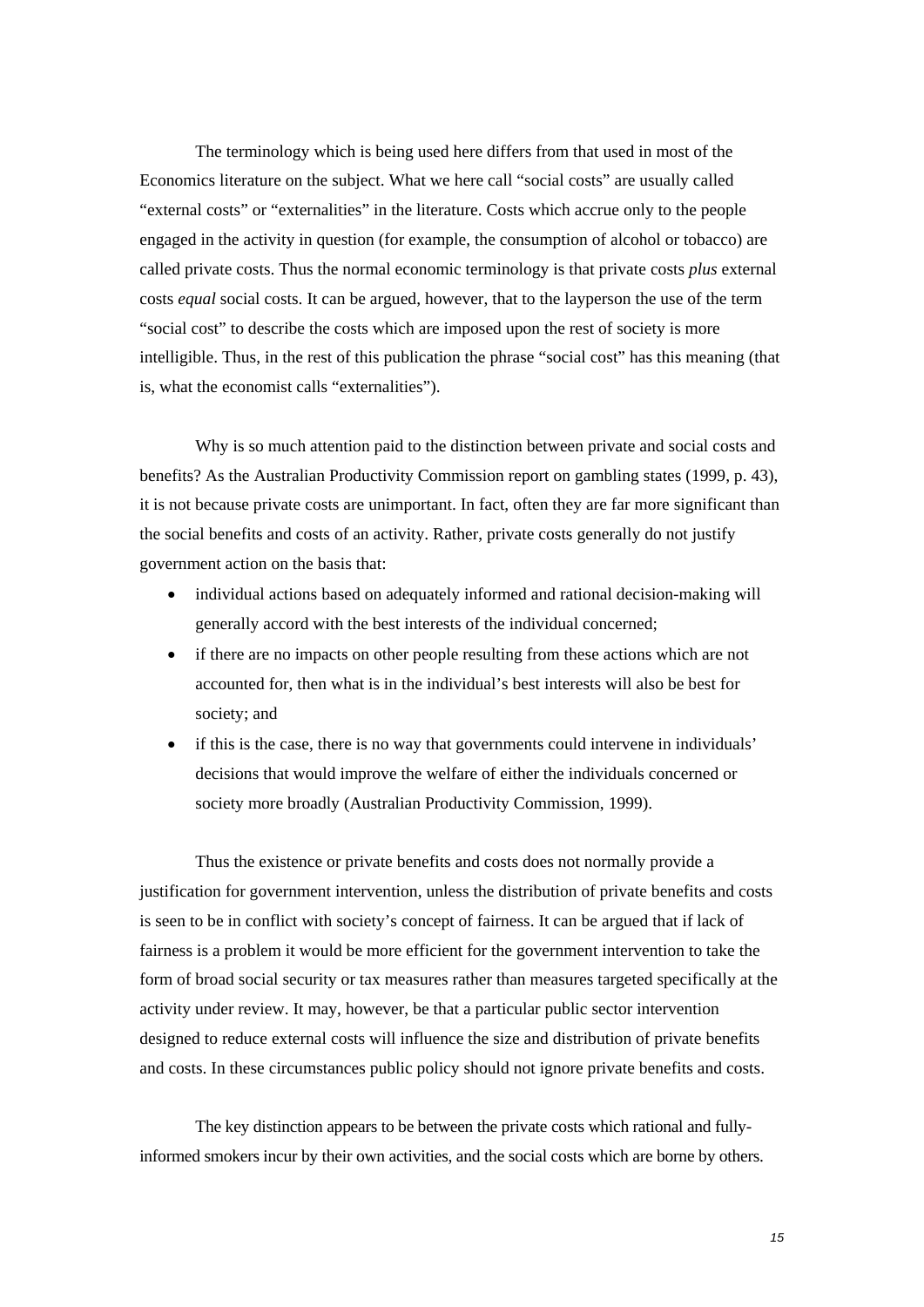The terminology which is being used here differs from that used in most of the Economics literature on the subject. What we here call "social costs" are usually called "external costs" or "externalities" in the literature. Costs which accrue only to the people engaged in the activity in question (for example, the consumption of alcohol or tobacco) are called private costs. Thus the normal economic terminology is that private costs *plus* external costs *equal* social costs. It can be argued, however, that to the layperson the use of the term "social cost" to describe the costs which are imposed upon the rest of society is more intelligible. Thus, in the rest of this publication the phrase "social cost" has this meaning (that is, what the economist calls "externalities").

Why is so much attention paid to the distinction between private and social costs and benefits? As the Australian Productivity Commission report on gambling states (1999, p. 43), it is not because private costs are unimportant. In fact, often they are far more significant than the social benefits and costs of an activity. Rather, private costs generally do not justify government action on the basis that:

- individual actions based on adequately informed and rational decision-making will generally accord with the best interests of the individual concerned;
- if there are no impacts on other people resulting from these actions which are not accounted for, then what is in the individual's best interests will also be best for society; and
- if this is the case, there is no way that governments could intervene in individuals' decisions that would improve the welfare of either the individuals concerned or society more broadly (Australian Productivity Commission, 1999).

Thus the existence or private benefits and costs does not normally provide a justification for government intervention, unless the distribution of private benefits and costs is seen to be in conflict with society's concept of fairness. It can be argued that if lack of fairness is a problem it would be more efficient for the government intervention to take the form of broad social security or tax measures rather than measures targeted specifically at the activity under review. It may, however, be that a particular public sector intervention designed to reduce external costs will influence the size and distribution of private benefits and costs. In these circumstances public policy should not ignore private benefits and costs.

The key distinction appears to be between the private costs which rational and fully-informed smokers incur by their own activities, and the social costs which are borne by others.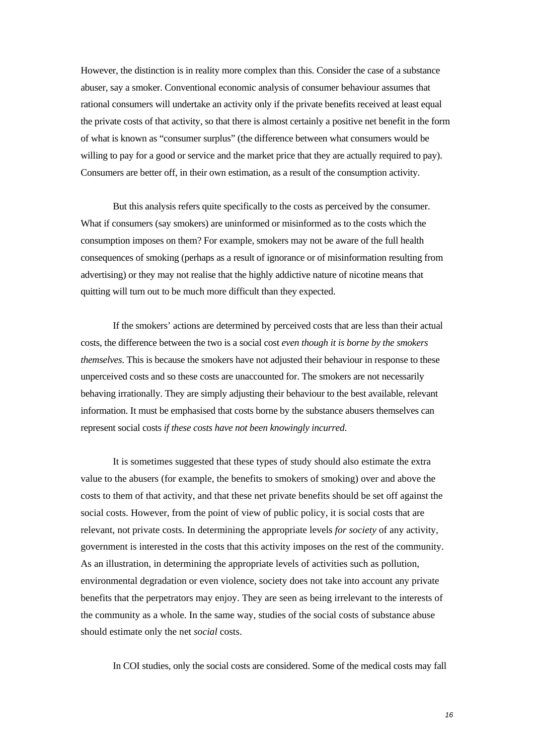However, the distinction is in reality more complex than this. Consider the case of a substance abuser, say a smoker. Conventional economic analysis of consumer behaviour assumes that rational consumers will undertake an activity only if the private benefits received at least equal the private costs of that activity, so that there is almost certainly a positive net benefit in the form of what is known as "consumer surplus" (the difference between what consumers would be willing to pay for a good or service and the market price that they are actually required to pay). Consumers are better off, in their own estimation, as a result of the consumption activity.

But this analysis refers quite specifically to the costs as perceived by the consumer. What if consumers (say smokers) are uninformed or misinformed as to the costs which the consumption imposes on them? For example, smokers may not be aware of the full health consequences of smoking (perhaps as a result of ignorance or of misinformation resulting from advertising) or they may not realise that the highly addictive nature of nicotine means that quitting will turn out to be much more difficult than they expected.

If the smokers' actions are determined by perceived costs that are less than their actual costs, the difference between the two is a social cost *even though it is borne by the smokers themselves*. This is because the smokers have not adjusted their behaviour in response to these unperceived costs and so these costs are unaccounted for. The smokers are not necessarily behaving irrationally. They are simply adjusting their behaviour to the best available, relevant information. It must be emphasised that costs borne by the substance abusers themselves can represent social costs *if these costs have not been knowingly incurred*.

It is sometimes suggested that these types of study should also estimate the extra value to the abusers (for example, the benefits to smokers of smoking) over and above the costs to them of that activity, and that these net private benefits should be set off against the social costs. However, from the point of view of public policy, it is social costs that are relevant, not private costs. In determining the appropriate levels *for society* of any activity, government is interested in the costs that this activity imposes on the rest of the community. As an illustration, in determining the appropriate levels of activities such as pollution, environmental degradation or even violence, society does not take into account any private benefits that the perpetrators may enjoy. They are seen as being irrelevant to the interests of the community as a whole. In the same way, studies of the social costs of substance abuse should estimate only the net *social* costs.

In COI studies, only the social costs are considered. Some of the medical costs may fall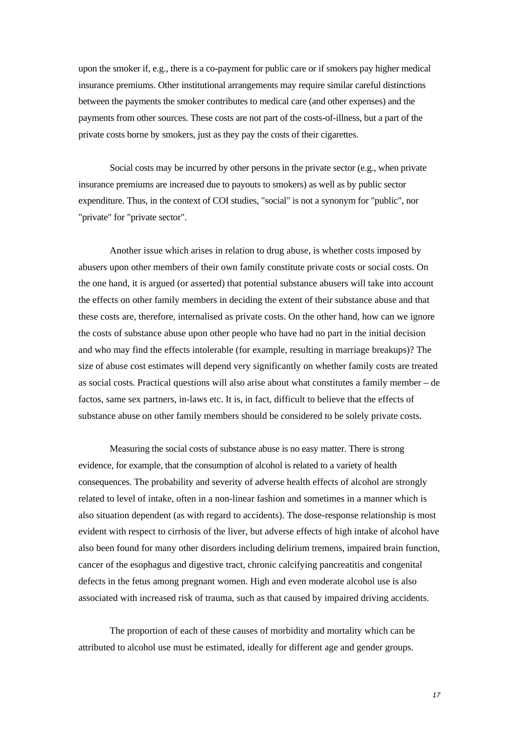upon the smoker if, e.g., there is a co-payment for public care or if smokers pay higher medical insurance premiums. Other institutional arrangements may require similar careful distinctions between the payments the smoker contributes to medical care (and other expenses) and the payments from other sources. These costs are not part of the costs-of-illness, but a part of the private costs borne by smokers, just as they pay the costs of their cigarettes.

Social costs may be incurred by other persons in the private sector (e.g., when private insurance premiums are increased due to payouts to smokers) as well as by public sector expenditure. Thus, in the context of COI studies, "social" is not a synonym for "public", nor "private" for "private sector".

Another issue which arises in relation to drug abuse, is whether costs imposed by abusers upon other members of their own family constitute private costs or social costs. On the one hand, it is argued (or asserted) that potential substance abusers will take into account the effects on other family members in deciding the extent of their substance abuse and that these costs are, therefore, internalised as private costs. On the other hand, how can we ignore the costs of substance abuse upon other people who have had no part in the initial decision and who may find the effects intolerable (for example, resulting in marriage breakups)? The size of abuse cost estimates will depend very significantly on whether family costs are treated as social costs. Practical questions will also arise about what constitutes a family member – de factos, same sex partners, in-laws etc. It is, in fact, difficult to believe that the effects of substance abuse on other family members should be considered to be solely private costs.

Measuring the social costs of substance abuse is no easy matter. There is strong evidence, for example, that the consumption of alcohol is related to a variety of health consequences. The probability and severity of adverse health effects of alcohol are strongly related to level of intake, often in a non-linear fashion and sometimes in a manner which is also situation dependent (as with regard to accidents). The dose-response relationship is most evident with respect to cirrhosis of the liver, but adverse effects of high intake of alcohol have also been found for many other disorders including delirium tremens, impaired brain function, cancer of the esophagus and digestive tract, chronic calcifying pancreatitis and congenital defects in the fetus among pregnant women. High and even moderate alcohol use is also associated with increased risk of trauma, such as that caused by impaired driving accidents.

The proportion of each of these causes of morbidity and mortality which can be attributed to alcohol use must be estimated, ideally for different age and gender groups.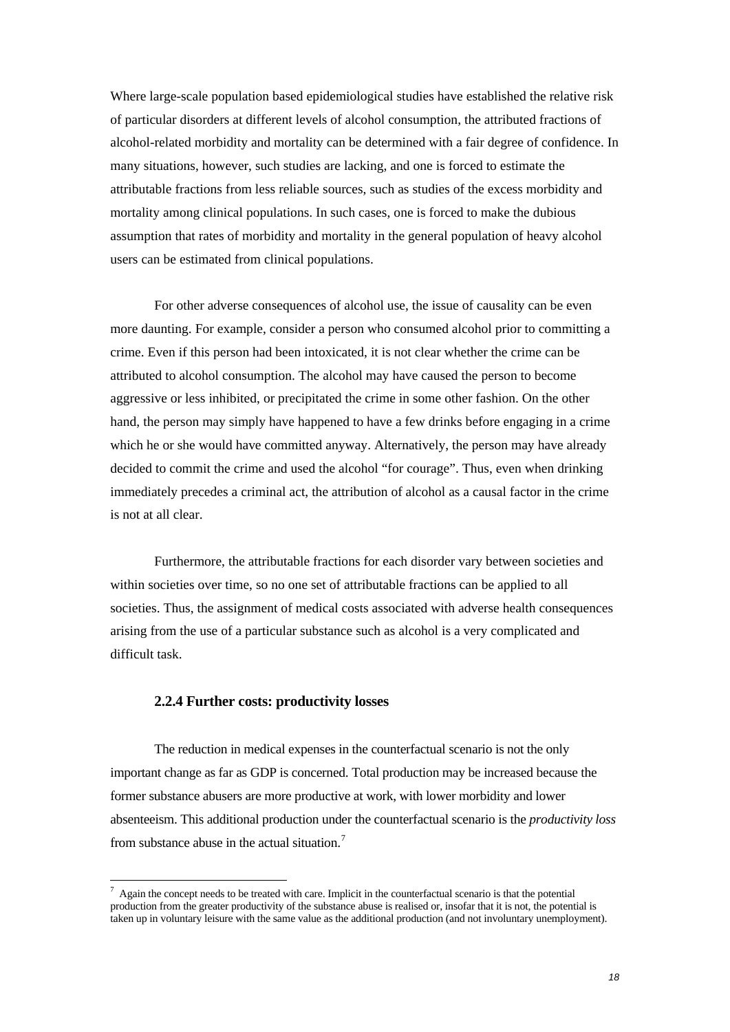Where large-scale population based epidemiological studies have established the relative risk of particular disorders at different levels of alcohol consumption, the attributed fractions of alcohol-related morbidity and mortality can be determined with a fair degree of confidence. In many situations, however, such studies are lacking, and one is forced to estimate the attributable fractions from less reliable sources, such as studies of the excess morbidity and mortality among clinical populations. In such cases, one is forced to make the dubious assumption that rates of morbidity and mortality in the general population of heavy alcohol users can be estimated from clinical populations.

For other adverse consequences of alcohol use, the issue of causality can be even more daunting. For example, consider a person who consumed alcohol prior to committing a crime. Even if this person had been intoxicated, it is not clear whether the crime can be attributed to alcohol consumption. The alcohol may have caused the person to become aggressive or less inhibited, or precipitated the crime in some other fashion. On the other hand, the person may simply have happened to have a few drinks before engaging in a crime which he or she would have committed anyway. Alternatively, the person may have already decided to commit the crime and used the alcohol "for courage". Thus, even when drinking immediately precedes a criminal act, the attribution of alcohol as a causal factor in the crime is not at all clear.

Furthermore, the attributable fractions for each disorder vary between societies and within societies over time, so no one set of attributable fractions can be applied to all societies. Thus, the assignment of medical costs associated with adverse health consequences arising from the use of a particular substance such as alcohol is a very complicated and difficult task.

### 2.2.4 Further costs: productivity losses

The reduction in medical expenses in the counterfactual scenario is not the only important change as far as GDP is concerned. Total production may be increased because the former substance abusers are more productive at work, with lower morbidity and lower absenteeism. This additional production under the counterfactual scenario is the *productivity loss* from substance abuse in the actual situation.[7]

[7] Again the concept needs to be treated with care. Implicit in the counterfactual scenario is that the potential production from the greater productivity of the substance abuse is realised or, insofar that it is not, the potential is taken up in voluntary leisure with the same value as the additional production (and not involuntary unemployment).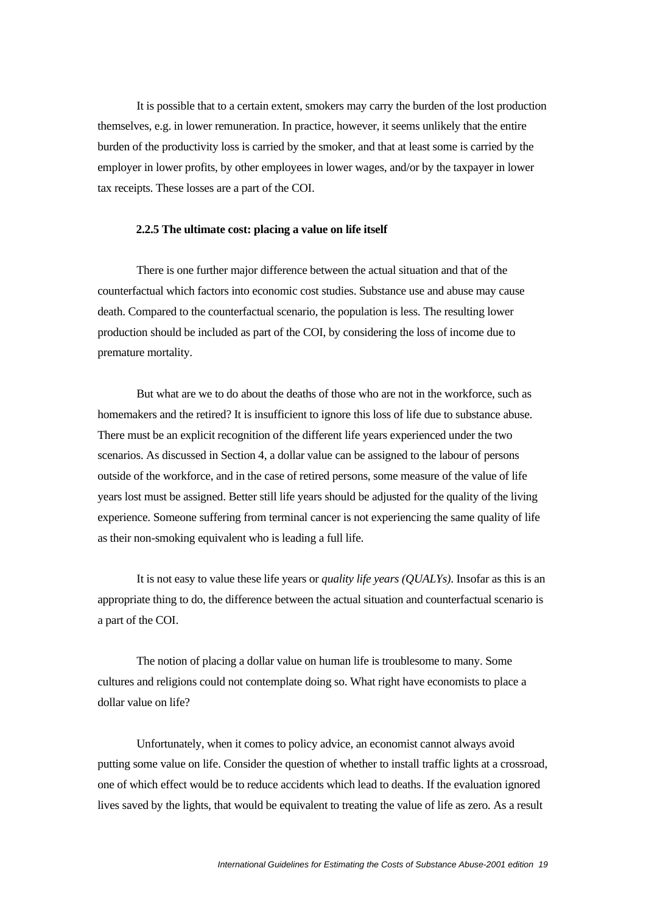It is possible that to a certain extent, smokers may carry the burden of the lost production themselves, e.g. in lower remuneration. In practice, however, it seems unlikely that the entire burden of the productivity loss is carried by the smoker, and that at least some is carried by the employer in lower profits, by other employees in lower wages, and/or by the taxpayer in lower tax receipts. These losses are a part of the COI.

### 2.2.5 The ultimate cost: placing a value on life itself

There is one further major difference between the actual situation and that of the counterfactual which factors into economic cost studies. Substance use and abuse may cause death. Compared to the counterfactual scenario, the population is less. The resulting lower production should be included as part of the COI, by considering the loss of income due to premature mortality.

But what are we to do about the deaths of those who are not in the workforce, such as homemakers and the retired? It is insufficient to ignore this loss of life due to substance abuse. There must be an explicit recognition of the different life years experienced under the two scenarios. As discussed in Section 4, a dollar value can be assigned to the labour of persons outside of the workforce, and in the case of retired persons, some measure of the value of life years lost must be assigned. Better still life years should be adjusted for the quality of the living experience. Someone suffering from terminal cancer is not experiencing the same quality of life as their non-smoking equivalent who is leading a full life.

It is not easy to value these life years or *quality life years (QUALYs)*. Insofar as this is an appropriate thing to do, the difference between the actual situation and counterfactual scenario is a part of the COI.

The notion of placing a dollar value on human life is troublesome to many. Some cultures and religions could not contemplate doing so. What right have economists to place a dollar value on life?

Unfortunately, when it comes to policy advice, an economist cannot always avoid putting some value on life. Consider the question of whether to install traffic lights at a crossroad, one of which effect would be to reduce accidents which lead to deaths. If the evaluation ignored lives saved by the lights, that would be equivalent to treating the value of life as zero. As a result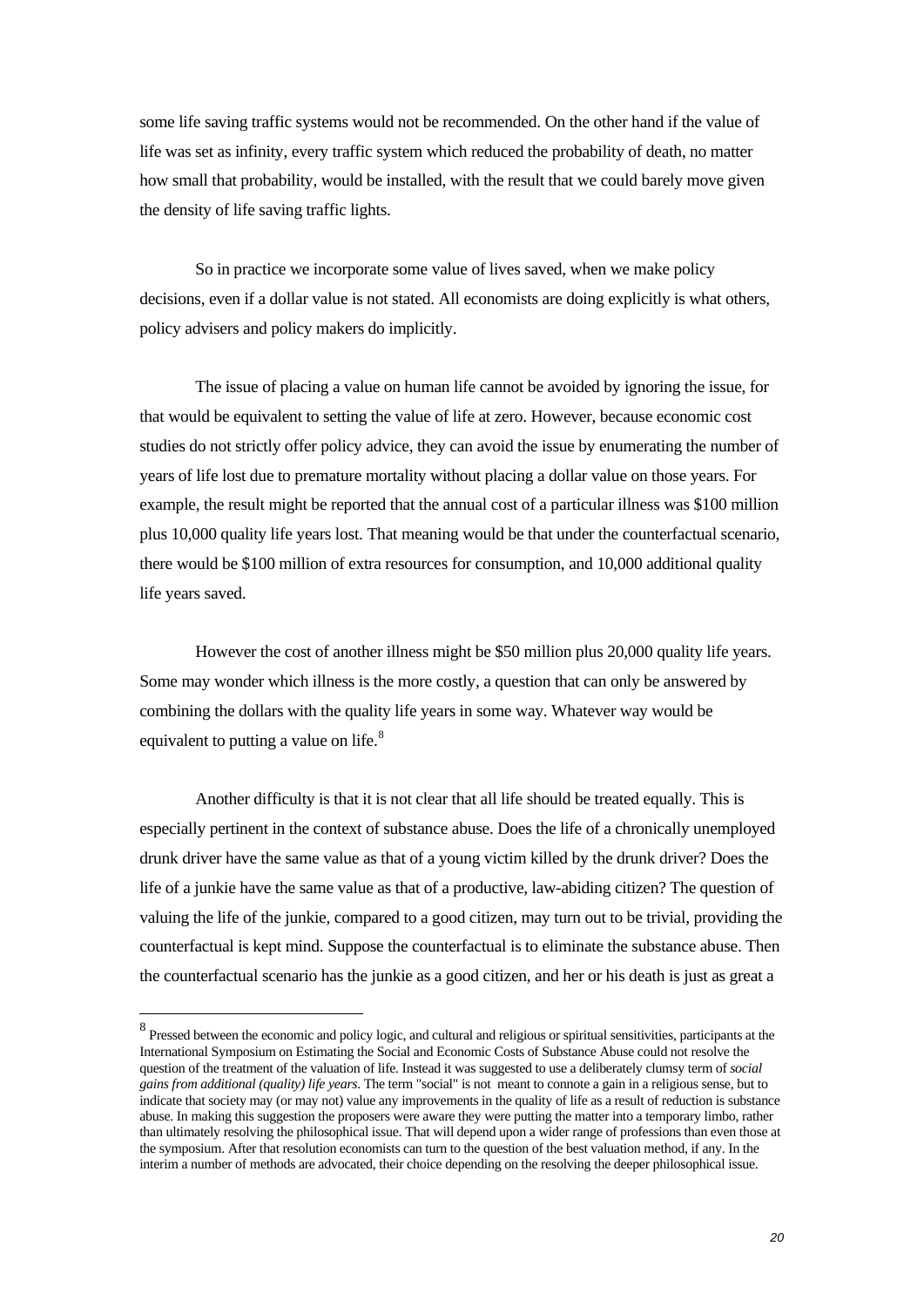some life saving traffic systems would not be recommended. On the other hand if the value of life was set as infinity, every traffic system which reduced the probability of death, no matter how small that probability, would be installed, with the result that we could barely move given the density of life saving traffic lights.

So in practice we incorporate some value of lives saved, when we make policy decisions, even if a dollar value is not stated. All economists are doing explicitly is what others, policy advisers and policy makers do implicitly.

The issue of placing a value on human life cannot be avoided by ignoring the issue, for that would be equivalent to setting the value of life at zero. However, because economic cost studies do not strictly offer policy advice, they can avoid the issue by enumerating the number of years of life lost due to premature mortality without placing a dollar value on those years. For example, the result might be reported that the annual cost of a particular illness was $100 million plus 10,000 quality life years lost. That meaning would be that under the counterfactual scenario, there would be $100 million of extra resources for consumption, and 10,000 additional quality life years saved.

However the cost of another illness might be $50 million plus 20,000 quality life years. Some may wonder which illness is the more costly, a question that can only be answered by combining the dollars with the quality life years in some way. Whatever way would be equivalent to putting a value on life.[8]

Another difficulty is that it is not clear that all life should be treated equally. This is especially pertinent in the context of substance abuse. Does the life of a chronically unemployed drunk driver have the same value as that of a young victim killed by the drunk driver? Does the life of a junkie have the same value as that of a productive, law-abiding citizen? The question of valuing the life of the junkie, compared to a good citizen, may turn out to be trivial, providing the counterfactual is kept mind. Suppose the counterfactual is to eliminate the substance abuse. Then the counterfactual scenario has the junkie as a good citizen, and her or his death is just as great a

---

[8] Pressed between the economic and policy logic, and cultural and religious or spiritual sensitivities, participants at the International Symposium on Estimating the Social and Economic Costs of Substance Abuse could not resolve the question of the treatment of the valuation of life. Instead it was suggested to use a deliberately clumsy term of *social gains from additional (quality) life years*. The term "social" is not meant to connote a gain in a religious sense, but to indicate that society may (or may not) value any improvements in the quality of life as a result of reduction is substance abuse. In making this suggestion the proposers were aware they were putting the matter into a temporary limbo, rather than ultimately resolving the philosophical issue. That will depend upon a wider range of professions than even those at the symposium. After that resolution economists can turn to the question of the best valuation method, if any. In the interim a number of methods are advocated, their choice depending on the resolving the deeper philosophical issue.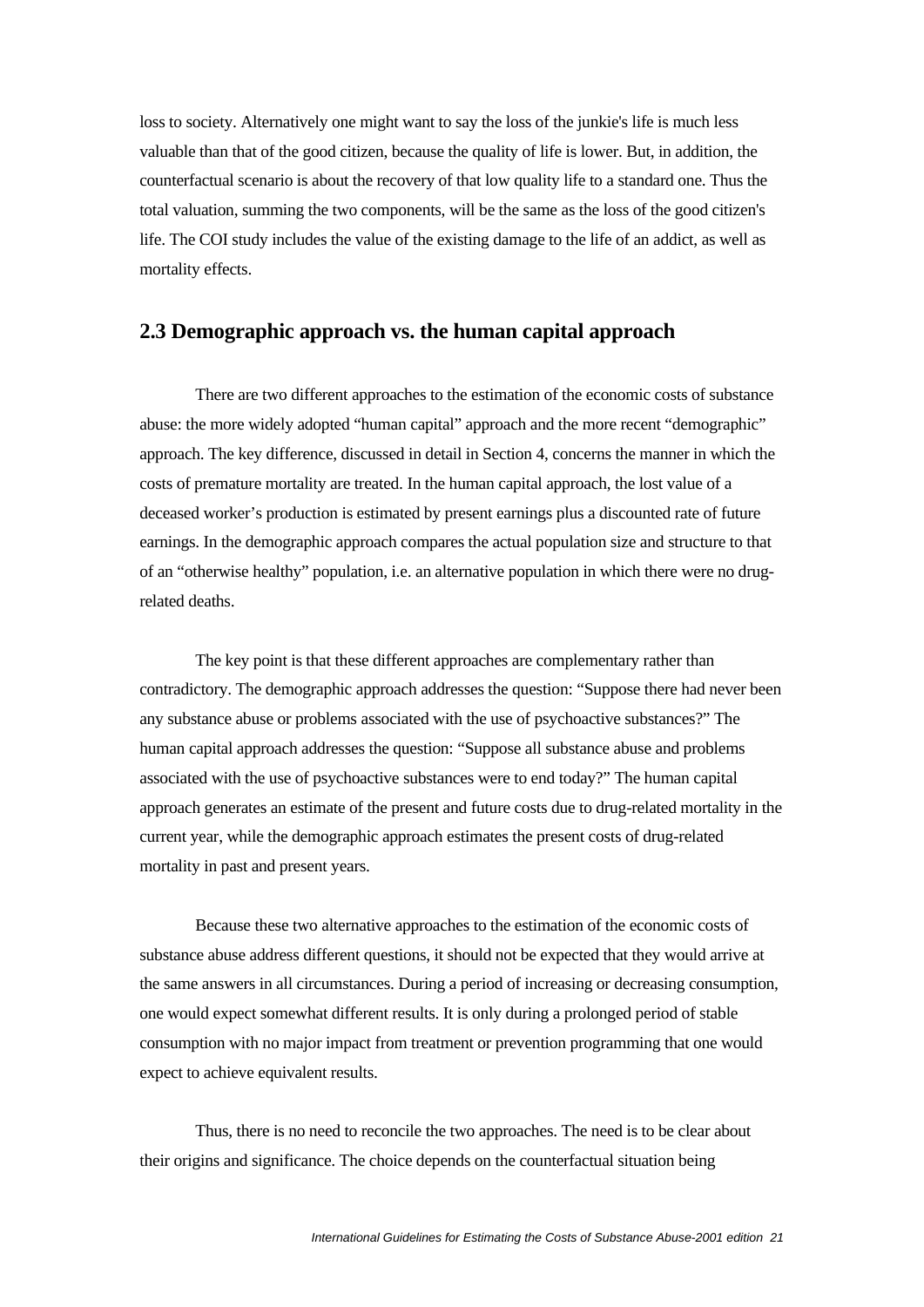loss to society. Alternatively one might want to say the loss of the junkie's life is much less valuable than that of the good citizen, because the quality of life is lower. But, in addition, the counterfactual scenario is about the recovery of that low quality life to a standard one. Thus the total valuation, summing the two components, will be the same as the loss of the good citizen's life. The COI study includes the value of the existing damage to the life of an addict, as well as mortality effects.

## 2.3 Demographic approach vs. the human capital approach

There are two different approaches to the estimation of the economic costs of substance abuse: the more widely adopted "human capital" approach and the more recent "demographic" approach. The key difference, discussed in detail in Section 4, concerns the manner in which the costs of premature mortality are treated. In the human capital approach, the lost value of a deceased worker's production is estimated by present earnings plus a discounted rate of future earnings. In the demographic approach compares the actual population size and structure to that of an "otherwise healthy" population, i.e. an alternative population in which there were no drug-related deaths.

The key point is that these different approaches are complementary rather than contradictory. The demographic approach addresses the question: "Suppose there had never been any substance abuse or problems associated with the use of psychoactive substances?" The human capital approach addresses the question: "Suppose all substance abuse and problems associated with the use of psychoactive substances were to end today?" The human capital approach generates an estimate of the present and future costs due to drug-related mortality in the current year, while the demographic approach estimates the present costs of drug-related mortality in past and present years.

Because these two alternative approaches to the estimation of the economic costs of substance abuse address different questions, it should not be expected that they would arrive at the same answers in all circumstances. During a period of increasing or decreasing consumption, one would expect somewhat different results. It is only during a prolonged period of stable consumption with no major impact from treatment or prevention programming that one would expect to achieve equivalent results.

Thus, there is no need to reconcile the two approaches. The need is to be clear about their origins and significance. The choice depends on the counterfactual situation being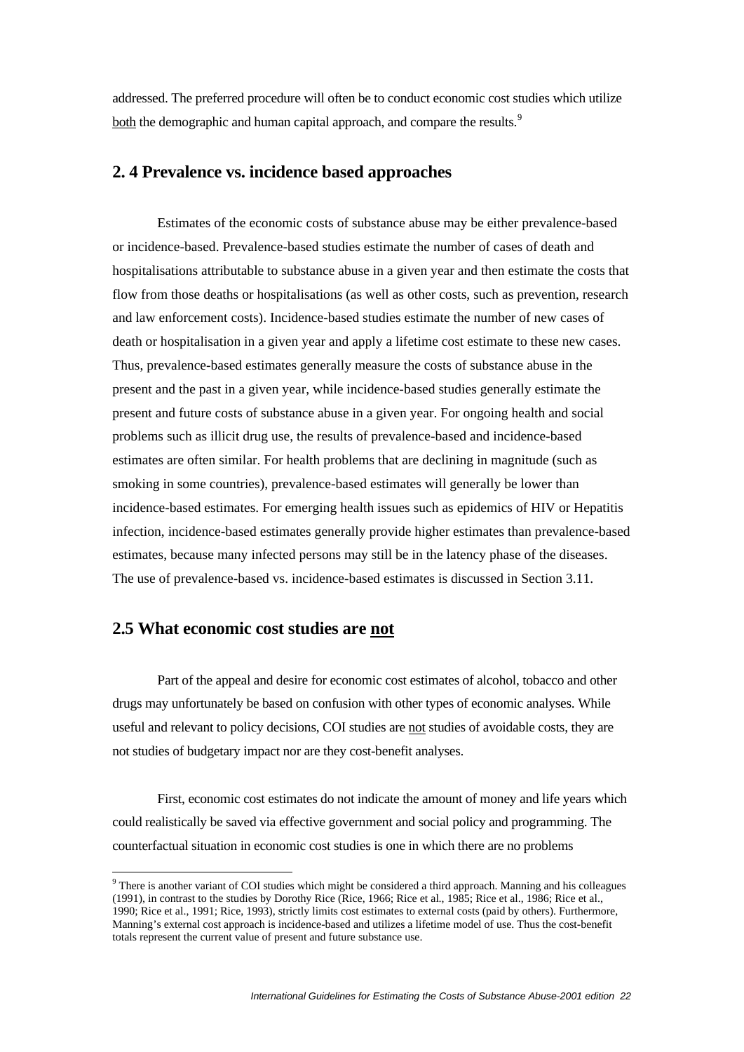addressed. The preferred procedure will often be to conduct economic cost studies which utilize both the demographic and human capital approach, and compare the results.[9]

## 2. 4 Prevalence vs. incidence based approaches

Estimates of the economic costs of substance abuse may be either prevalence-based or incidence-based. Prevalence-based studies estimate the number of cases of death and hospitalisations attributable to substance abuse in a given year and then estimate the costs that flow from those deaths or hospitalisations (as well as other costs, such as prevention, research and law enforcement costs). Incidence-based studies estimate the number of new cases of death or hospitalisation in a given year and apply a lifetime cost estimate to these new cases. Thus, prevalence-based estimates generally measure the costs of substance abuse in the present and the past in a given year, while incidence-based studies generally estimate the present and future costs of substance abuse in a given year. For ongoing health and social problems such as illicit drug use, the results of prevalence-based and incidence-based estimates are often similar. For health problems that are declining in magnitude (such as smoking in some countries), prevalence-based estimates will generally be lower than incidence-based estimates. For emerging health issues such as epidemics of HIV or Hepatitis infection, incidence-based estimates generally provide higher estimates than prevalence-based estimates, because many infected persons may still be in the latency phase of the diseases. The use of prevalence-based vs. incidence-based estimates is discussed in Section 3.11.

## 2.5 What economic cost studies are not

Part of the appeal and desire for economic cost estimates of alcohol, tobacco and other drugs may unfortunately be based on confusion with other types of economic analyses. While useful and relevant to policy decisions, COI studies are not studies of avoidable costs, they are not studies of budgetary impact nor are they cost-benefit analyses.

First, economic cost estimates do not indicate the amount of money and life years which could realistically be saved via effective government and social policy and programming. The counterfactual situation in economic cost studies is one in which there are no problems

[9] There is another variant of COI studies which might be considered a third approach. Manning and his colleagues (1991), in contrast to the studies by Dorothy Rice (Rice, 1966; Rice et al., 1985; Rice et al., 1986; Rice et al., 1990; Rice et al., 1991; Rice, 1993), strictly limits cost estimates to external costs (paid by others). Furthermore, Manning's external cost approach is incidence-based and utilizes a lifetime model of use. Thus the cost-benefit totals represent the current value of present and future substance use.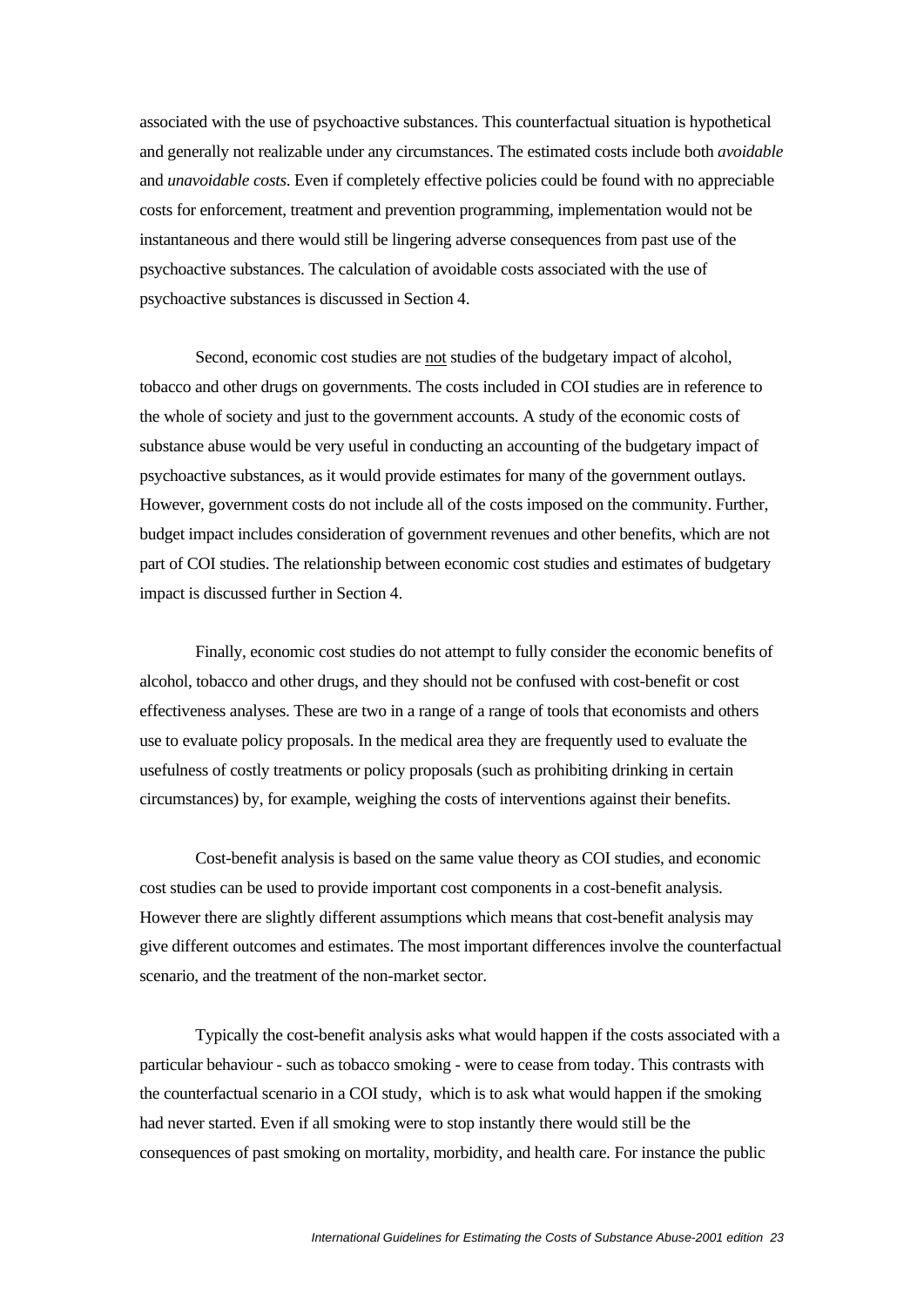associated with the use of psychoactive substances. This counterfactual situation is hypothetical and generally not realizable under any circumstances. The estimated costs include both *avoidable* and *unavoidable costs*. Even if completely effective policies could be found with no appreciable costs for enforcement, treatment and prevention programming, implementation would not be instantaneous and there would still be lingering adverse consequences from past use of the psychoactive substances. The calculation of avoidable costs associated with the use of psychoactive substances is discussed in Section 4.

Second, economic cost studies are <u>not</u> studies of the budgetary impact of alcohol, tobacco and other drugs on governments. The costs included in COI studies are in reference to the whole of society and just to the government accounts. A study of the economic costs of substance abuse would be very useful in conducting an accounting of the budgetary impact of psychoactive substances, as it would provide estimates for many of the government outlays. However, government costs do not include all of the costs imposed on the community. Further, budget impact includes consideration of government revenues and other benefits, which are not part of COI studies. The relationship between economic cost studies and estimates of budgetary impact is discussed further in Section 4.

Finally, economic cost studies do not attempt to fully consider the economic benefits of alcohol, tobacco and other drugs, and they should not be confused with cost-benefit or cost effectiveness analyses. These are two in a range of a range of tools that economists and others use to evaluate policy proposals. In the medical area they are frequently used to evaluate the usefulness of costly treatments or policy proposals (such as prohibiting drinking in certain circumstances) by, for example, weighing the costs of interventions against their benefits.

Cost-benefit analysis is based on the same value theory as COI studies, and economic cost studies can be used to provide important cost components in a cost-benefit analysis. However there are slightly different assumptions which means that cost-benefit analysis may give different outcomes and estimates. The most important differences involve the counterfactual scenario, and the treatment of the non-market sector.

Typically the cost-benefit analysis asks what would happen if the costs associated with a particular behaviour - such as tobacco smoking - were to cease from today. This contrasts with the counterfactual scenario in a COI study, which is to ask what would happen if the smoking had never started. Even if all smoking were to stop instantly there would still be the consequences of past smoking on mortality, morbidity, and health care. For instance the public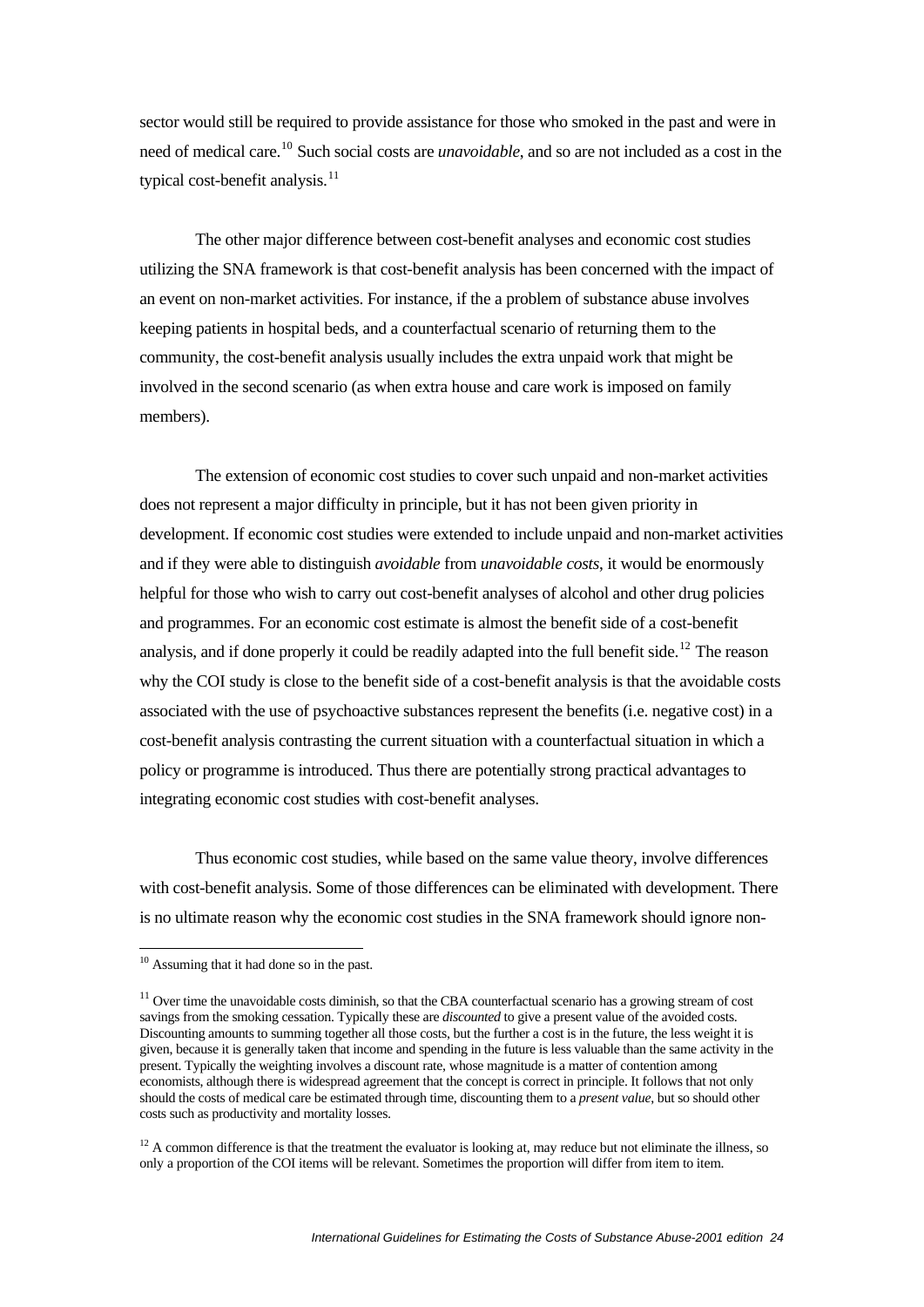sector would still be required to provide assistance for those who smoked in the past and were in need of medical care.[10] Such social costs are *unavoidable*, and so are not included as a cost in the typical cost-benefit analysis.[11]

The other major difference between cost-benefit analyses and economic cost studies utilizing the SNA framework is that cost-benefit analysis has been concerned with the impact of an event on non-market activities. For instance, if the a problem of substance abuse involves keeping patients in hospital beds, and a counterfactual scenario of returning them to the community, the cost-benefit analysis usually includes the extra unpaid work that might be involved in the second scenario (as when extra house and care work is imposed on family members).

The extension of economic cost studies to cover such unpaid and non-market activities does not represent a major difficulty in principle, but it has not been given priority in development. If economic cost studies were extended to include unpaid and non-market activities and if they were able to distinguish *avoidable* from *unavoidable costs*, it would be enormously helpful for those who wish to carry out cost-benefit analyses of alcohol and other drug policies and programmes. For an economic cost estimate is almost the benefit side of a cost-benefit analysis, and if done properly it could be readily adapted into the full benefit side.[12] The reason why the COI study is close to the benefit side of a cost-benefit analysis is that the avoidable costs associated with the use of psychoactive substances represent the benefits (i.e. negative cost) in a cost-benefit analysis contrasting the current situation with a counterfactual situation in which a policy or programme is introduced. Thus there are potentially strong practical advantages to integrating economic cost studies with cost-benefit analyses.

Thus economic cost studies, while based on the same value theory, involve differences with cost-benefit analysis. Some of those differences can be eliminated with development. There is no ultimate reason why the economic cost studies in the SNA framework should ignore non-

---

[10] Assuming that it had done so in the past.

[11] Over time the unavoidable costs diminish, so that the CBA counterfactual scenario has a growing stream of cost savings from the smoking cessation. Typically these are *discounted* to give a present value of the avoided costs. Discounting amounts to summing together all those costs, but the further a cost is in the future, the less weight it is given, because it is generally taken that income and spending in the future is less valuable than the same activity in the present. Typically the weighting involves a discount rate, whose magnitude is a matter of contention among economists, although there is widespread agreement that the concept is correct in principle. It follows that not only should the costs of medical care be estimated through time, discounting them to a *present value*, but so should other costs such as productivity and mortality losses.

[12] A common difference is that the treatment the evaluator is looking at, may reduce but not eliminate the illness, so only a proportion of the COI items will be relevant. Sometimes the proportion will differ from item to item.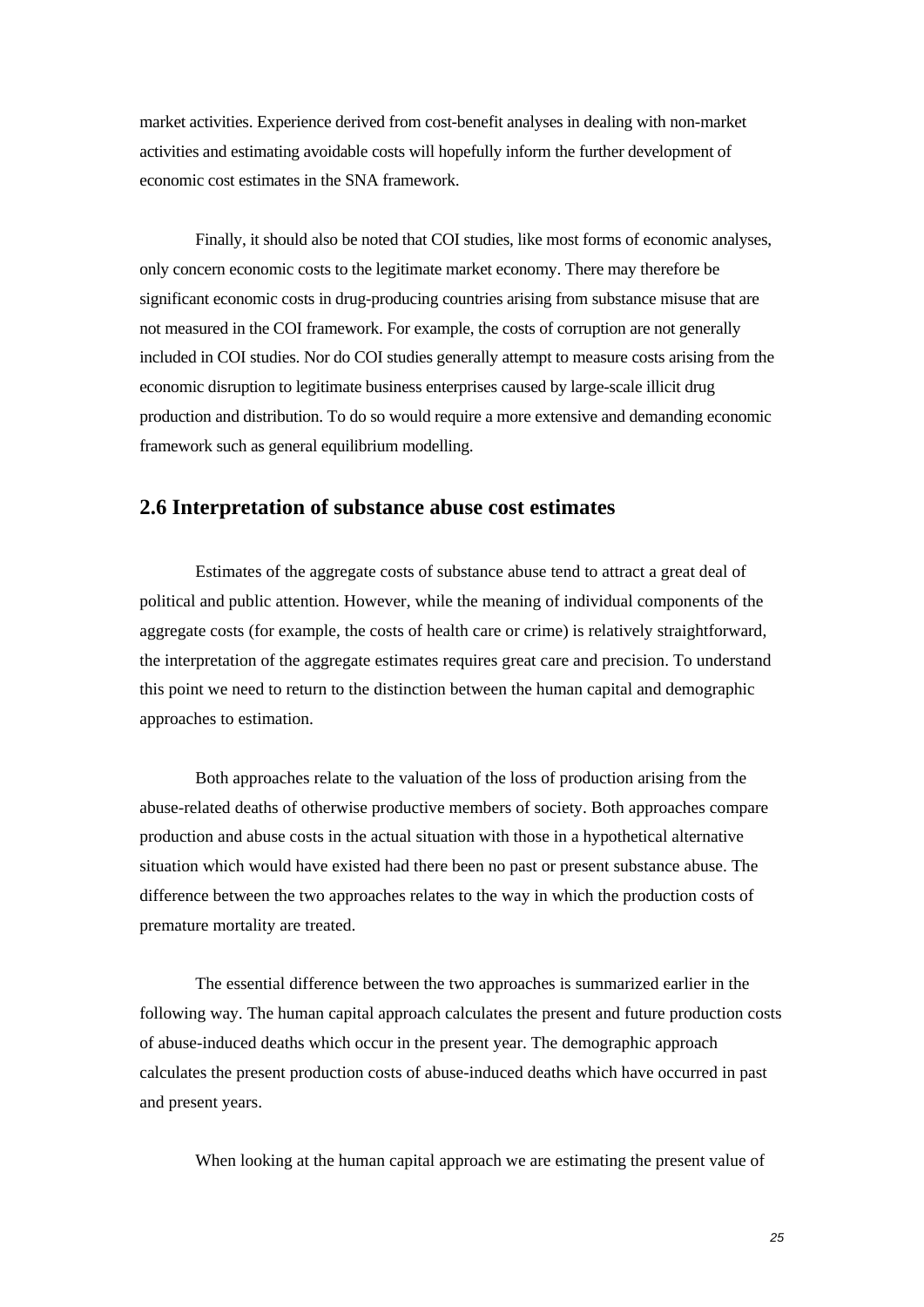market activities. Experience derived from cost-benefit analyses in dealing with non-market activities and estimating avoidable costs will hopefully inform the further development of economic cost estimates in the SNA framework.

Finally, it should also be noted that COI studies, like most forms of economic analyses, only concern economic costs to the legitimate market economy. There may therefore be significant economic costs in drug-producing countries arising from substance misuse that are not measured in the COI framework. For example, the costs of corruption are not generally included in COI studies. Nor do COI studies generally attempt to measure costs arising from the economic disruption to legitimate business enterprises caused by large-scale illicit drug production and distribution. To do so would require a more extensive and demanding economic framework such as general equilibrium modelling.

## 2.6 Interpretation of substance abuse cost estimates

Estimates of the aggregate costs of substance abuse tend to attract a great deal of political and public attention. However, while the meaning of individual components of the aggregate costs (for example, the costs of health care or crime) is relatively straightforward, the interpretation of the aggregate estimates requires great care and precision. To understand this point we need to return to the distinction between the human capital and demographic approaches to estimation.

Both approaches relate to the valuation of the loss of production arising from the abuse-related deaths of otherwise productive members of society. Both approaches compare production and abuse costs in the actual situation with those in a hypothetical alternative situation which would have existed had there been no past or present substance abuse. The difference between the two approaches relates to the way in which the production costs of premature mortality are treated.

The essential difference between the two approaches is summarized earlier in the following way. The human capital approach calculates the present and future production costs of abuse-induced deaths which occur in the present year. The demographic approach calculates the present production costs of abuse-induced deaths which have occurred in past and present years.

When looking at the human capital approach we are estimating the present value of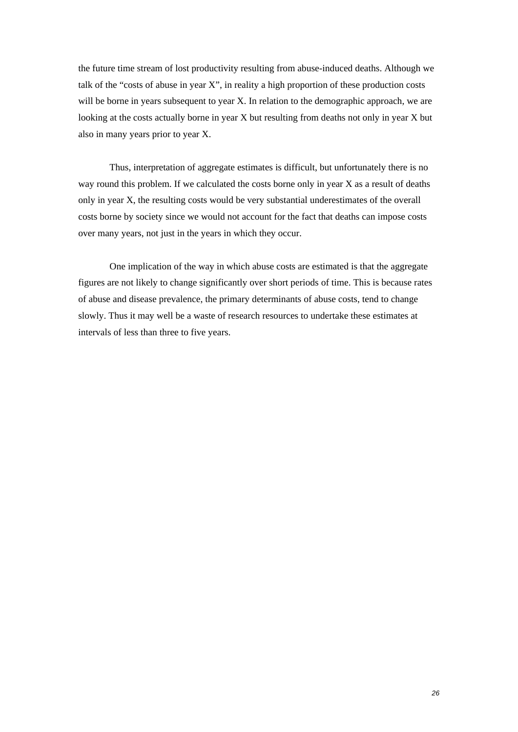the future time stream of lost productivity resulting from abuse-induced deaths. Although we talk of the "costs of abuse in year X", in reality a high proportion of these production costs will be borne in years subsequent to year X. In relation to the demographic approach, we are looking at the costs actually borne in year X but resulting from deaths not only in year X but also in many years prior to year X.

Thus, interpretation of aggregate estimates is difficult, but unfortunately there is no way round this problem. If we calculated the costs borne only in year X as a result of deaths only in year X, the resulting costs would be very substantial underestimates of the overall costs borne by society since we would not account for the fact that deaths can impose costs over many years, not just in the years in which they occur.

One implication of the way in which abuse costs are estimated is that the aggregate figures are not likely to change significantly over short periods of time. This is because rates of abuse and disease prevalence, the primary determinants of abuse costs, tend to change slowly. Thus it may well be a waste of research resources to undertake these estimates at intervals of less than three to five years.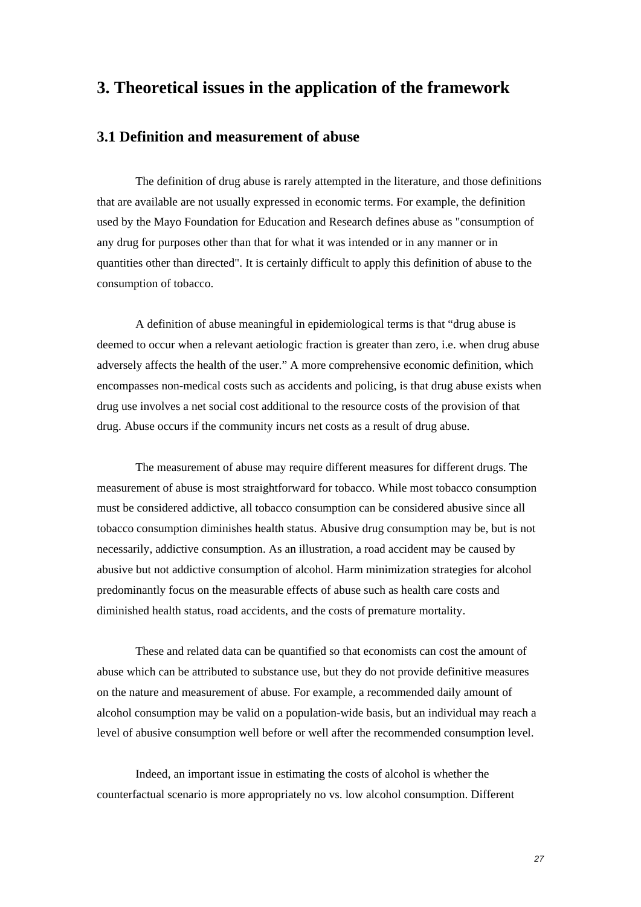# 3. Theoretical issues in the application of the framework

## 3.1 Definition and measurement of abuse

The definition of drug abuse is rarely attempted in the literature, and those definitions that are available are not usually expressed in economic terms. For example, the definition used by the Mayo Foundation for Education and Research defines abuse as "consumption of any drug for purposes other than that for what it was intended or in any manner or in quantities other than directed". It is certainly difficult to apply this definition of abuse to the consumption of tobacco.

A definition of abuse meaningful in epidemiological terms is that "drug abuse is deemed to occur when a relevant aetiologic fraction is greater than zero, i.e. when drug abuse adversely affects the health of the user." A more comprehensive economic definition, which encompasses non-medical costs such as accidents and policing, is that drug abuse exists when drug use involves a net social cost additional to the resource costs of the provision of that drug. Abuse occurs if the community incurs net costs as a result of drug abuse.

The measurement of abuse may require different measures for different drugs. The measurement of abuse is most straightforward for tobacco. While most tobacco consumption must be considered addictive, all tobacco consumption can be considered abusive since all tobacco consumption diminishes health status. Abusive drug consumption may be, but is not necessarily, addictive consumption. As an illustration, a road accident may be caused by abusive but not addictive consumption of alcohol. Harm minimization strategies for alcohol predominantly focus on the measurable effects of abuse such as health care costs and diminished health status, road accidents, and the costs of premature mortality.

These and related data can be quantified so that economists can cost the amount of abuse which can be attributed to substance use, but they do not provide definitive measures on the nature and measurement of abuse. For example, a recommended daily amount of alcohol consumption may be valid on a population-wide basis, but an individual may reach a level of abusive consumption well before or well after the recommended consumption level.

Indeed, an important issue in estimating the costs of alcohol is whether the counterfactual scenario is more appropriately no vs. low alcohol consumption. Different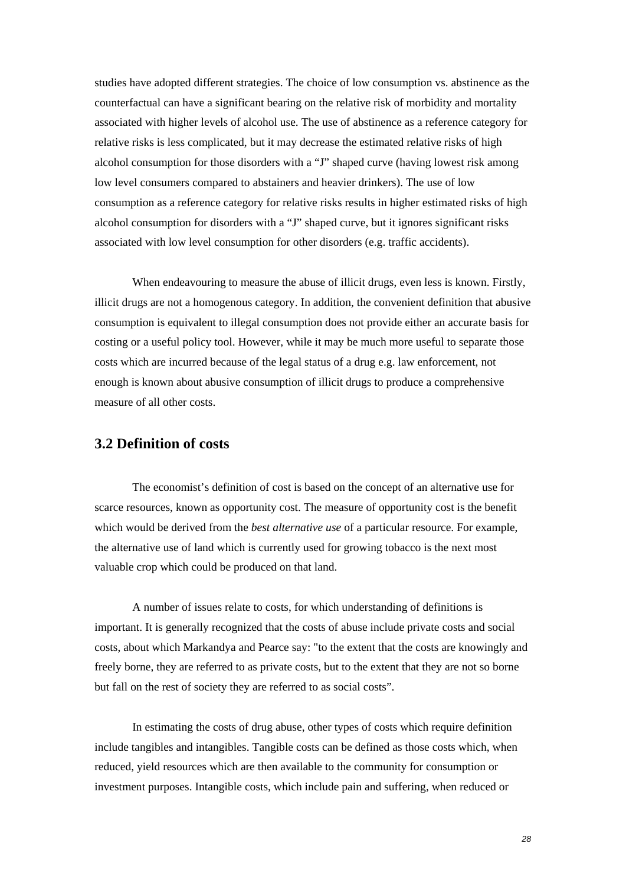studies have adopted different strategies. The choice of low consumption vs. abstinence as the counterfactual can have a significant bearing on the relative risk of morbidity and mortality associated with higher levels of alcohol use. The use of abstinence as a reference category for relative risks is less complicated, but it may decrease the estimated relative risks of high alcohol consumption for those disorders with a "J" shaped curve (having lowest risk among low level consumers compared to abstainers and heavier drinkers). The use of low consumption as a reference category for relative risks results in higher estimated risks of high alcohol consumption for disorders with a "J" shaped curve, but it ignores significant risks associated with low level consumption for other disorders (e.g. traffic accidents).

When endeavouring to measure the abuse of illicit drugs, even less is known. Firstly, illicit drugs are not a homogenous category. In addition, the convenient definition that abusive consumption is equivalent to illegal consumption does not provide either an accurate basis for costing or a useful policy tool. However, while it may be much more useful to separate those costs which are incurred because of the legal status of a drug e.g. law enforcement, not enough is known about abusive consumption of illicit drugs to produce a comprehensive measure of all other costs.

## 3.2 Definition of costs

The economist's definition of cost is based on the concept of an alternative use for scarce resources, known as opportunity cost. The measure of opportunity cost is the benefit which would be derived from the *best alternative use* of a particular resource. For example, the alternative use of land which is currently used for growing tobacco is the next most valuable crop which could be produced on that land.

A number of issues relate to costs, for which understanding of definitions is important. It is generally recognized that the costs of abuse include private costs and social costs, about which Markandya and Pearce say: "to the extent that the costs are knowingly and freely borne, they are referred to as private costs, but to the extent that they are not so borne but fall on the rest of society they are referred to as social costs".

In estimating the costs of drug abuse, other types of costs which require definition include tangibles and intangibles. Tangible costs can be defined as those costs which, when reduced, yield resources which are then available to the community for consumption or investment purposes. Intangible costs, which include pain and suffering, when reduced or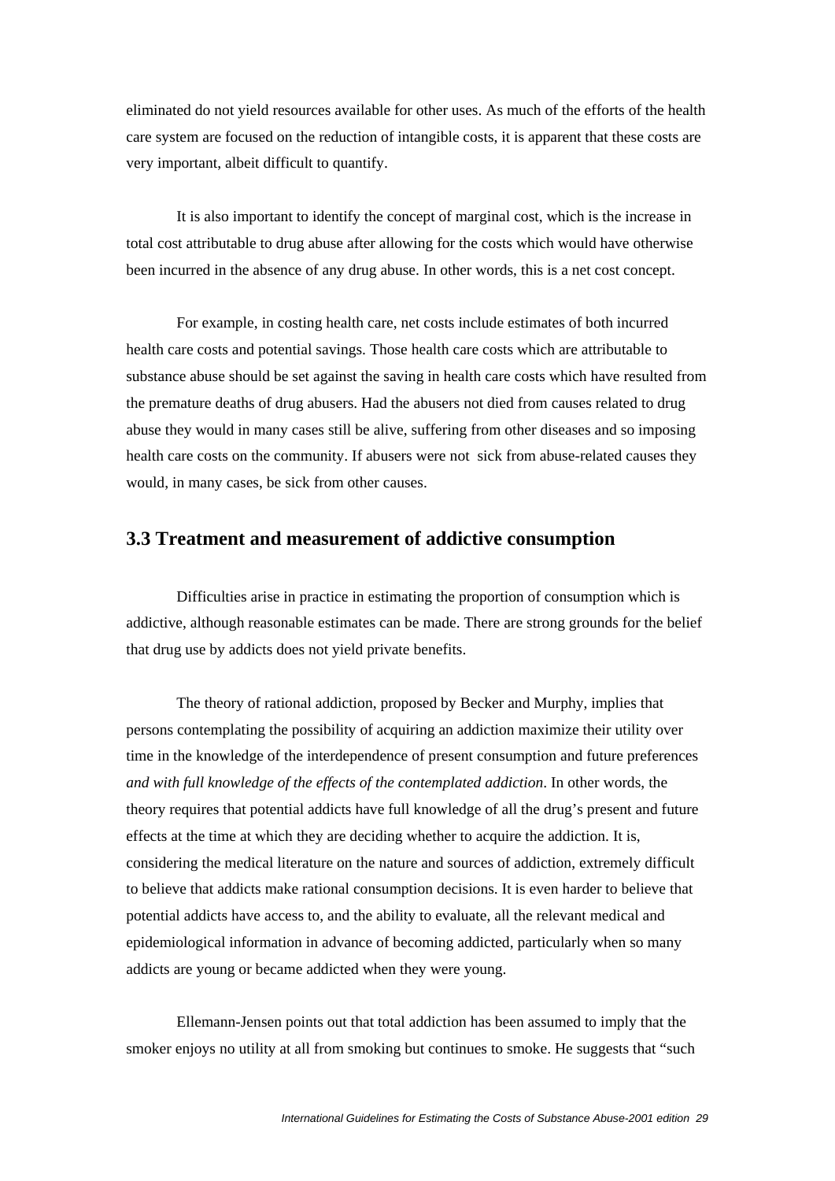eliminated do not yield resources available for other uses. As much of the efforts of the health care system are focused on the reduction of intangible costs, it is apparent that these costs are very important, albeit difficult to quantify.

It is also important to identify the concept of marginal cost, which is the increase in total cost attributable to drug abuse after allowing for the costs which would have otherwise been incurred in the absence of any drug abuse. In other words, this is a net cost concept.

For example, in costing health care, net costs include estimates of both incurred health care costs and potential savings. Those health care costs which are attributable to substance abuse should be set against the saving in health care costs which have resulted from the premature deaths of drug abusers. Had the abusers not died from causes related to drug abuse they would in many cases still be alive, suffering from other diseases and so imposing health care costs on the community. If abusers were not sick from abuse-related causes they would, in many cases, be sick from other causes.

## 3.3 Treatment and measurement of addictive consumption

Difficulties arise in practice in estimating the proportion of consumption which is addictive, although reasonable estimates can be made. There are strong grounds for the belief that drug use by addicts does not yield private benefits.

The theory of rational addiction, proposed by Becker and Murphy, implies that persons contemplating the possibility of acquiring an addiction maximize their utility over time in the knowledge of the interdependence of present consumption and future preferences *and with full knowledge of the effects of the contemplated addiction*. In other words, the theory requires that potential addicts have full knowledge of all the drug's present and future effects at the time at which they are deciding whether to acquire the addiction. It is, considering the medical literature on the nature and sources of addiction, extremely difficult to believe that addicts make rational consumption decisions. It is even harder to believe that potential addicts have access to, and the ability to evaluate, all the relevant medical and epidemiological information in advance of becoming addicted, particularly when so many addicts are young or became addicted when they were young.

Ellemann-Jensen points out that total addiction has been assumed to imply that the smoker enjoys no utility at all from smoking but continues to smoke. He suggests that "such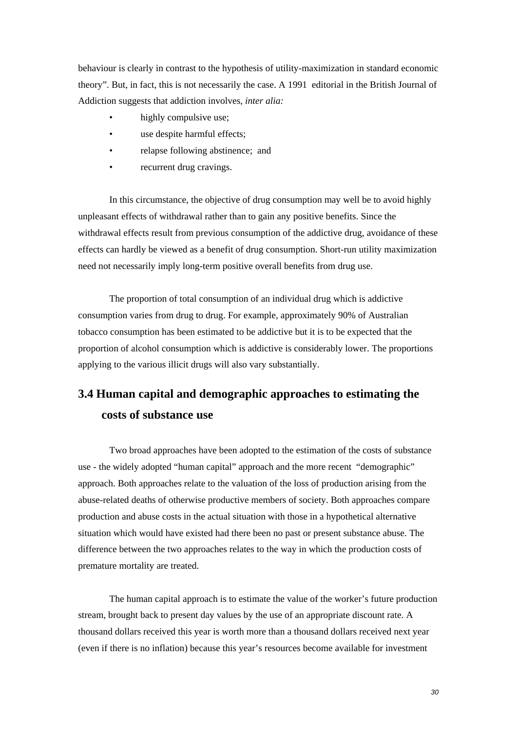behaviour is clearly in contrast to the hypothesis of utility-maximization in standard economic theory". But, in fact, this is not necessarily the case. A 1991 editorial in the British Journal of Addiction suggests that addiction involves, *inter alia:*

- highly compulsive use;
- use despite harmful effects;
- relapse following abstinence; and
- recurrent drug cravings.

In this circumstance, the objective of drug consumption may well be to avoid highly unpleasant effects of withdrawal rather than to gain any positive benefits. Since the withdrawal effects result from previous consumption of the addictive drug, avoidance of these effects can hardly be viewed as a benefit of drug consumption. Short-run utility maximization need not necessarily imply long-term positive overall benefits from drug use.

The proportion of total consumption of an individual drug which is addictive consumption varies from drug to drug. For example, approximately 90% of Australian tobacco consumption has been estimated to be addictive but it is to be expected that the proportion of alcohol consumption which is addictive is considerably lower. The proportions applying to the various illicit drugs will also vary substantially.

## 3.4 Human capital and demographic approaches to estimating the costs of substance use

Two broad approaches have been adopted to the estimation of the costs of substance use - the widely adopted "human capital" approach and the more recent "demographic" approach. Both approaches relate to the valuation of the loss of production arising from the abuse-related deaths of otherwise productive members of society. Both approaches compare production and abuse costs in the actual situation with those in a hypothetical alternative situation which would have existed had there been no past or present substance abuse. The difference between the two approaches relates to the way in which the production costs of premature mortality are treated.

The human capital approach is to estimate the value of the worker's future production stream, brought back to present day values by the use of an appropriate discount rate. A thousand dollars received this year is worth more than a thousand dollars received next year (even if there is no inflation) because this year's resources become available for investment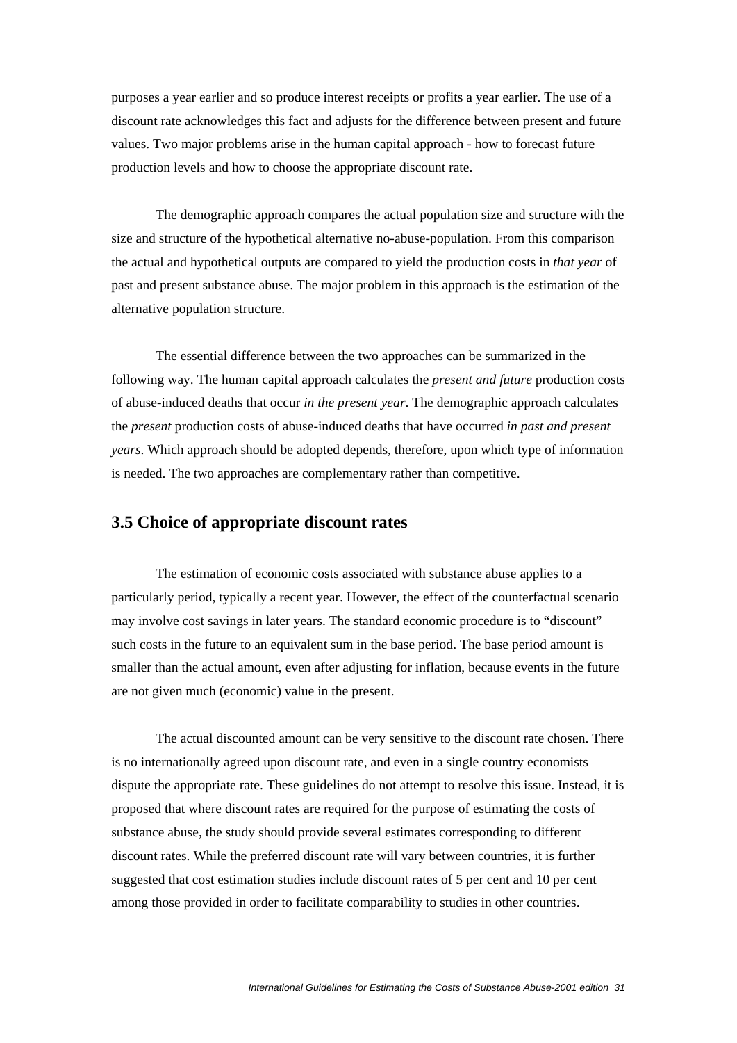purposes a year earlier and so produce interest receipts or profits a year earlier. The use of a discount rate acknowledges this fact and adjusts for the difference between present and future values. Two major problems arise in the human capital approach - how to forecast future production levels and how to choose the appropriate discount rate.

The demographic approach compares the actual population size and structure with the size and structure of the hypothetical alternative no-abuse-population. From this comparison the actual and hypothetical outputs are compared to yield the production costs in *that year* of past and present substance abuse. The major problem in this approach is the estimation of the alternative population structure.

The essential difference between the two approaches can be summarized in the following way. The human capital approach calculates the *present and future* production costs of abuse-induced deaths that occur *in the present year*. The demographic approach calculates the *present* production costs of abuse-induced deaths that have occurred *in past and present years*. Which approach should be adopted depends, therefore, upon which type of information is needed. The two approaches are complementary rather than competitive.

## 3.5 Choice of appropriate discount rates

The estimation of economic costs associated with substance abuse applies to a particularly period, typically a recent year. However, the effect of the counterfactual scenario may involve cost savings in later years. The standard economic procedure is to "discount" such costs in the future to an equivalent sum in the base period. The base period amount is smaller than the actual amount, even after adjusting for inflation, because events in the future are not given much (economic) value in the present.

The actual discounted amount can be very sensitive to the discount rate chosen. There is no internationally agreed upon discount rate, and even in a single country economists dispute the appropriate rate. These guidelines do not attempt to resolve this issue. Instead, it is proposed that where discount rates are required for the purpose of estimating the costs of substance abuse, the study should provide several estimates corresponding to different discount rates. While the preferred discount rate will vary between countries, it is further suggested that cost estimation studies include discount rates of 5 per cent and 10 per cent among those provided in order to facilitate comparability to studies in other countries.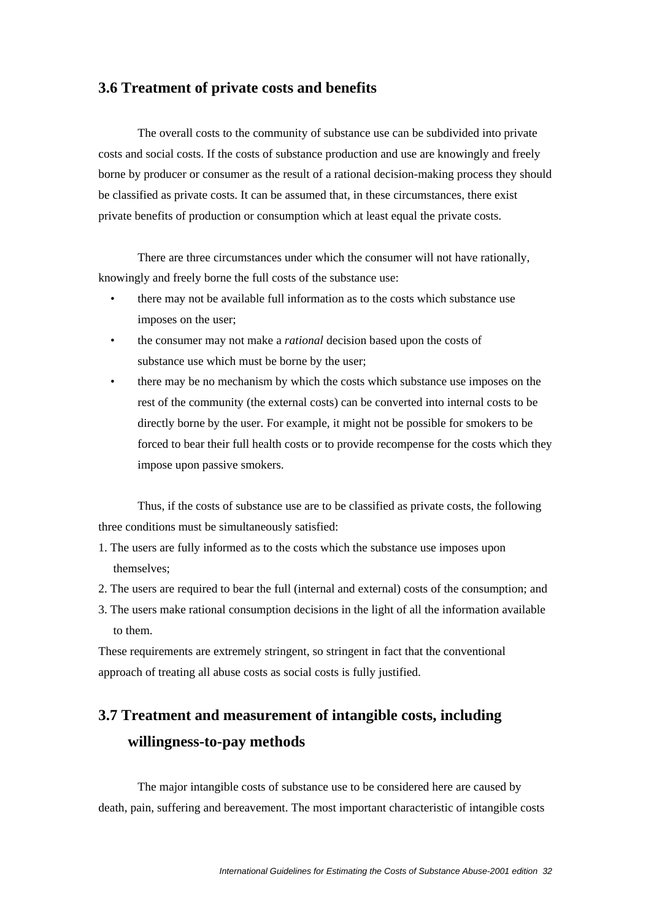## 3.6 Treatment of private costs and benefits

The overall costs to the community of substance use can be subdivided into private costs and social costs. If the costs of substance production and use are knowingly and freely borne by producer or consumer as the result of a rational decision-making process they should be classified as private costs. It can be assumed that, in these circumstances, there exist private benefits of production or consumption which at least equal the private costs.

There are three circumstances under which the consumer will not have rationally, knowingly and freely borne the full costs of the substance use:

- there may not be available full information as to the costs which substance use imposes on the user;
- the consumer may not make a *rational* decision based upon the costs of substance use which must be borne by the user;
- there may be no mechanism by which the costs which substance use imposes on the rest of the community (the external costs) can be converted into internal costs to be directly borne by the user. For example, it might not be possible for smokers to be forced to bear their full health costs or to provide recompense for the costs which they impose upon passive smokers.

Thus, if the costs of substance use are to be classified as private costs, the following three conditions must be simultaneously satisfied:

1. The users are fully informed as to the costs which the substance use imposes upon themselves;
2. The users are required to bear the full (internal and external) costs of the consumption; and
3. The users make rational consumption decisions in the light of all the information available to them.

These requirements are extremely stringent, so stringent in fact that the conventional approach of treating all abuse costs as social costs is fully justified.

## 3.7 Treatment and measurement of intangible costs, including willingness-to-pay methods

The major intangible costs of substance use to be considered here are caused by death, pain, suffering and bereavement. The most important characteristic of intangible costs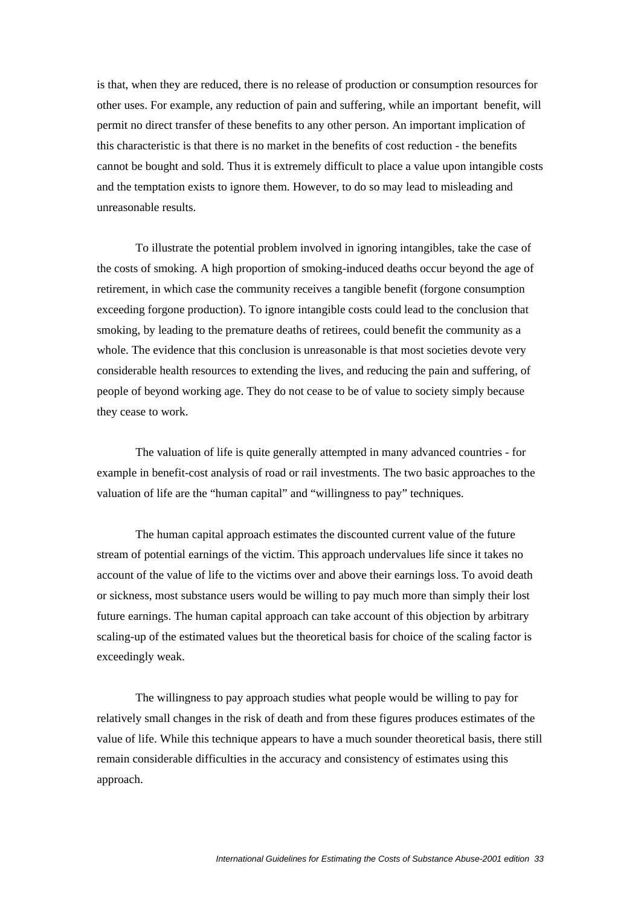is that, when they are reduced, there is no release of production or consumption resources for other uses. For example, any reduction of pain and suffering, while an important benefit, will permit no direct transfer of these benefits to any other person. An important implication of this characteristic is that there is no market in the benefits of cost reduction - the benefits cannot be bought and sold. Thus it is extremely difficult to place a value upon intangible costs and the temptation exists to ignore them. However, to do so may lead to misleading and unreasonable results.

To illustrate the potential problem involved in ignoring intangibles, take the case of the costs of smoking. A high proportion of smoking-induced deaths occur beyond the age of retirement, in which case the community receives a tangible benefit (forgone consumption exceeding forgone production). To ignore intangible costs could lead to the conclusion that smoking, by leading to the premature deaths of retirees, could benefit the community as a whole. The evidence that this conclusion is unreasonable is that most societies devote very considerable health resources to extending the lives, and reducing the pain and suffering, of people of beyond working age. They do not cease to be of value to society simply because they cease to work.

The valuation of life is quite generally attempted in many advanced countries - for example in benefit-cost analysis of road or rail investments. The two basic approaches to the valuation of life are the "human capital" and "willingness to pay" techniques.

The human capital approach estimates the discounted current value of the future stream of potential earnings of the victim. This approach undervalues life since it takes no account of the value of life to the victims over and above their earnings loss. To avoid death or sickness, most substance users would be willing to pay much more than simply their lost future earnings. The human capital approach can take account of this objection by arbitrary scaling-up of the estimated values but the theoretical basis for choice of the scaling factor is exceedingly weak.

The willingness to pay approach studies what people would be willing to pay for relatively small changes in the risk of death and from these figures produces estimates of the value of life. While this technique appears to have a much sounder theoretical basis, there still remain considerable difficulties in the accuracy and consistency of estimates using this approach.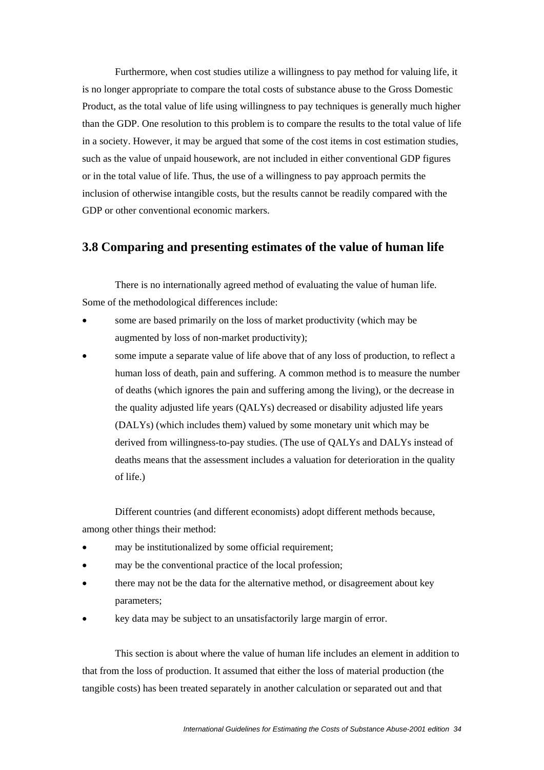Furthermore, when cost studies utilize a willingness to pay method for valuing life, it is no longer appropriate to compare the total costs of substance abuse to the Gross Domestic Product, as the total value of life using willingness to pay techniques is generally much higher than the GDP. One resolution to this problem is to compare the results to the total value of life in a society. However, it may be argued that some of the cost items in cost estimation studies, such as the value of unpaid housework, are not included in either conventional GDP figures or in the total value of life. Thus, the use of a willingness to pay approach permits the inclusion of otherwise intangible costs, but the results cannot be readily compared with the GDP or other conventional economic markers.

## 3.8 Comparing and presenting estimates of the value of human life

There is no internationally agreed method of evaluating the value of human life. Some of the methodological differences include:

- some are based primarily on the loss of market productivity (which may be augmented by loss of non-market productivity);
- some impute a separate value of life above that of any loss of production, to reflect a human loss of death, pain and suffering. A common method is to measure the number of deaths (which ignores the pain and suffering among the living), or the decrease in the quality adjusted life years (QALYs) decreased or disability adjusted life years (DALYs) (which includes them) valued by some monetary unit which may be derived from willingness-to-pay studies. (The use of QALYs and DALYs instead of deaths means that the assessment includes a valuation for deterioration in the quality of life.)

Different countries (and different economists) adopt different methods because, among other things their method:

- may be institutionalized by some official requirement;
- may be the conventional practice of the local profession;
- there may not be the data for the alternative method, or disagreement about key parameters;
- key data may be subject to an unsatisfactorily large margin of error.

This section is about where the value of human life includes an element in addition to that from the loss of production. It assumed that either the loss of material production (the tangible costs) has been treated separately in another calculation or separated out and that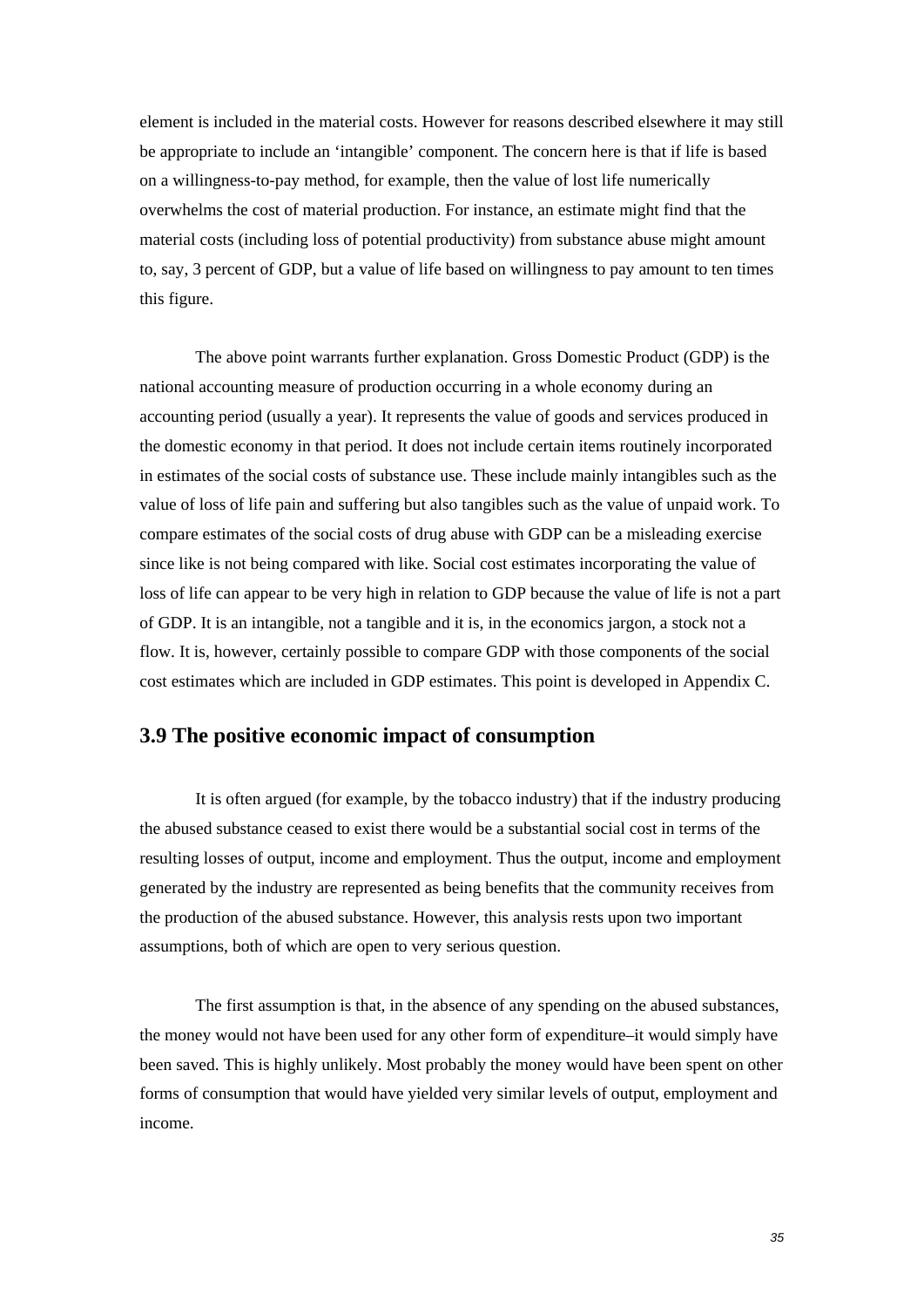element is included in the material costs. However for reasons described elsewhere it may still be appropriate to include an 'intangible' component. The concern here is that if life is based on a willingness-to-pay method, for example, then the value of lost life numerically overwhelms the cost of material production. For instance, an estimate might find that the material costs (including loss of potential productivity) from substance abuse might amount to, say, 3 percent of GDP, but a value of life based on willingness to pay amount to ten times this figure.

The above point warrants further explanation. Gross Domestic Product (GDP) is the national accounting measure of production occurring in a whole economy during an accounting period (usually a year). It represents the value of goods and services produced in the domestic economy in that period. It does not include certain items routinely incorporated in estimates of the social costs of substance use. These include mainly intangibles such as the value of loss of life pain and suffering but also tangibles such as the value of unpaid work. To compare estimates of the social costs of drug abuse with GDP can be a misleading exercise since like is not being compared with like. Social cost estimates incorporating the value of loss of life can appear to be very high in relation to GDP because the value of life is not a part of GDP. It is an intangible, not a tangible and it is, in the economics jargon, a stock not a flow. It is, however, certainly possible to compare GDP with those components of the social cost estimates which are included in GDP estimates. This point is developed in Appendix C.

## 3.9 The positive economic impact of consumption

It is often argued (for example, by the tobacco industry) that if the industry producing the abused substance ceased to exist there would be a substantial social cost in terms of the resulting losses of output, income and employment. Thus the output, income and employment generated by the industry are represented as being benefits that the community receives from the production of the abused substance. However, this analysis rests upon two important assumptions, both of which are open to very serious question.

The first assumption is that, in the absence of any spending on the abused substances, the money would not have been used for any other form of expenditure–it would simply have been saved. This is highly unlikely. Most probably the money would have been spent on other forms of consumption that would have yielded very similar levels of output, employment and income.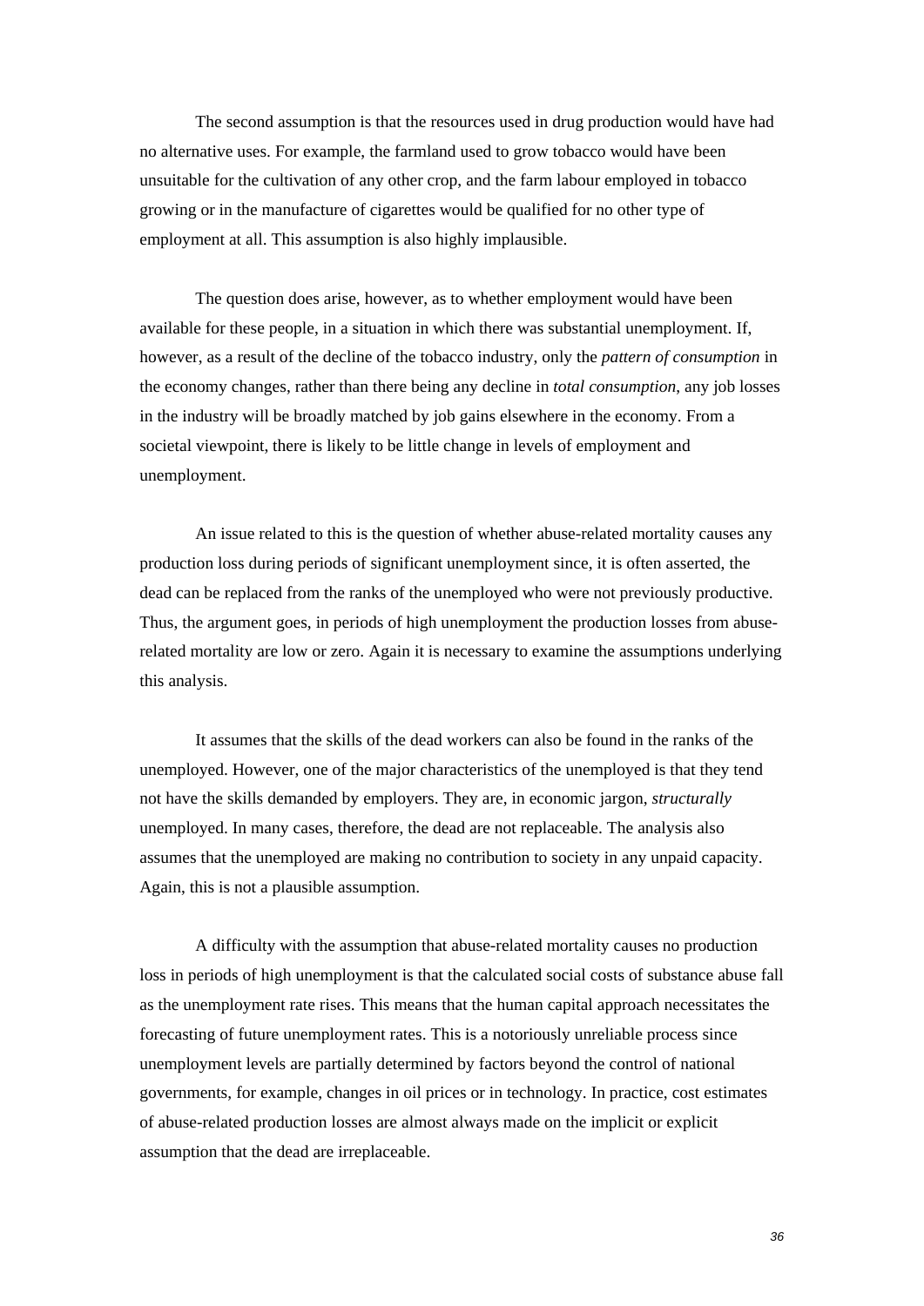The second assumption is that the resources used in drug production would have had no alternative uses. For example, the farmland used to grow tobacco would have been unsuitable for the cultivation of any other crop, and the farm labour employed in tobacco growing or in the manufacture of cigarettes would be qualified for no other type of employment at all. This assumption is also highly implausible.

The question does arise, however, as to whether employment would have been available for these people, in a situation in which there was substantial unemployment. If, however, as a result of the decline of the tobacco industry, only the *pattern of consumption* in the economy changes, rather than there being any decline in *total consumption*, any job losses in the industry will be broadly matched by job gains elsewhere in the economy. From a societal viewpoint, there is likely to be little change in levels of employment and unemployment.

An issue related to this is the question of whether abuse-related mortality causes any production loss during periods of significant unemployment since, it is often asserted, the dead can be replaced from the ranks of the unemployed who were not previously productive. Thus, the argument goes, in periods of high unemployment the production losses from abuse-related mortality are low or zero. Again it is necessary to examine the assumptions underlying this analysis.

It assumes that the skills of the dead workers can also be found in the ranks of the unemployed. However, one of the major characteristics of the unemployed is that they tend not have the skills demanded by employers. They are, in economic jargon, *structurally* unemployed. In many cases, therefore, the dead are not replaceable. The analysis also assumes that the unemployed are making no contribution to society in any unpaid capacity. Again, this is not a plausible assumption.

A difficulty with the assumption that abuse-related mortality causes no production loss in periods of high unemployment is that the calculated social costs of substance abuse fall as the unemployment rate rises. This means that the human capital approach necessitates the forecasting of future unemployment rates. This is a notoriously unreliable process since unemployment levels are partially determined by factors beyond the control of national governments, for example, changes in oil prices or in technology. In practice, cost estimates of abuse-related production losses are almost always made on the implicit or explicit assumption that the dead are irreplaceable.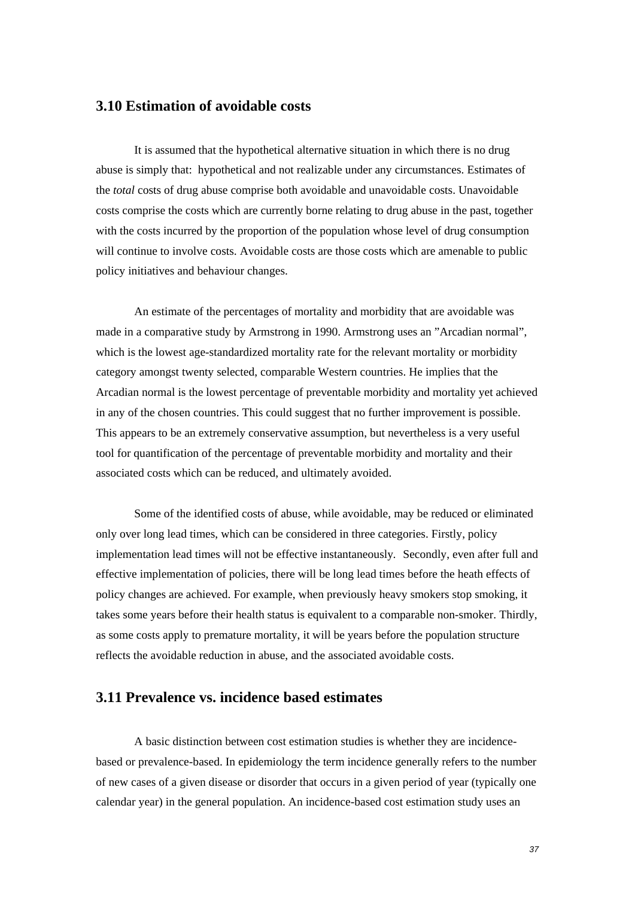## 3.10 Estimation of avoidable costs

It is assumed that the hypothetical alternative situation in which there is no drug abuse is simply that: hypothetical and not realizable under any circumstances. Estimates of the *total* costs of drug abuse comprise both avoidable and unavoidable costs. Unavoidable costs comprise the costs which are currently borne relating to drug abuse in the past, together with the costs incurred by the proportion of the population whose level of drug consumption will continue to involve costs. Avoidable costs are those costs which are amenable to public policy initiatives and behaviour changes.

An estimate of the percentages of mortality and morbidity that are avoidable was made in a comparative study by Armstrong in 1990. Armstrong uses an "Arcadian normal", which is the lowest age-standardized mortality rate for the relevant mortality or morbidity category amongst twenty selected, comparable Western countries. He implies that the Arcadian normal is the lowest percentage of preventable morbidity and mortality yet achieved in any of the chosen countries. This could suggest that no further improvement is possible. This appears to be an extremely conservative assumption, but nevertheless is a very useful tool for quantification of the percentage of preventable morbidity and mortality and their associated costs which can be reduced, and ultimately avoided.

Some of the identified costs of abuse, while avoidable, may be reduced or eliminated only over long lead times, which can be considered in three categories. Firstly, policy implementation lead times will not be effective instantaneously. Secondly, even after full and effective implementation of policies, there will be long lead times before the heath effects of policy changes are achieved. For example, when previously heavy smokers stop smoking, it takes some years before their health status is equivalent to a comparable non-smoker. Thirdly, as some costs apply to premature mortality, it will be years before the population structure reflects the avoidable reduction in abuse, and the associated avoidable costs.

## 3.11 Prevalence vs. incidence based estimates

A basic distinction between cost estimation studies is whether they are incidence-based or prevalence-based. In epidemiology the term incidence generally refers to the number of new cases of a given disease or disorder that occurs in a given period of year (typically one calendar year) in the general population. An incidence-based cost estimation study uses an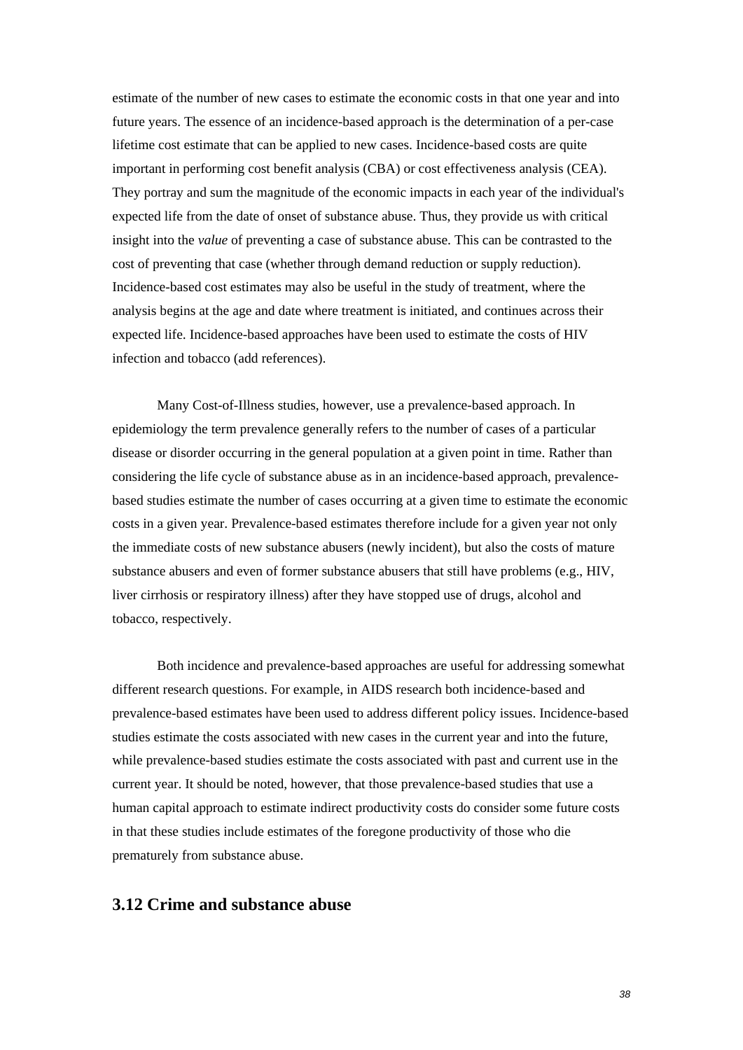estimate of the number of new cases to estimate the economic costs in that one year and into future years. The essence of an incidence-based approach is the determination of a per-case lifetime cost estimate that can be applied to new cases. Incidence-based costs are quite important in performing cost benefit analysis (CBA) or cost effectiveness analysis (CEA). They portray and sum the magnitude of the economic impacts in each year of the individual's expected life from the date of onset of substance abuse. Thus, they provide us with critical insight into the *value* of preventing a case of substance abuse. This can be contrasted to the cost of preventing that case (whether through demand reduction or supply reduction). Incidence-based cost estimates may also be useful in the study of treatment, where the analysis begins at the age and date where treatment is initiated, and continues across their expected life. Incidence-based approaches have been used to estimate the costs of HIV infection and tobacco (add references).

Many Cost-of-Illness studies, however, use a prevalence-based approach. In epidemiology the term prevalence generally refers to the number of cases of a particular disease or disorder occurring in the general population at a given point in time. Rather than considering the life cycle of substance abuse as in an incidence-based approach, prevalence-based studies estimate the number of cases occurring at a given time to estimate the economic costs in a given year. Prevalence-based estimates therefore include for a given year not only the immediate costs of new substance abusers (newly incident), but also the costs of mature substance abusers and even of former substance abusers that still have problems (e.g., HIV, liver cirrhosis or respiratory illness) after they have stopped use of drugs, alcohol and tobacco, respectively.

Both incidence and prevalence-based approaches are useful for addressing somewhat different research questions. For example, in AIDS research both incidence-based and prevalence-based estimates have been used to address different policy issues. Incidence-based studies estimate the costs associated with new cases in the current year and into the future, while prevalence-based studies estimate the costs associated with past and current use in the current year. It should be noted, however, that those prevalence-based studies that use a human capital approach to estimate indirect productivity costs do consider some future costs in that these studies include estimates of the foregone productivity of those who die prematurely from substance abuse.

## 3.12 Crime and substance abuse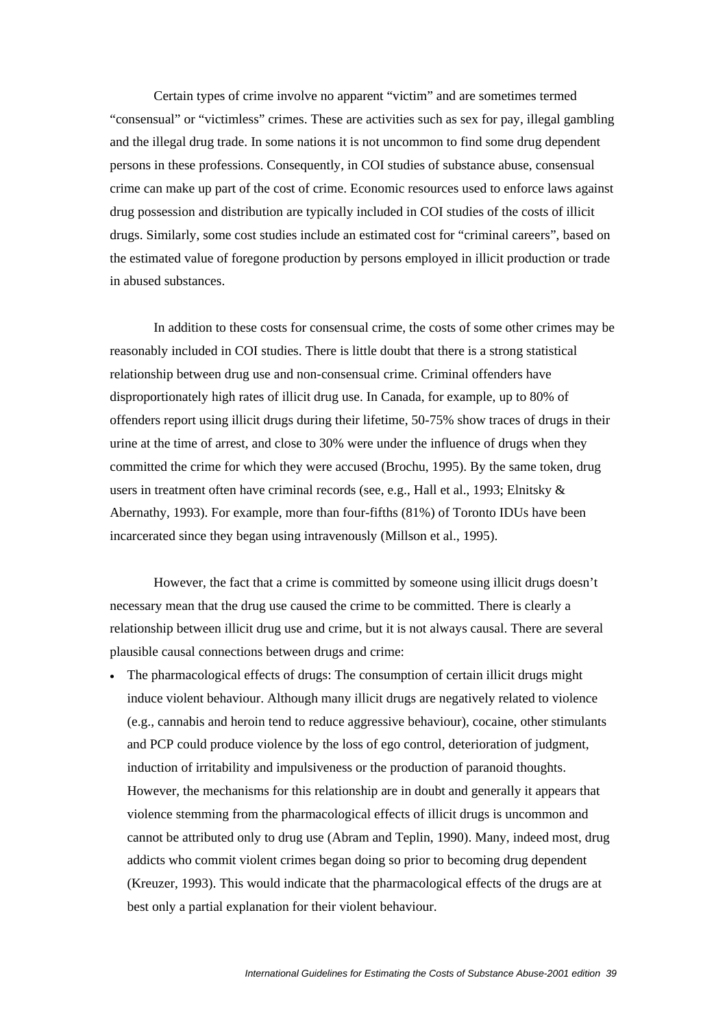Certain types of crime involve no apparent "victim" and are sometimes termed "consensual" or "victimless" crimes. These are activities such as sex for pay, illegal gambling and the illegal drug trade. In some nations it is not uncommon to find some drug dependent persons in these professions. Consequently, in COI studies of substance abuse, consensual crime can make up part of the cost of crime. Economic resources used to enforce laws against drug possession and distribution are typically included in COI studies of the costs of illicit drugs. Similarly, some cost studies include an estimated cost for "criminal careers", based on the estimated value of foregone production by persons employed in illicit production or trade in abused substances.

In addition to these costs for consensual crime, the costs of some other crimes may be reasonably included in COI studies. There is little doubt that there is a strong statistical relationship between drug use and non-consensual crime. Criminal offenders have disproportionately high rates of illicit drug use. In Canada, for example, up to 80% of offenders report using illicit drugs during their lifetime, 50-75% show traces of drugs in their urine at the time of arrest, and close to 30% were under the influence of drugs when they committed the crime for which they were accused (Brochu, 1995). By the same token, drug users in treatment often have criminal records (see, e.g., Hall et al., 1993; Elnitsky & Abernathy, 1993). For example, more than four-fifths (81%) of Toronto IDUs have been incarcerated since they began using intravenously (Millson et al., 1995).

However, the fact that a crime is committed by someone using illicit drugs doesn't necessary mean that the drug use caused the crime to be committed. There is clearly a relationship between illicit drug use and crime, but it is not always causal. There are several plausible causal connections between drugs and crime:

- The pharmacological effects of drugs: The consumption of certain illicit drugs might induce violent behaviour. Although many illicit drugs are negatively related to violence (e.g., cannabis and heroin tend to reduce aggressive behaviour), cocaine, other stimulants and PCP could produce violence by the loss of ego control, deterioration of judgment, induction of irritability and impulsiveness or the production of paranoid thoughts. However, the mechanisms for this relationship are in doubt and generally it appears that violence stemming from the pharmacological effects of illicit drugs is uncommon and cannot be attributed only to drug use (Abram and Teplin, 1990). Many, indeed most, drug addicts who commit violent crimes began doing so prior to becoming drug dependent (Kreuzer, 1993). This would indicate that the pharmacological effects of the drugs are at best only a partial explanation for their violent behaviour.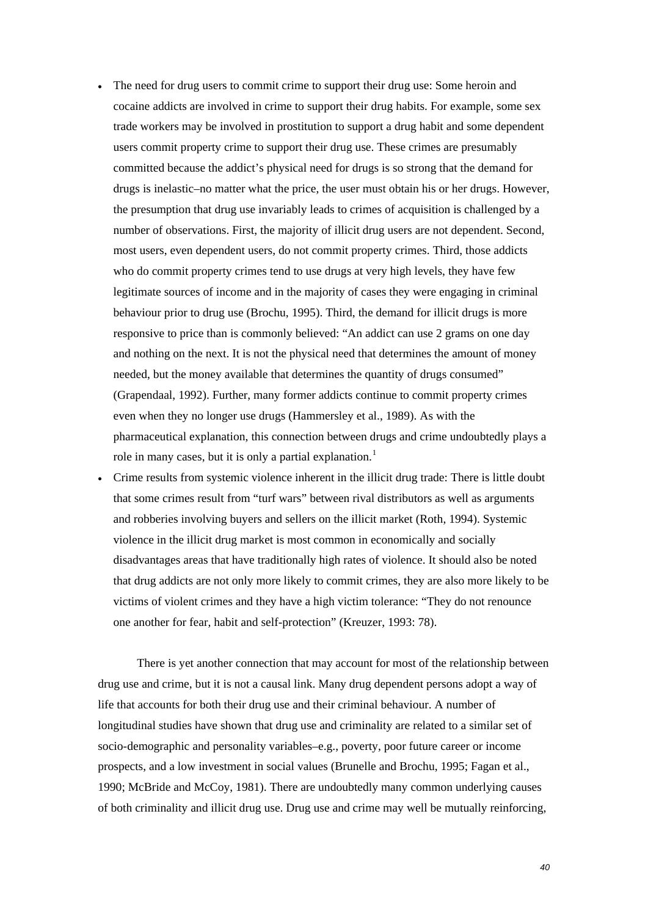- The need for drug users to commit crime to support their drug use: Some heroin and cocaine addicts are involved in crime to support their drug habits. For example, some sex trade workers may be involved in prostitution to support a drug habit and some dependent users commit property crime to support their drug use. These crimes are presumably committed because the addict's physical need for drugs is so strong that the demand for drugs is inelastic–no matter what the price, the user must obtain his or her drugs. However, the presumption that drug use invariably leads to crimes of acquisition is challenged by a number of observations. First, the majority of illicit drug users are not dependent. Second, most users, even dependent users, do not commit property crimes. Third, those addicts who do commit property crimes tend to use drugs at very high levels, they have few legitimate sources of income and in the majority of cases they were engaging in criminal behaviour prior to drug use (Brochu, 1995). Third, the demand for illicit drugs is more responsive to price than is commonly believed: "An addict can use 2 grams on one day and nothing on the next. It is not the physical need that determines the amount of money needed, but the money available that determines the quantity of drugs consumed" (Grapendaal, 1992). Further, many former addicts continue to commit property crimes even when they no longer use drugs (Hammersley et al., 1989). As with the pharmaceutical explanation, this connection between drugs and crime undoubtedly plays a role in many cases, but it is only a partial explanation.[1]
- Crime results from systemic violence inherent in the illicit drug trade: There is little doubt that some crimes result from "turf wars" between rival distributors as well as arguments and robberies involving buyers and sellers on the illicit market (Roth, 1994). Systemic violence in the illicit drug market is most common in economically and socially disadvantages areas that have traditionally high rates of violence. It should also be noted that drug addicts are not only more likely to commit crimes, they are also more likely to be victims of violent crimes and they have a high victim tolerance: "They do not renounce one another for fear, habit and self-protection" (Kreuzer, 1993: 78).

There is yet another connection that may account for most of the relationship between drug use and crime, but it is not a causal link. Many drug dependent persons adopt a way of life that accounts for both their drug use and their criminal behaviour. A number of longitudinal studies have shown that drug use and criminality are related to a similar set of socio-demographic and personality variables–e.g., poverty, poor future career or income prospects, and a low investment in social values (Brunelle and Brochu, 1995; Fagan et al., 1990; McBride and McCoy, 1981). There are undoubtedly many common underlying causes of both criminality and illicit drug use. Drug use and crime may well be mutually reinforcing,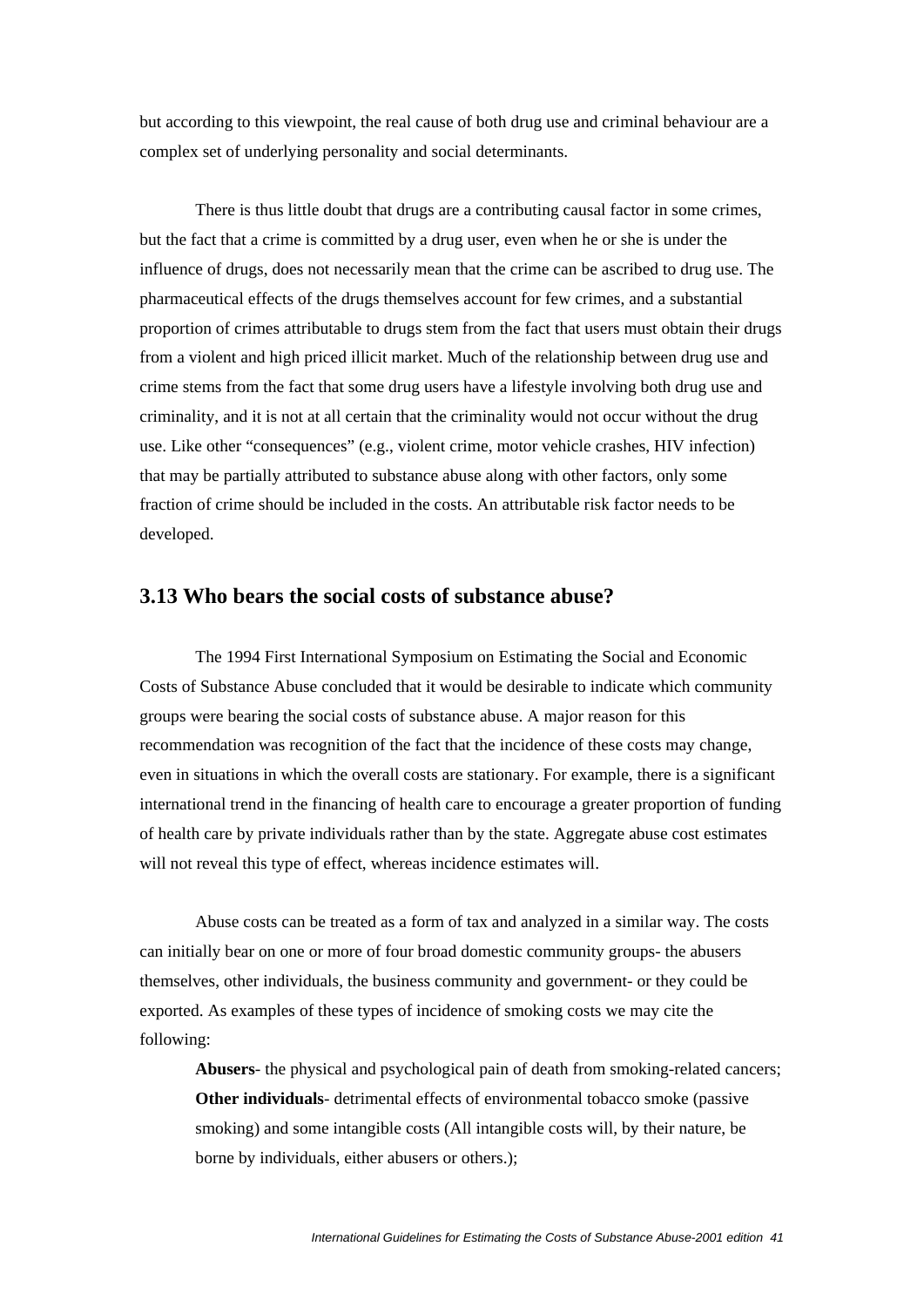but according to this viewpoint, the real cause of both drug use and criminal behaviour are a complex set of underlying personality and social determinants.

There is thus little doubt that drugs are a contributing causal factor in some crimes, but the fact that a crime is committed by a drug user, even when he or she is under the influence of drugs, does not necessarily mean that the crime can be ascribed to drug use. The pharmaceutical effects of the drugs themselves account for few crimes, and a substantial proportion of crimes attributable to drugs stem from the fact that users must obtain their drugs from a violent and high priced illicit market. Much of the relationship between drug use and crime stems from the fact that some drug users have a lifestyle involving both drug use and criminality, and it is not at all certain that the criminality would not occur without the drug use. Like other "consequences" (e.g., violent crime, motor vehicle crashes, HIV infection) that may be partially attributed to substance abuse along with other factors, only some fraction of crime should be included in the costs. An attributable risk factor needs to be developed.

## 3.13 Who bears the social costs of substance abuse?

The 1994 First International Symposium on Estimating the Social and Economic Costs of Substance Abuse concluded that it would be desirable to indicate which community groups were bearing the social costs of substance abuse. A major reason for this recommendation was recognition of the fact that the incidence of these costs may change, even in situations in which the overall costs are stationary. For example, there is a significant international trend in the financing of health care to encourage a greater proportion of funding of health care by private individuals rather than by the state. Aggregate abuse cost estimates will not reveal this type of effect, whereas incidence estimates will.

Abuse costs can be treated as a form of tax and analyzed in a similar way. The costs can initially bear on one or more of four broad domestic community groups- the abusers themselves, other individuals, the business community and government- or they could be exported. As examples of these types of incidence of smoking costs we may cite the following:

**Abusers**- the physical and psychological pain of death from smoking-related cancers;
**Other individuals**- detrimental effects of environmental tobacco smoke (passive smoking) and some intangible costs (All intangible costs will, by their nature, be borne by individuals, either abusers or others.);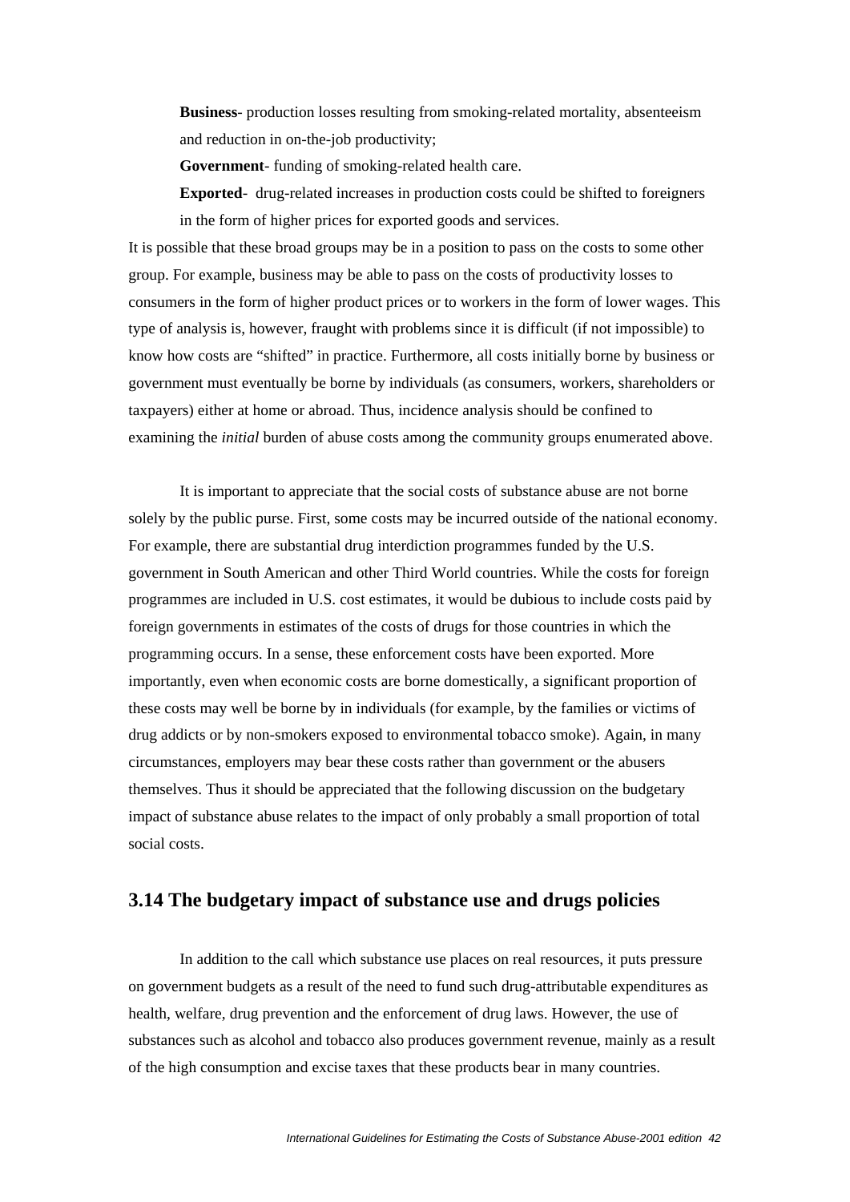**Business**- production losses resulting from smoking-related mortality, absenteeism and reduction in on-the-job productivity;

**Government**- funding of smoking-related health care.

**Exported**- drug-related increases in production costs could be shifted to foreigners in the form of higher prices for exported goods and services.

It is possible that these broad groups may be in a position to pass on the costs to some other group. For example, business may be able to pass on the costs of productivity losses to consumers in the form of higher product prices or to workers in the form of lower wages. This type of analysis is, however, fraught with problems since it is difficult (if not impossible) to know how costs are "shifted" in practice. Furthermore, all costs initially borne by business or government must eventually be borne by individuals (as consumers, workers, shareholders or taxpayers) either at home or abroad. Thus, incidence analysis should be confined to examining the *initial* burden of abuse costs among the community groups enumerated above.

It is important to appreciate that the social costs of substance abuse are not borne solely by the public purse. First, some costs may be incurred outside of the national economy. For example, there are substantial drug interdiction programmes funded by the U.S. government in South American and other Third World countries. While the costs for foreign programmes are included in U.S. cost estimates, it would be dubious to include costs paid by foreign governments in estimates of the costs of drugs for those countries in which the programming occurs. In a sense, these enforcement costs have been exported. More importantly, even when economic costs are borne domestically, a significant proportion of these costs may well be borne by in individuals (for example, by the families or victims of drug addicts or by non-smokers exposed to environmental tobacco smoke). Again, in many circumstances, employers may bear these costs rather than government or the abusers themselves. Thus it should be appreciated that the following discussion on the budgetary impact of substance abuse relates to the impact of only probably a small proportion of total social costs.

## 3.14 The budgetary impact of substance use and drugs policies

In addition to the call which substance use places on real resources, it puts pressure on government budgets as a result of the need to fund such drug-attributable expenditures as health, welfare, drug prevention and the enforcement of drug laws. However, the use of substances such as alcohol and tobacco also produces government revenue, mainly as a result of the high consumption and excise taxes that these products bear in many countries.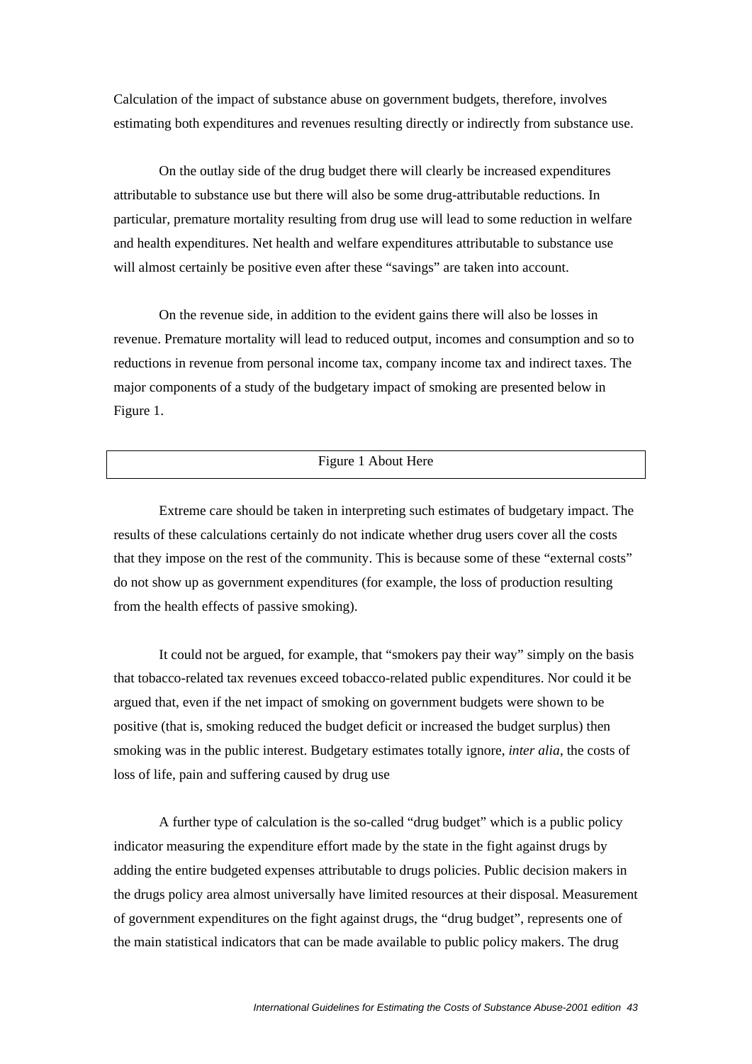Calculation of the impact of substance abuse on government budgets, therefore, involves estimating both expenditures and revenues resulting directly or indirectly from substance use.

On the outlay side of the drug budget there will clearly be increased expenditures attributable to substance use but there will also be some drug-attributable reductions. In particular, premature mortality resulting from drug use will lead to some reduction in welfare and health expenditures. Net health and welfare expenditures attributable to substance use will almost certainly be positive even after these "savings" are taken into account.

On the revenue side, in addition to the evident gains there will also be losses in revenue. Premature mortality will lead to reduced output, incomes and consumption and so to reductions in revenue from personal income tax, company income tax and indirect taxes. The major components of a study of the budgetary impact of smoking are presented below in Figure 1.

Figure 1 About Here

Extreme care should be taken in interpreting such estimates of budgetary impact. The results of these calculations certainly do not indicate whether drug users cover all the costs that they impose on the rest of the community. This is because some of these "external costs" do not show up as government expenditures (for example, the loss of production resulting from the health effects of passive smoking).

It could not be argued, for example, that "smokers pay their way" simply on the basis that tobacco-related tax revenues exceed tobacco-related public expenditures. Nor could it be argued that, even if the net impact of smoking on government budgets were shown to be positive (that is, smoking reduced the budget deficit or increased the budget surplus) then smoking was in the public interest. Budgetary estimates totally ignore, *inter alia*, the costs of loss of life, pain and suffering caused by drug use

A further type of calculation is the so-called "drug budget" which is a public policy indicator measuring the expenditure effort made by the state in the fight against drugs by adding the entire budgeted expenses attributable to drugs policies. Public decision makers in the drugs policy area almost universally have limited resources at their disposal. Measurement of government expenditures on the fight against drugs, the "drug budget", represents one of the main statistical indicators that can be made available to public policy makers. The drug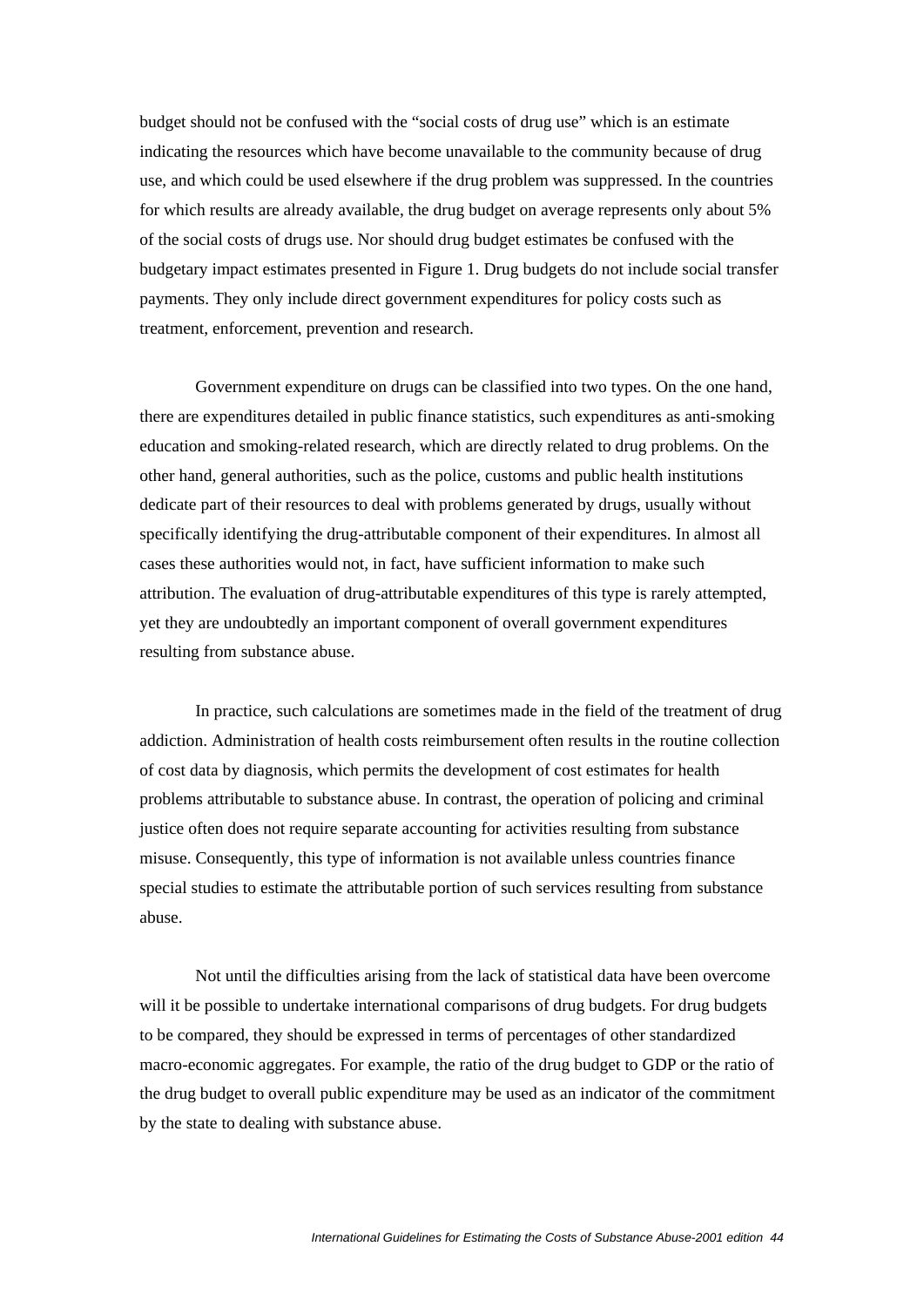budget should not be confused with the "social costs of drug use" which is an estimate indicating the resources which have become unavailable to the community because of drug use, and which could be used elsewhere if the drug problem was suppressed. In the countries for which results are already available, the drug budget on average represents only about 5% of the social costs of drugs use. Nor should drug budget estimates be confused with the budgetary impact estimates presented in Figure 1. Drug budgets do not include social transfer payments. They only include direct government expenditures for policy costs such as treatment, enforcement, prevention and research.

Government expenditure on drugs can be classified into two types. On the one hand, there are expenditures detailed in public finance statistics, such expenditures as anti-smoking education and smoking-related research, which are directly related to drug problems. On the other hand, general authorities, such as the police, customs and public health institutions dedicate part of their resources to deal with problems generated by drugs, usually without specifically identifying the drug-attributable component of their expenditures. In almost all cases these authorities would not, in fact, have sufficient information to make such attribution. The evaluation of drug-attributable expenditures of this type is rarely attempted, yet they are undoubtedly an important component of overall government expenditures resulting from substance abuse.

In practice, such calculations are sometimes made in the field of the treatment of drug addiction. Administration of health costs reimbursement often results in the routine collection of cost data by diagnosis, which permits the development of cost estimates for health problems attributable to substance abuse. In contrast, the operation of policing and criminal justice often does not require separate accounting for activities resulting from substance misuse. Consequently, this type of information is not available unless countries finance special studies to estimate the attributable portion of such services resulting from substance abuse.

Not until the difficulties arising from the lack of statistical data have been overcome will it be possible to undertake international comparisons of drug budgets. For drug budgets to be compared, they should be expressed in terms of percentages of other standardized macro-economic aggregates. For example, the ratio of the drug budget to GDP or the ratio of the drug budget to overall public expenditure may be used as an indicator of the commitment by the state to dealing with substance abuse.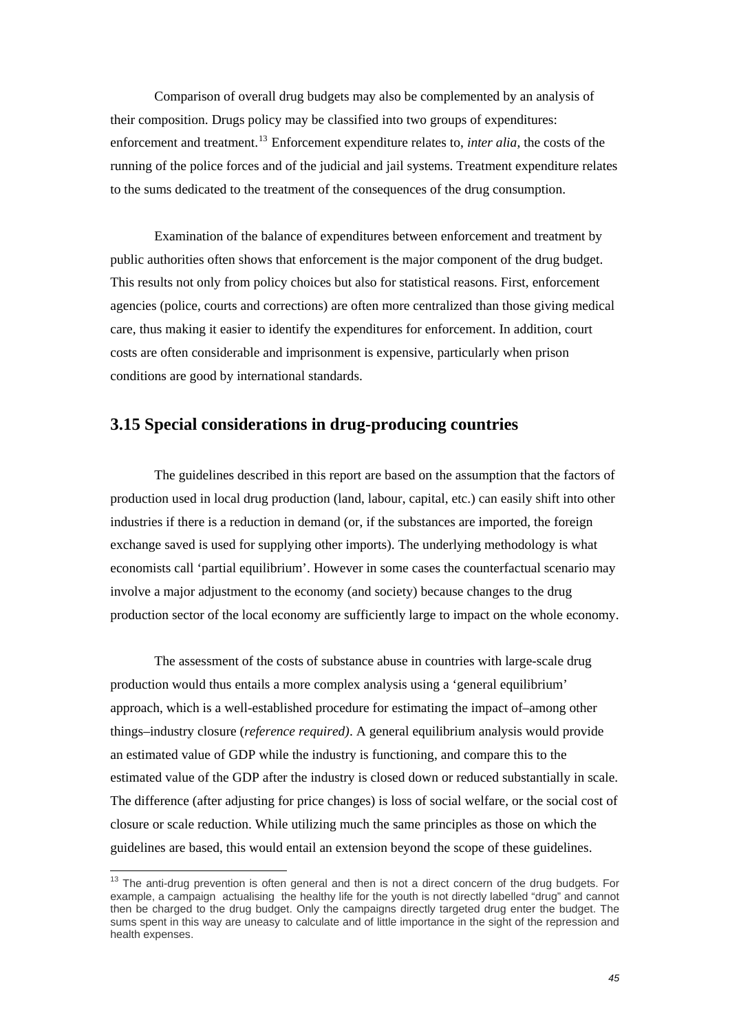Comparison of overall drug budgets may also be complemented by an analysis of their composition. Drugs policy may be classified into two groups of expenditures: enforcement and treatment.[13] Enforcement expenditure relates to, *inter alia*, the costs of the running of the police forces and of the judicial and jail systems. Treatment expenditure relates to the sums dedicated to the treatment of the consequences of the drug consumption.

Examination of the balance of expenditures between enforcement and treatment by public authorities often shows that enforcement is the major component of the drug budget. This results not only from policy choices but also for statistical reasons. First, enforcement agencies (police, courts and corrections) are often more centralized than those giving medical care, thus making it easier to identify the expenditures for enforcement. In addition, court costs are often considerable and imprisonment is expensive, particularly when prison conditions are good by international standards.

## 3.15 Special considerations in drug-producing countries

The guidelines described in this report are based on the assumption that the factors of production used in local drug production (land, labour, capital, etc.) can easily shift into other industries if there is a reduction in demand (or, if the substances are imported, the foreign exchange saved is used for supplying other imports). The underlying methodology is what economists call 'partial equilibrium'. However in some cases the counterfactual scenario may involve a major adjustment to the economy (and society) because changes to the drug production sector of the local economy are sufficiently large to impact on the whole economy.

The assessment of the costs of substance abuse in countries with large-scale drug production would thus entails a more complex analysis using a 'general equilibrium' approach, which is a well-established procedure for estimating the impact of–among other things–industry closure (*reference required)*. A general equilibrium analysis would provide an estimated value of GDP while the industry is functioning, and compare this to the estimated value of the GDP after the industry is closed down or reduced substantially in scale. The difference (after adjusting for price changes) is loss of social welfare, or the social cost of closure or scale reduction. While utilizing much the same principles as those on which the guidelines are based, this would entail an extension beyond the scope of these guidelines.

---

[13] The anti-drug prevention is often general and then is not a direct concern of the drug budgets. For example, a campaign actualising the healthy life for the youth is not directly labelled "drug" and cannot then be charged to the drug budget. Only the campaigns directly targeted drug enter the budget. The sums spent in this way are uneasy to calculate and of little importance in the sight of the repression and health expenses.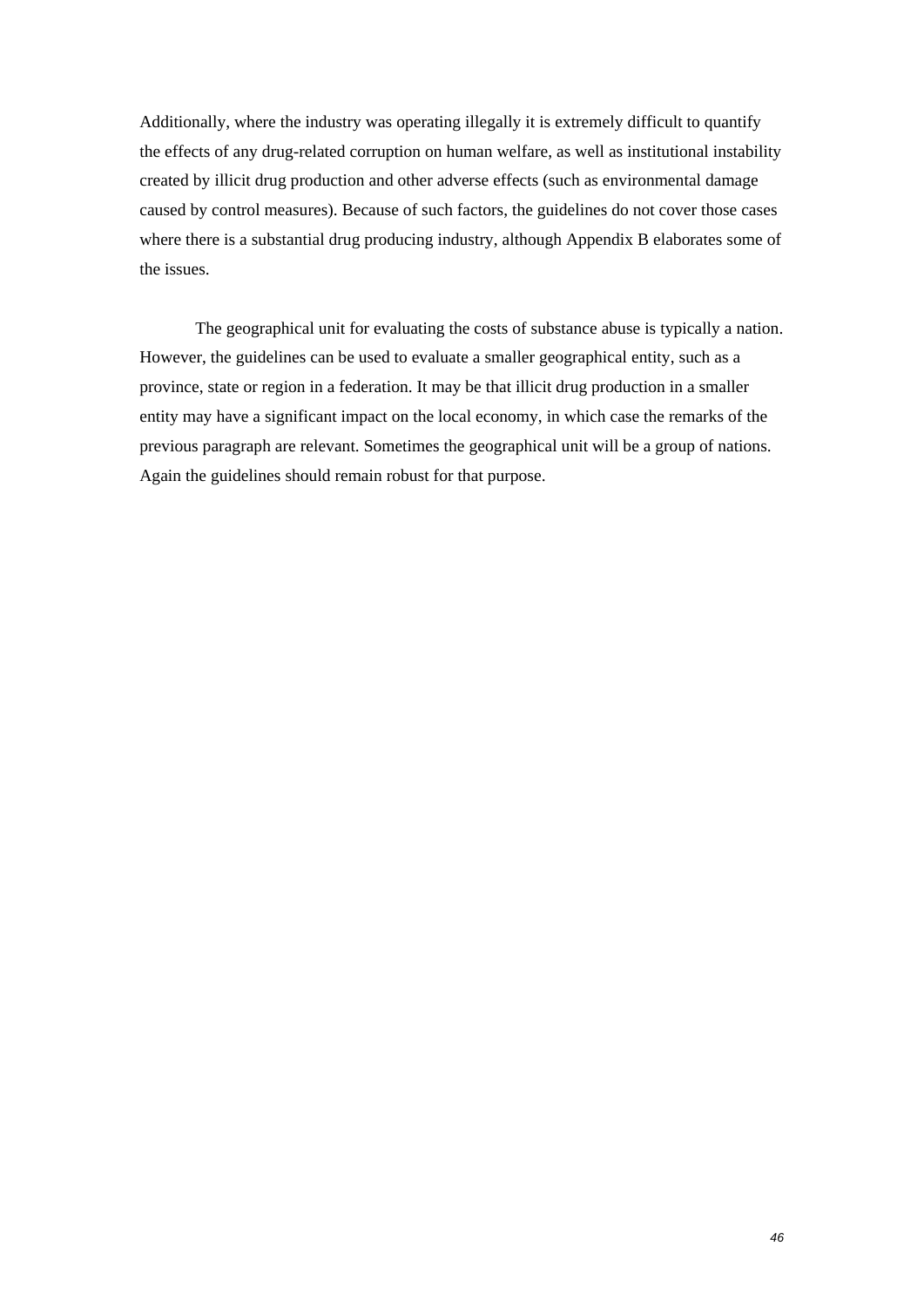Additionally, where the industry was operating illegally it is extremely difficult to quantify the effects of any drug-related corruption on human welfare, as well as institutional instability created by illicit drug production and other adverse effects (such as environmental damage caused by control measures). Because of such factors, the guidelines do not cover those cases where there is a substantial drug producing industry, although Appendix B elaborates some of the issues.

The geographical unit for evaluating the costs of substance abuse is typically a nation. However, the guidelines can be used to evaluate a smaller geographical entity, such as a province, state or region in a federation. It may be that illicit drug production in a smaller entity may have a significant impact on the local economy, in which case the remarks of the previous paragraph are relevant. Sometimes the geographical unit will be a group of nations. Again the guidelines should remain robust for that purpose.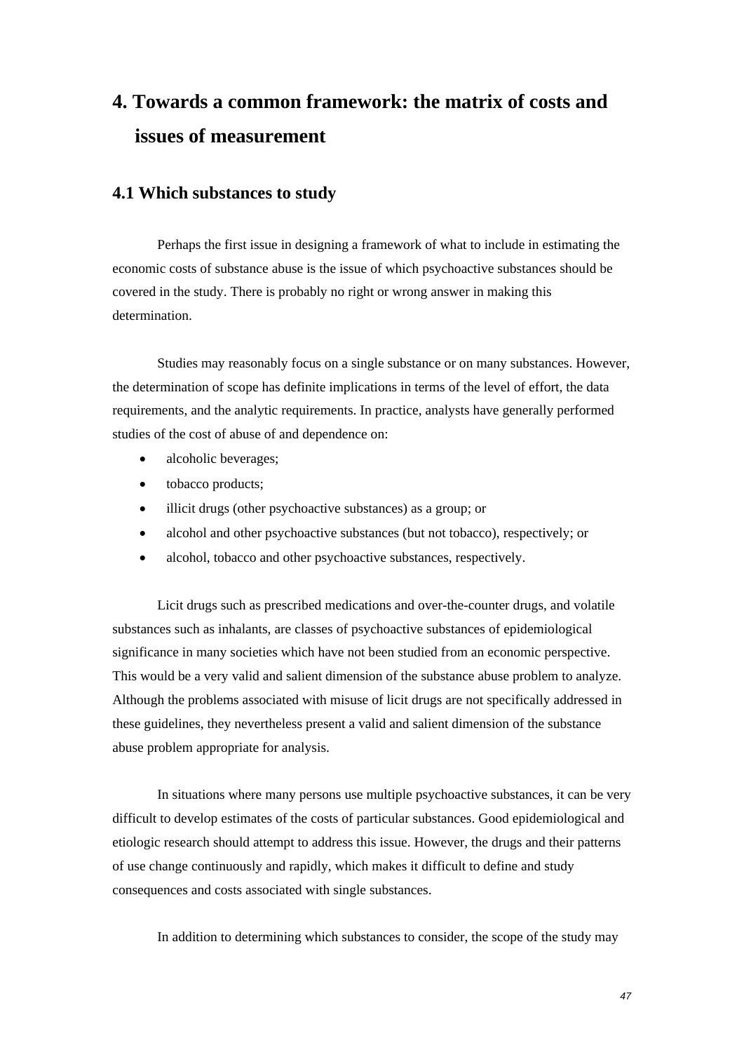# 4. Towards a common framework: the matrix of costs and issues of measurement

## 4.1 Which substances to study

Perhaps the first issue in designing a framework of what to include in estimating the economic costs of substance abuse is the issue of which psychoactive substances should be covered in the study. There is probably no right or wrong answer in making this determination.

Studies may reasonably focus on a single substance or on many substances. However, the determination of scope has definite implications in terms of the level of effort, the data requirements, and the analytic requirements. In practice, analysts have generally performed studies of the cost of abuse of and dependence on:

- alcoholic beverages;
- tobacco products;
- illicit drugs (other psychoactive substances) as a group; or
- alcohol and other psychoactive substances (but not tobacco), respectively; or
- alcohol, tobacco and other psychoactive substances, respectively.

Licit drugs such as prescribed medications and over-the-counter drugs, and volatile substances such as inhalants, are classes of psychoactive substances of epidemiological significance in many societies which have not been studied from an economic perspective. This would be a very valid and salient dimension of the substance abuse problem to analyze. Although the problems associated with misuse of licit drugs are not specifically addressed in these guidelines, they nevertheless present a valid and salient dimension of the substance abuse problem appropriate for analysis.

In situations where many persons use multiple psychoactive substances, it can be very difficult to develop estimates of the costs of particular substances. Good epidemiological and etiologic research should attempt to address this issue. However, the drugs and their patterns of use change continuously and rapidly, which makes it difficult to define and study consequences and costs associated with single substances.

In addition to determining which substances to consider, the scope of the study may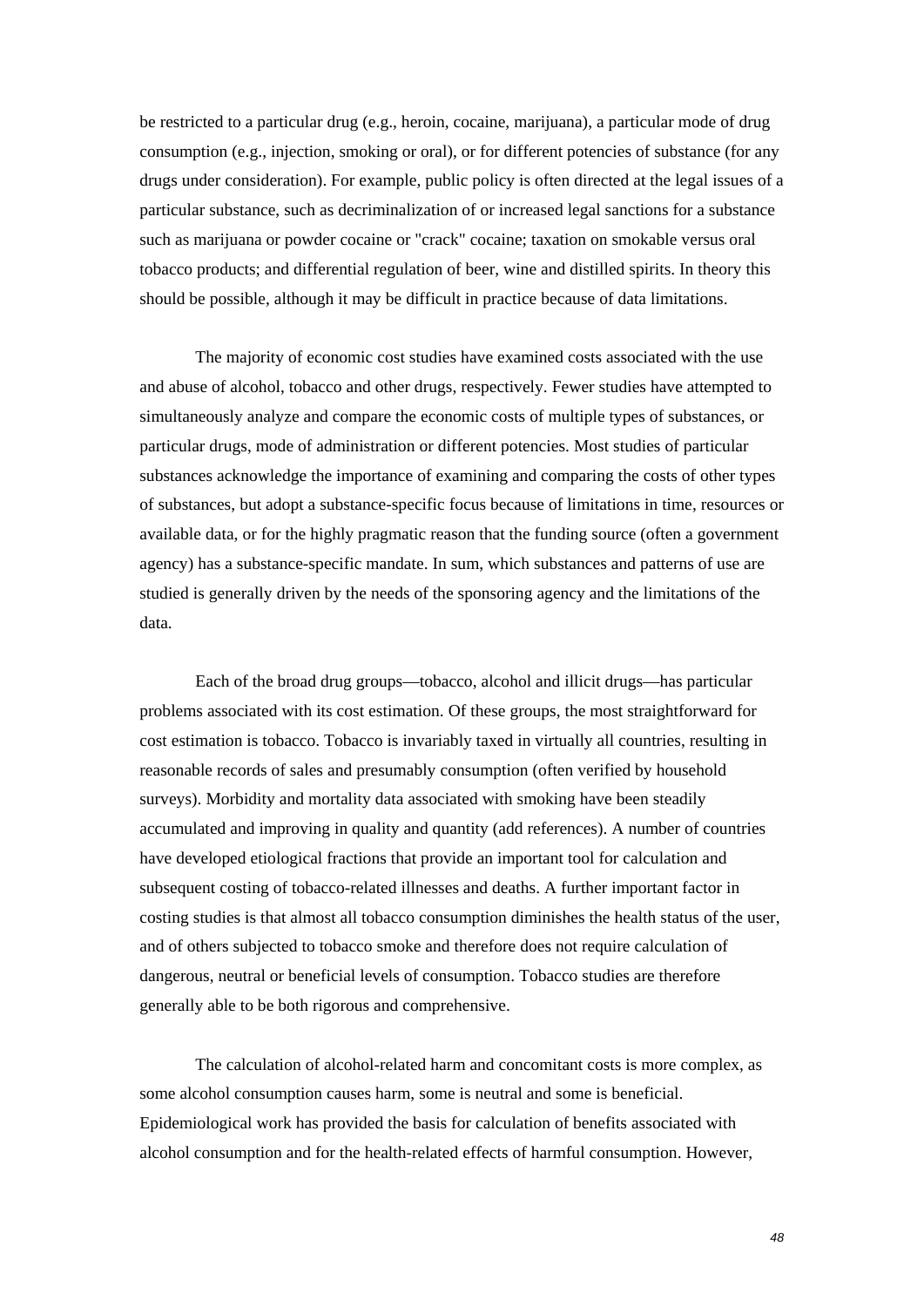be restricted to a particular drug (e.g., heroin, cocaine, marijuana), a particular mode of drug consumption (e.g., injection, smoking or oral), or for different potencies of substance (for any drugs under consideration). For example, public policy is often directed at the legal issues of a particular substance, such as decriminalization of or increased legal sanctions for a substance such as marijuana or powder cocaine or "crack" cocaine; taxation on smokable versus oral tobacco products; and differential regulation of beer, wine and distilled spirits. In theory this should be possible, although it may be difficult in practice because of data limitations.

The majority of economic cost studies have examined costs associated with the use and abuse of alcohol, tobacco and other drugs, respectively. Fewer studies have attempted to simultaneously analyze and compare the economic costs of multiple types of substances, or particular drugs, mode of administration or different potencies. Most studies of particular substances acknowledge the importance of examining and comparing the costs of other types of substances, but adopt a substance-specific focus because of limitations in time, resources or available data, or for the highly pragmatic reason that the funding source (often a government agency) has a substance-specific mandate. In sum, which substances and patterns of use are studied is generally driven by the needs of the sponsoring agency and the limitations of the data.

Each of the broad drug groups—tobacco, alcohol and illicit drugs—has particular problems associated with its cost estimation. Of these groups, the most straightforward for cost estimation is tobacco. Tobacco is invariably taxed in virtually all countries, resulting in reasonable records of sales and presumably consumption (often verified by household surveys). Morbidity and mortality data associated with smoking have been steadily accumulated and improving in quality and quantity (add references). A number of countries have developed etiological fractions that provide an important tool for calculation and subsequent costing of tobacco-related illnesses and deaths. A further important factor in costing studies is that almost all tobacco consumption diminishes the health status of the user, and of others subjected to tobacco smoke and therefore does not require calculation of dangerous, neutral or beneficial levels of consumption. Tobacco studies are therefore generally able to be both rigorous and comprehensive.

The calculation of alcohol-related harm and concomitant costs is more complex, as some alcohol consumption causes harm, some is neutral and some is beneficial. Epidemiological work has provided the basis for calculation of benefits associated with alcohol consumption and for the health-related effects of harmful consumption. However,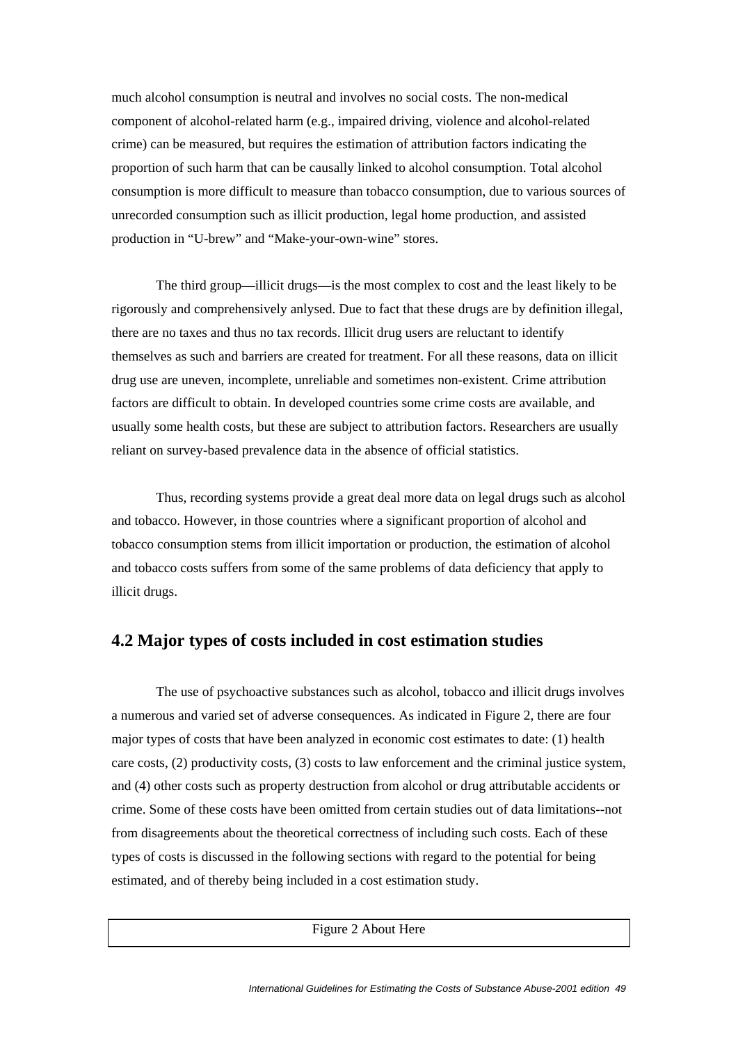much alcohol consumption is neutral and involves no social costs. The non-medical component of alcohol-related harm (e.g., impaired driving, violence and alcohol-related crime) can be measured, but requires the estimation of attribution factors indicating the proportion of such harm that can be causally linked to alcohol consumption. Total alcohol consumption is more difficult to measure than tobacco consumption, due to various sources of unrecorded consumption such as illicit production, legal home production, and assisted production in "U-brew" and "Make-your-own-wine" stores.

The third group—illicit drugs—is the most complex to cost and the least likely to be rigorously and comprehensively anlysed. Due to fact that these drugs are by definition illegal, there are no taxes and thus no tax records. Illicit drug users are reluctant to identify themselves as such and barriers are created for treatment. For all these reasons, data on illicit drug use are uneven, incomplete, unreliable and sometimes non-existent. Crime attribution factors are difficult to obtain. In developed countries some crime costs are available, and usually some health costs, but these are subject to attribution factors. Researchers are usually reliant on survey-based prevalence data in the absence of official statistics.

Thus, recording systems provide a great deal more data on legal drugs such as alcohol and tobacco. However, in those countries where a significant proportion of alcohol and tobacco consumption stems from illicit importation or production, the estimation of alcohol and tobacco costs suffers from some of the same problems of data deficiency that apply to illicit drugs.

## 4.2 Major types of costs included in cost estimation studies

The use of psychoactive substances such as alcohol, tobacco and illicit drugs involves a numerous and varied set of adverse consequences. As indicated in Figure 2, there are four major types of costs that have been analyzed in economic cost estimates to date: (1) health care costs, (2) productivity costs, (3) costs to law enforcement and the criminal justice system, and (4) other costs such as property destruction from alcohol or drug attributable accidents or crime. Some of these costs have been omitted from certain studies out of data limitations--not from disagreements about the theoretical correctness of including such costs. Each of these types of costs is discussed in the following sections with regard to the potential for being estimated, and of thereby being included in a cost estimation study.

Figure 2 About Here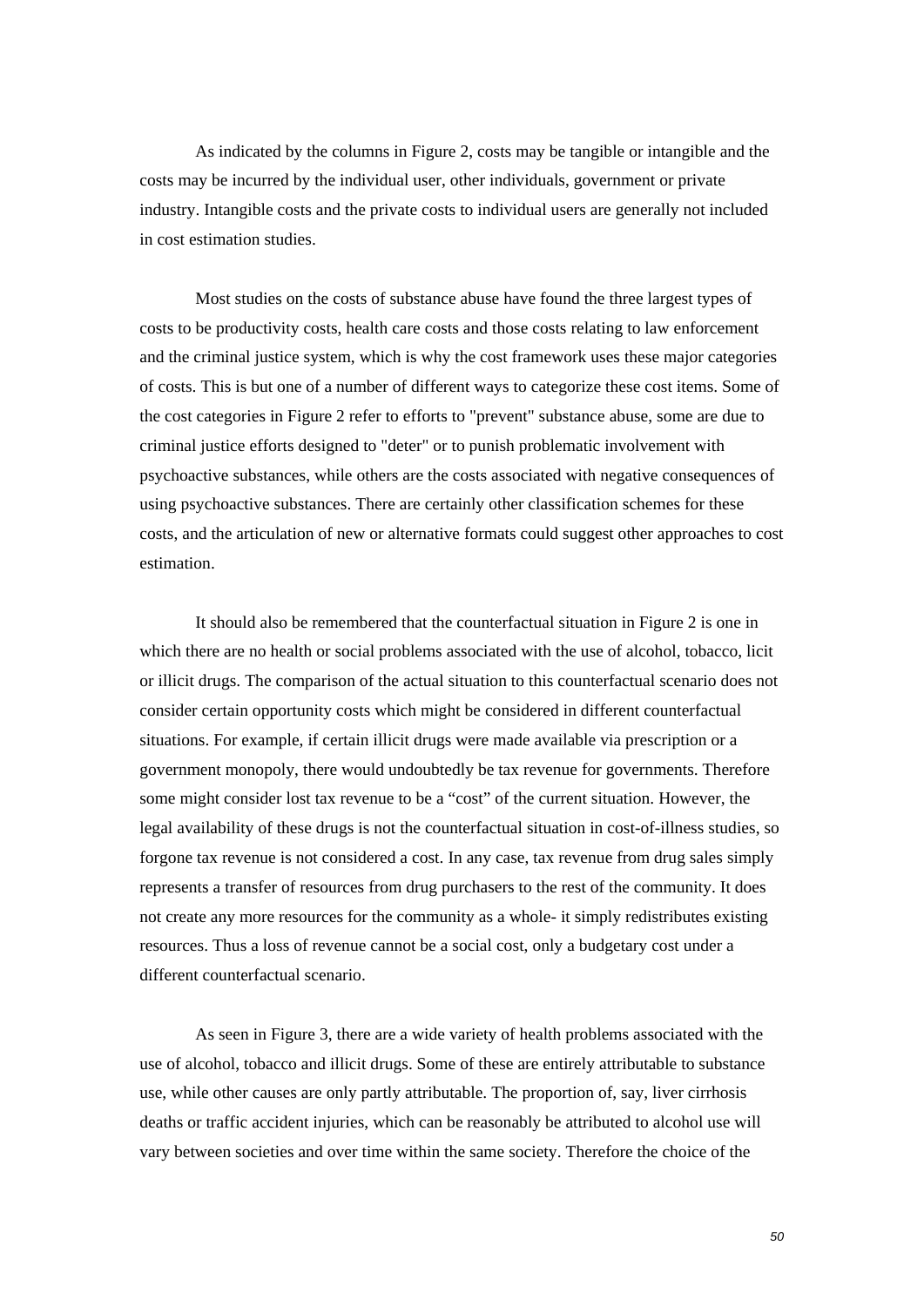As indicated by the columns in Figure 2, costs may be tangible or intangible and the costs may be incurred by the individual user, other individuals, government or private industry. Intangible costs and the private costs to individual users are generally not included in cost estimation studies.

Most studies on the costs of substance abuse have found the three largest types of costs to be productivity costs, health care costs and those costs relating to law enforcement and the criminal justice system, which is why the cost framework uses these major categories of costs. This is but one of a number of different ways to categorize these cost items. Some of the cost categories in Figure 2 refer to efforts to "prevent" substance abuse, some are due to criminal justice efforts designed to "deter" or to punish problematic involvement with psychoactive substances, while others are the costs associated with negative consequences of using psychoactive substances. There are certainly other classification schemes for these costs, and the articulation of new or alternative formats could suggest other approaches to cost estimation.

It should also be remembered that the counterfactual situation in Figure 2 is one in which there are no health or social problems associated with the use of alcohol, tobacco, licit or illicit drugs. The comparison of the actual situation to this counterfactual scenario does not consider certain opportunity costs which might be considered in different counterfactual situations. For example, if certain illicit drugs were made available via prescription or a government monopoly, there would undoubtedly be tax revenue for governments. Therefore some might consider lost tax revenue to be a “cost” of the current situation. However, the legal availability of these drugs is not the counterfactual situation in cost-of-illness studies, so forgone tax revenue is not considered a cost. In any case, tax revenue from drug sales simply represents a transfer of resources from drug purchasers to the rest of the community. It does not create any more resources for the community as a whole- it simply redistributes existing resources. Thus a loss of revenue cannot be a social cost, only a budgetary cost under a different counterfactual scenario.

As seen in Figure 3, there are a wide variety of health problems associated with the use of alcohol, tobacco and illicit drugs. Some of these are entirely attributable to substance use, while other causes are only partly attributable. The proportion of, say, liver cirrhosis deaths or traffic accident injuries, which can be reasonably be attributed to alcohol use will vary between societies and over time within the same society. Therefore the choice of the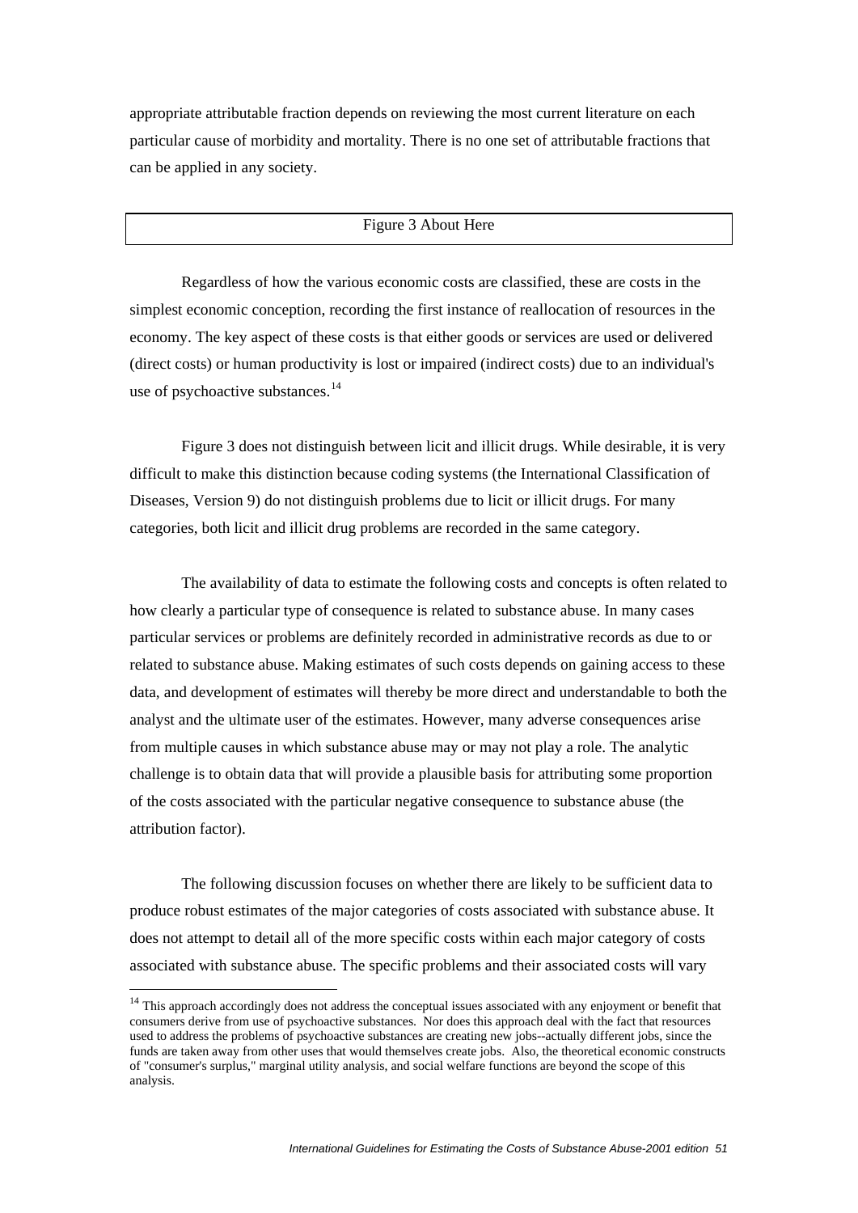appropriate attributable fraction depends on reviewing the most current literature on each particular cause of morbidity and mortality. There is no one set of attributable fractions that can be applied in any society.

| Figure 3 About Here |
| --- |

Regardless of how the various economic costs are classified, these are costs in the simplest economic conception, recording the first instance of reallocation of resources in the economy. The key aspect of these costs is that either goods or services are used or delivered (direct costs) or human productivity is lost or impaired (indirect costs) due to an individual's use of psychoactive substances.[14]

Figure 3 does not distinguish between licit and illicit drugs. While desirable, it is very difficult to make this distinction because coding systems (the International Classification of Diseases, Version 9) do not distinguish problems due to licit or illicit drugs. For many categories, both licit and illicit drug problems are recorded in the same category.

The availability of data to estimate the following costs and concepts is often related to how clearly a particular type of consequence is related to substance abuse. In many cases particular services or problems are definitely recorded in administrative records as due to or related to substance abuse. Making estimates of such costs depends on gaining access to these data, and development of estimates will thereby be more direct and understandable to both the analyst and the ultimate user of the estimates. However, many adverse consequences arise from multiple causes in which substance abuse may or may not play a role. The analytic challenge is to obtain data that will provide a plausible basis for attributing some proportion of the costs associated with the particular negative consequence to substance abuse (the attribution factor).

The following discussion focuses on whether there are likely to be sufficient data to produce robust estimates of the major categories of costs associated with substance abuse. It does not attempt to detail all of the more specific costs within each major category of costs associated with substance abuse. The specific problems and their associated costs will vary

[14] This approach accordingly does not address the conceptual issues associated with any enjoyment or benefit that consumers derive from use of psychoactive substances. Nor does this approach deal with the fact that resources used to address the problems of psychoactive substances are creating new jobs--actually different jobs, since the funds are taken away from other uses that would themselves create jobs. Also, the theoretical economic constructs of "consumer's surplus," marginal utility analysis, and social welfare functions are beyond the scope of this analysis.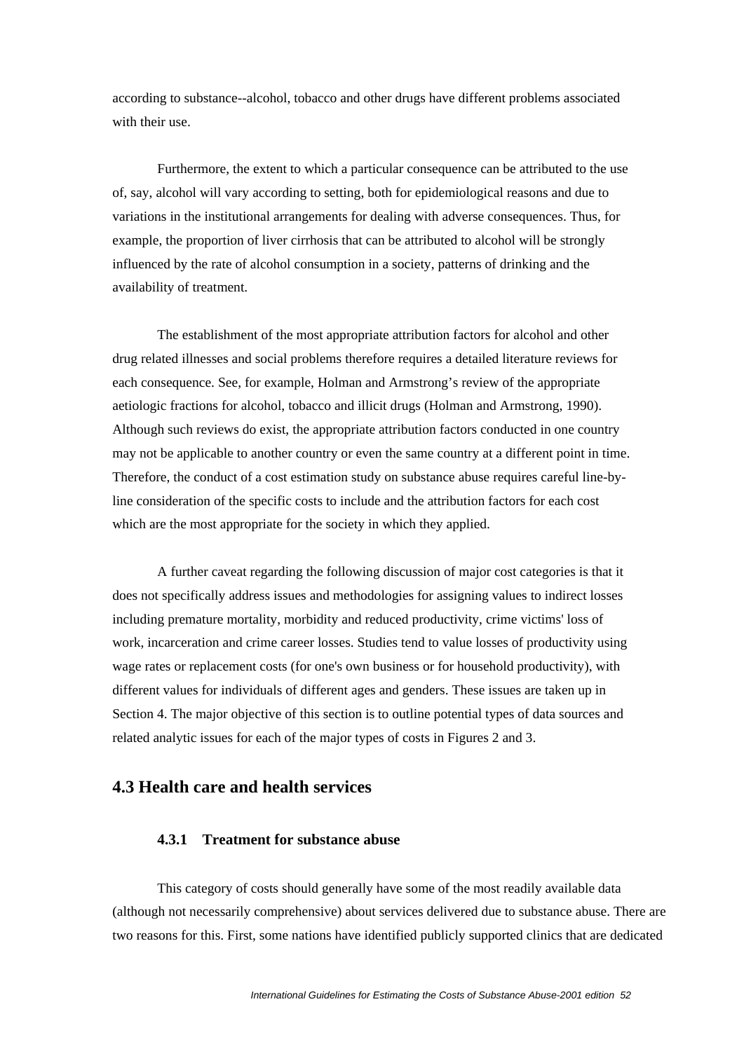according to substance--alcohol, tobacco and other drugs have different problems associated with their use.

Furthermore, the extent to which a particular consequence can be attributed to the use of, say, alcohol will vary according to setting, both for epidemiological reasons and due to variations in the institutional arrangements for dealing with adverse consequences. Thus, for example, the proportion of liver cirrhosis that can be attributed to alcohol will be strongly influenced by the rate of alcohol consumption in a society, patterns of drinking and the availability of treatment.

The establishment of the most appropriate attribution factors for alcohol and other drug related illnesses and social problems therefore requires a detailed literature reviews for each consequence. See, for example, Holman and Armstrong's review of the appropriate aetiologic fractions for alcohol, tobacco and illicit drugs (Holman and Armstrong, 1990). Although such reviews do exist, the appropriate attribution factors conducted in one country may not be applicable to another country or even the same country at a different point in time. Therefore, the conduct of a cost estimation study on substance abuse requires careful line-by-line consideration of the specific costs to include and the attribution factors for each cost which are the most appropriate for the society in which they applied.

A further caveat regarding the following discussion of major cost categories is that it does not specifically address issues and methodologies for assigning values to indirect losses including premature mortality, morbidity and reduced productivity, crime victims' loss of work, incarceration and crime career losses. Studies tend to value losses of productivity using wage rates or replacement costs (for one's own business or for household productivity), with different values for individuals of different ages and genders. These issues are taken up in Section 4. The major objective of this section is to outline potential types of data sources and related analytic issues for each of the major types of costs in Figures 2 and 3.

## 4.3 Health care and health services

### 4.3.1 Treatment for substance abuse

This category of costs should generally have some of the most readily available data (although not necessarily comprehensive) about services delivered due to substance abuse. There are two reasons for this. First, some nations have identified publicly supported clinics that are dedicated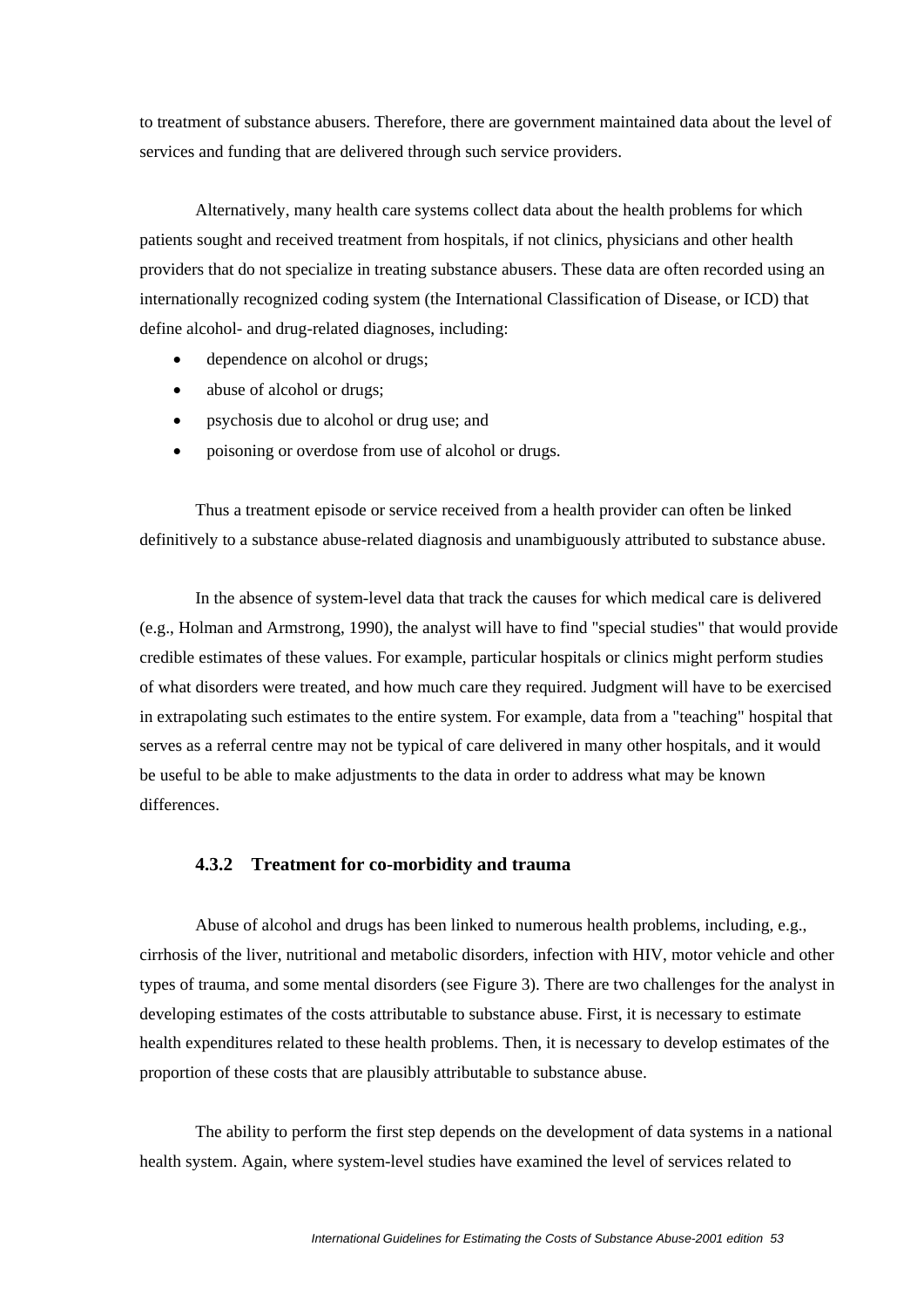to treatment of substance abusers. Therefore, there are government maintained data about the level of services and funding that are delivered through such service providers.

Alternatively, many health care systems collect data about the health problems for which patients sought and received treatment from hospitals, if not clinics, physicians and other health providers that do not specialize in treating substance abusers. These data are often recorded using an internationally recognized coding system (the International Classification of Disease, or ICD) that define alcohol- and drug-related diagnoses, including:

- dependence on alcohol or drugs;
- abuse of alcohol or drugs;
- psychosis due to alcohol or drug use; and
- poisoning or overdose from use of alcohol or drugs.

Thus a treatment episode or service received from a health provider can often be linked definitively to a substance abuse-related diagnosis and unambiguously attributed to substance abuse.

In the absence of system-level data that track the causes for which medical care is delivered (e.g., Holman and Armstrong, 1990), the analyst will have to find "special studies" that would provide credible estimates of these values. For example, particular hospitals or clinics might perform studies of what disorders were treated, and how much care they required. Judgment will have to be exercised in extrapolating such estimates to the entire system. For example, data from a "teaching" hospital that serves as a referral centre may not be typical of care delivered in many other hospitals, and it would be useful to be able to make adjustments to the data in order to address what may be known differences.

### 4.3.2 Treatment for co-morbidity and trauma

Abuse of alcohol and drugs has been linked to numerous health problems, including, e.g., cirrhosis of the liver, nutritional and metabolic disorders, infection with HIV, motor vehicle and other types of trauma, and some mental disorders (see Figure 3). There are two challenges for the analyst in developing estimates of the costs attributable to substance abuse. First, it is necessary to estimate health expenditures related to these health problems. Then, it is necessary to develop estimates of the proportion of these costs that are plausibly attributable to substance abuse.

The ability to perform the first step depends on the development of data systems in a national health system. Again, where system-level studies have examined the level of services related to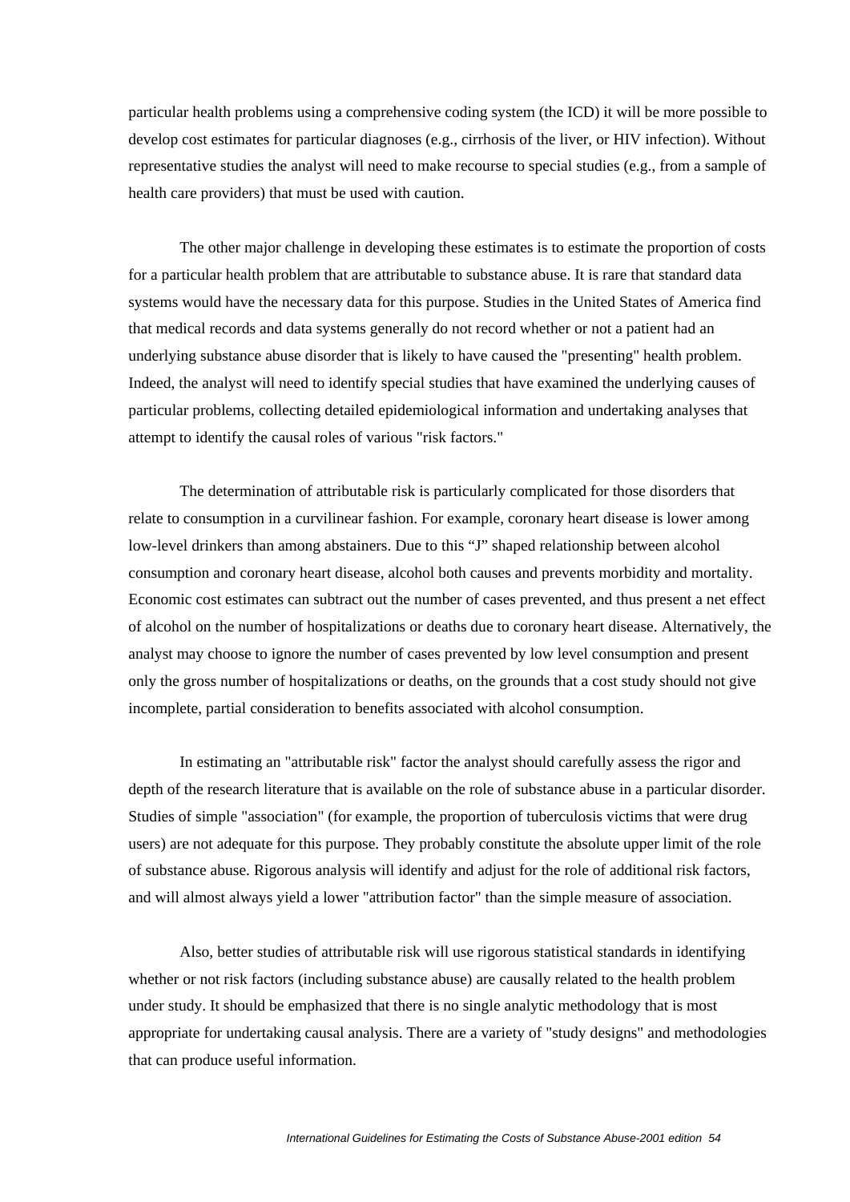particular health problems using a comprehensive coding system (the ICD) it will be more possible to develop cost estimates for particular diagnoses (e.g., cirrhosis of the liver, or HIV infection). Without representative studies the analyst will need to make recourse to special studies (e.g., from a sample of health care providers) that must be used with caution.

The other major challenge in developing these estimates is to estimate the proportion of costs for a particular health problem that are attributable to substance abuse. It is rare that standard data systems would have the necessary data for this purpose. Studies in the United States of America find that medical records and data systems generally do not record whether or not a patient had an underlying substance abuse disorder that is likely to have caused the "presenting" health problem. Indeed, the analyst will need to identify special studies that have examined the underlying causes of particular problems, collecting detailed epidemiological information and undertaking analyses that attempt to identify the causal roles of various "risk factors."

The determination of attributable risk is particularly complicated for those disorders that relate to consumption in a curvilinear fashion. For example, coronary heart disease is lower among low-level drinkers than among abstainers. Due to this "J" shaped relationship between alcohol consumption and coronary heart disease, alcohol both causes and prevents morbidity and mortality. Economic cost estimates can subtract out the number of cases prevented, and thus present a net effect of alcohol on the number of hospitalizations or deaths due to coronary heart disease. Alternatively, the analyst may choose to ignore the number of cases prevented by low level consumption and present only the gross number of hospitalizations or deaths, on the grounds that a cost study should not give incomplete, partial consideration to benefits associated with alcohol consumption.

In estimating an "attributable risk" factor the analyst should carefully assess the rigor and depth of the research literature that is available on the role of substance abuse in a particular disorder. Studies of simple "association" (for example, the proportion of tuberculosis victims that were drug users) are not adequate for this purpose. They probably constitute the absolute upper limit of the role of substance abuse. Rigorous analysis will identify and adjust for the role of additional risk factors, and will almost always yield a lower "attribution factor" than the simple measure of association.

Also, better studies of attributable risk will use rigorous statistical standards in identifying whether or not risk factors (including substance abuse) are causally related to the health problem under study. It should be emphasized that there is no single analytic methodology that is most appropriate for undertaking causal analysis. There are a variety of "study designs" and methodologies that can produce useful information.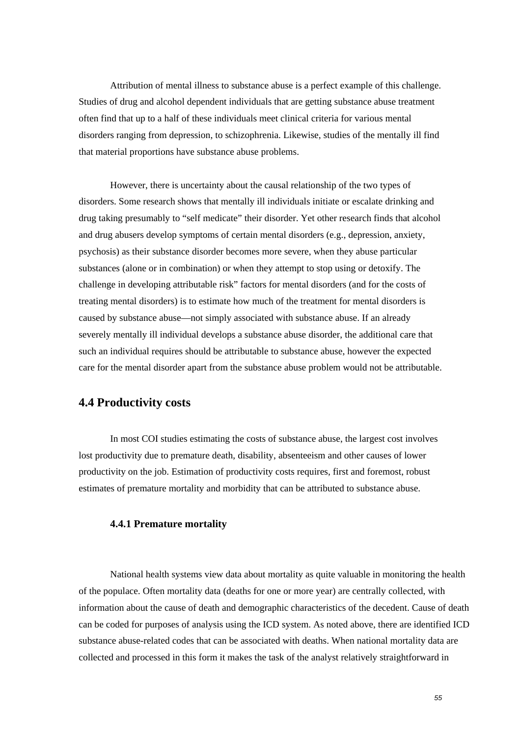Attribution of mental illness to substance abuse is a perfect example of this challenge. Studies of drug and alcohol dependent individuals that are getting substance abuse treatment often find that up to a half of these individuals meet clinical criteria for various mental disorders ranging from depression, to schizophrenia. Likewise, studies of the mentally ill find that material proportions have substance abuse problems.

However, there is uncertainty about the causal relationship of the two types of disorders. Some research shows that mentally ill individuals initiate or escalate drinking and drug taking presumably to "self medicate" their disorder. Yet other research finds that alcohol and drug abusers develop symptoms of certain mental disorders (e.g., depression, anxiety, psychosis) as their substance disorder becomes more severe, when they abuse particular substances (alone or in combination) or when they attempt to stop using or detoxify. The challenge in developing attributable risk" factors for mental disorders (and for the costs of treating mental disorders) is to estimate how much of the treatment for mental disorders is caused by substance abuse—not simply associated with substance abuse. If an already severely mentally ill individual develops a substance abuse disorder, the additional care that such an individual requires should be attributable to substance abuse, however the expected care for the mental disorder apart from the substance abuse problem would not be attributable.

## 4.4 Productivity costs

In most COI studies estimating the costs of substance abuse, the largest cost involves lost productivity due to premature death, disability, absenteeism and other causes of lower productivity on the job. Estimation of productivity costs requires, first and foremost, robust estimates of premature mortality and morbidity that can be attributed to substance abuse.

### 4.4.1 Premature mortality

National health systems view data about mortality as quite valuable in monitoring the health of the populace. Often mortality data (deaths for one or more year) are centrally collected, with information about the cause of death and demographic characteristics of the decedent. Cause of death can be coded for purposes of analysis using the ICD system. As noted above, there are identified ICD substance abuse-related codes that can be associated with deaths. When national mortality data are collected and processed in this form it makes the task of the analyst relatively straightforward in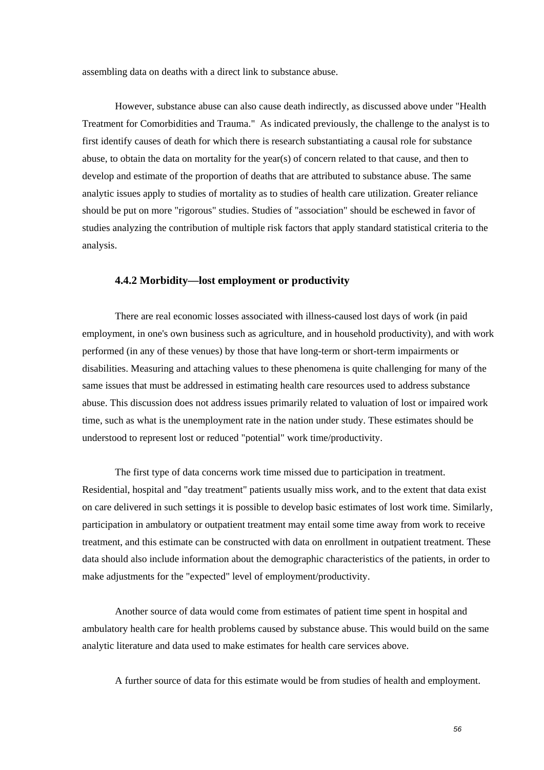assembling data on deaths with a direct link to substance abuse.

However, substance abuse can also cause death indirectly, as discussed above under "Health Treatment for Comorbidities and Trauma." As indicated previously, the challenge to the analyst is to first identify causes of death for which there is research substantiating a causal role for substance abuse, to obtain the data on mortality for the year(s) of concern related to that cause, and then to develop and estimate of the proportion of deaths that are attributed to substance abuse. The same analytic issues apply to studies of mortality as to studies of health care utilization. Greater reliance should be put on more "rigorous" studies. Studies of "association" should be eschewed in favor of studies analyzing the contribution of multiple risk factors that apply standard statistical criteria to the analysis.

### 4.4.2 Morbidity—lost employment or productivity

There are real economic losses associated with illness-caused lost days of work (in paid employment, in one's own business such as agriculture, and in household productivity), and with work performed (in any of these venues) by those that have long-term or short-term impairments or disabilities. Measuring and attaching values to these phenomena is quite challenging for many of the same issues that must be addressed in estimating health care resources used to address substance abuse. This discussion does not address issues primarily related to valuation of lost or impaired work time, such as what is the unemployment rate in the nation under study. These estimates should be understood to represent lost or reduced "potential" work time/productivity.

The first type of data concerns work time missed due to participation in treatment. Residential, hospital and "day treatment" patients usually miss work, and to the extent that data exist on care delivered in such settings it is possible to develop basic estimates of lost work time. Similarly, participation in ambulatory or outpatient treatment may entail some time away from work to receive treatment, and this estimate can be constructed with data on enrollment in outpatient treatment. These data should also include information about the demographic characteristics of the patients, in order to make adjustments for the "expected" level of employment/productivity.

Another source of data would come from estimates of patient time spent in hospital and ambulatory health care for health problems caused by substance abuse. This would build on the same analytic literature and data used to make estimates for health care services above.

A further source of data for this estimate would be from studies of health and employment.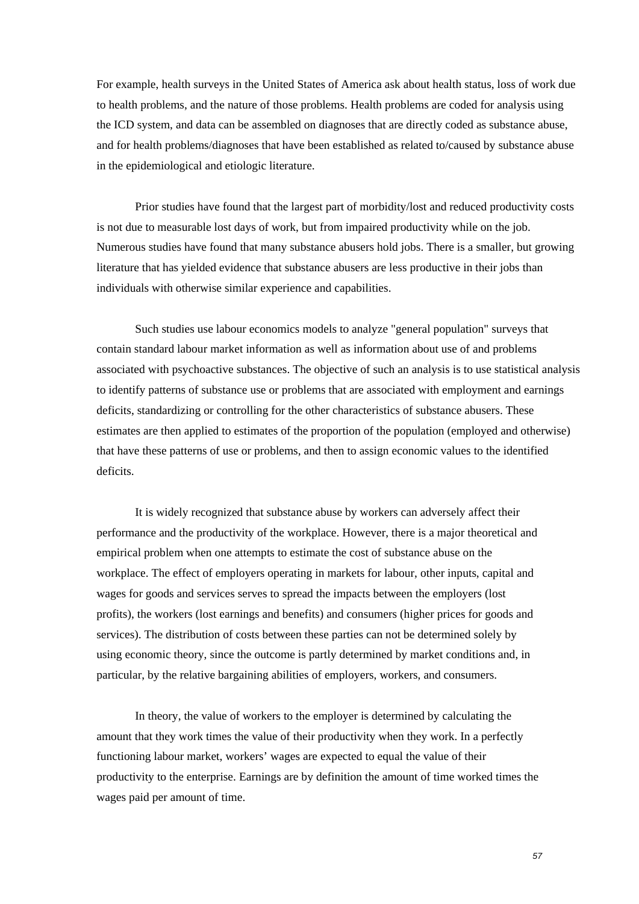For example, health surveys in the United States of America ask about health status, loss of work due to health problems, and the nature of those problems. Health problems are coded for analysis using the ICD system, and data can be assembled on diagnoses that are directly coded as substance abuse, and for health problems/diagnoses that have been established as related to/caused by substance abuse in the epidemiological and etiologic literature.

Prior studies have found that the largest part of morbidity/lost and reduced productivity costs is not due to measurable lost days of work, but from impaired productivity while on the job. Numerous studies have found that many substance abusers hold jobs. There is a smaller, but growing literature that has yielded evidence that substance abusers are less productive in their jobs than individuals with otherwise similar experience and capabilities.

Such studies use labour economics models to analyze "general population" surveys that contain standard labour market information as well as information about use of and problems associated with psychoactive substances. The objective of such an analysis is to use statistical analysis to identify patterns of substance use or problems that are associated with employment and earnings deficits, standardizing or controlling for the other characteristics of substance abusers. These estimates are then applied to estimates of the proportion of the population (employed and otherwise) that have these patterns of use or problems, and then to assign economic values to the identified deficits.

It is widely recognized that substance abuse by workers can adversely affect their performance and the productivity of the workplace. However, there is a major theoretical and empirical problem when one attempts to estimate the cost of substance abuse on the workplace. The effect of employers operating in markets for labour, other inputs, capital and wages for goods and services serves to spread the impacts between the employers (lost profits), the workers (lost earnings and benefits) and consumers (higher prices for goods and services). The distribution of costs between these parties can not be determined solely by using economic theory, since the outcome is partly determined by market conditions and, in particular, by the relative bargaining abilities of employers, workers, and consumers.

In theory, the value of workers to the employer is determined by calculating the amount that they work times the value of their productivity when they work. In a perfectly functioning labour market, workers' wages are expected to equal the value of their productivity to the enterprise. Earnings are by definition the amount of time worked times the wages paid per amount of time.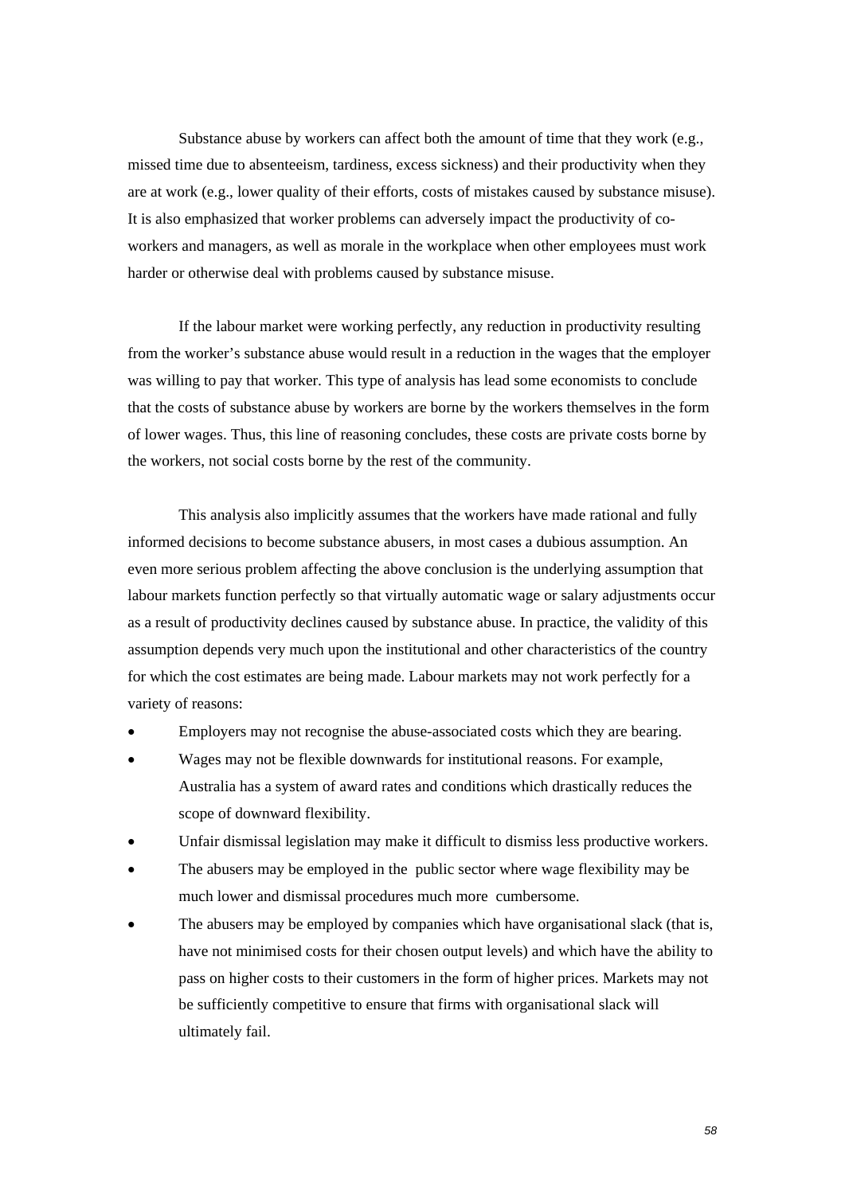Substance abuse by workers can affect both the amount of time that they work (e.g., missed time due to absenteeism, tardiness, excess sickness) and their productivity when they are at work (e.g., lower quality of their efforts, costs of mistakes caused by substance misuse). It is also emphasized that worker problems can adversely impact the productivity of co-workers and managers, as well as morale in the workplace when other employees must work harder or otherwise deal with problems caused by substance misuse.

If the labour market were working perfectly, any reduction in productivity resulting from the worker's substance abuse would result in a reduction in the wages that the employer was willing to pay that worker. This type of analysis has lead some economists to conclude that the costs of substance abuse by workers are borne by the workers themselves in the form of lower wages. Thus, this line of reasoning concludes, these costs are private costs borne by the workers, not social costs borne by the rest of the community.

This analysis also implicitly assumes that the workers have made rational and fully informed decisions to become substance abusers, in most cases a dubious assumption. An even more serious problem affecting the above conclusion is the underlying assumption that labour markets function perfectly so that virtually automatic wage or salary adjustments occur as a result of productivity declines caused by substance abuse. In practice, the validity of this assumption depends very much upon the institutional and other characteristics of the country for which the cost estimates are being made. Labour markets may not work perfectly for a variety of reasons:

- Employers may not recognise the abuse-associated costs which they are bearing.
- Wages may not be flexible downwards for institutional reasons. For example, Australia has a system of award rates and conditions which drastically reduces the scope of downward flexibility.
- Unfair dismissal legislation may make it difficult to dismiss less productive workers.
- The abusers may be employed in the public sector where wage flexibility may be much lower and dismissal procedures much more cumbersome.
- The abusers may be employed by companies which have organisational slack (that is, have not minimised costs for their chosen output levels) and which have the ability to pass on higher costs to their customers in the form of higher prices. Markets may not be sufficiently competitive to ensure that firms with organisational slack will ultimately fail.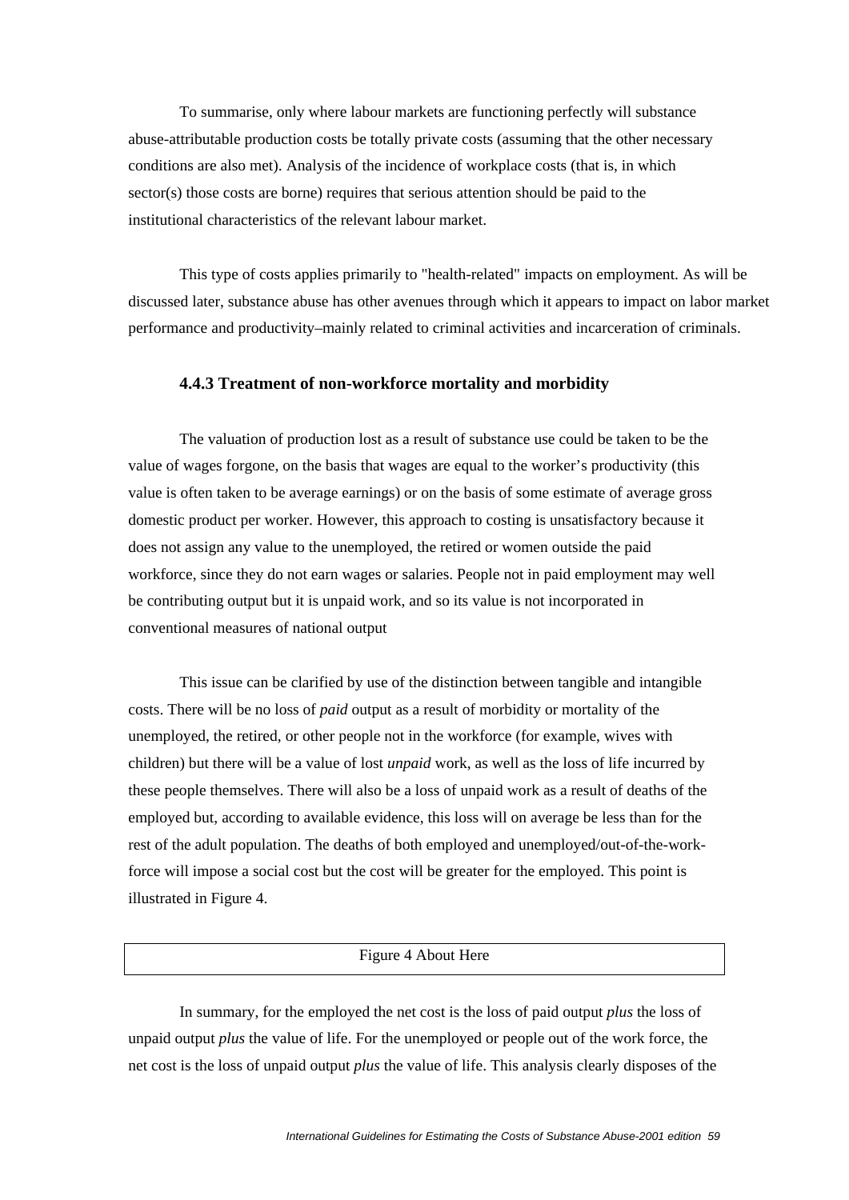To summarise, only where labour markets are functioning perfectly will substance abuse-attributable production costs be totally private costs (assuming that the other necessary conditions are also met). Analysis of the incidence of workplace costs (that is, in which sector(s) those costs are borne) requires that serious attention should be paid to the institutional characteristics of the relevant labour market.

This type of costs applies primarily to "health-related" impacts on employment. As will be discussed later, substance abuse has other avenues through which it appears to impact on labor market performance and productivity–mainly related to criminal activities and incarceration of criminals.

### 4.4.3 Treatment of non-workforce mortality and morbidity

The valuation of production lost as a result of substance use could be taken to be the value of wages forgone, on the basis that wages are equal to the worker's productivity (this value is often taken to be average earnings) or on the basis of some estimate of average gross domestic product per worker. However, this approach to costing is unsatisfactory because it does not assign any value to the unemployed, the retired or women outside the paid workforce, since they do not earn wages or salaries. People not in paid employment may well be contributing output but it is unpaid work, and so its value is not incorporated in conventional measures of national output

This issue can be clarified by use of the distinction between tangible and intangible costs. There will be no loss of *paid* output as a result of morbidity or mortality of the unemployed, the retired, or other people not in the workforce (for example, wives with children) but there will be a value of lost *unpaid* work, as well as the loss of life incurred by these people themselves. There will also be a loss of unpaid work as a result of deaths of the employed but, according to available evidence, this loss will on average be less than for the rest of the adult population. The deaths of both employed and unemployed/out-of-the-work-force will impose a social cost but the cost will be greater for the employed. This point is illustrated in Figure 4.

Figure 4 About Here

In summary, for the employed the net cost is the loss of paid output *plus* the loss of unpaid output *plus* the value of life. For the unemployed or people out of the work force, the net cost is the loss of unpaid output *plus* the value of life. This analysis clearly disposes of the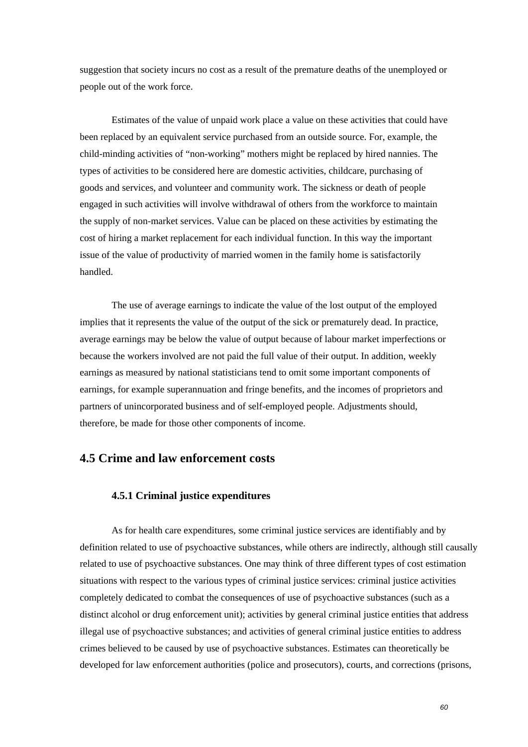suggestion that society incurs no cost as a result of the premature deaths of the unemployed or people out of the work force.

Estimates of the value of unpaid work place a value on these activities that could have been replaced by an equivalent service purchased from an outside source. For, example, the child-minding activities of "non-working" mothers might be replaced by hired nannies. The types of activities to be considered here are domestic activities, childcare, purchasing of goods and services, and volunteer and community work. The sickness or death of people engaged in such activities will involve withdrawal of others from the workforce to maintain the supply of non-market services. Value can be placed on these activities by estimating the cost of hiring a market replacement for each individual function. In this way the important issue of the value of productivity of married women in the family home is satisfactorily handled.

The use of average earnings to indicate the value of the lost output of the employed implies that it represents the value of the output of the sick or prematurely dead. In practice, average earnings may be below the value of output because of labour market imperfections or because the workers involved are not paid the full value of their output. In addition, weekly earnings as measured by national statisticians tend to omit some important components of earnings, for example superannuation and fringe benefits, and the incomes of proprietors and partners of unincorporated business and of self-employed people. Adjustments should, therefore, be made for those other components of income.

## 4.5 Crime and law enforcement costs

### 4.5.1 Criminal justice expenditures

As for health care expenditures, some criminal justice services are identifiably and by definition related to use of psychoactive substances, while others are indirectly, although still causally related to use of psychoactive substances. One may think of three different types of cost estimation situations with respect to the various types of criminal justice services: criminal justice activities completely dedicated to combat the consequences of use of psychoactive substances (such as a distinct alcohol or drug enforcement unit); activities by general criminal justice entities that address illegal use of psychoactive substances; and activities of general criminal justice entities to address crimes believed to be caused by use of psychoactive substances. Estimates can theoretically be developed for law enforcement authorities (police and prosecutors), courts, and corrections (prisons,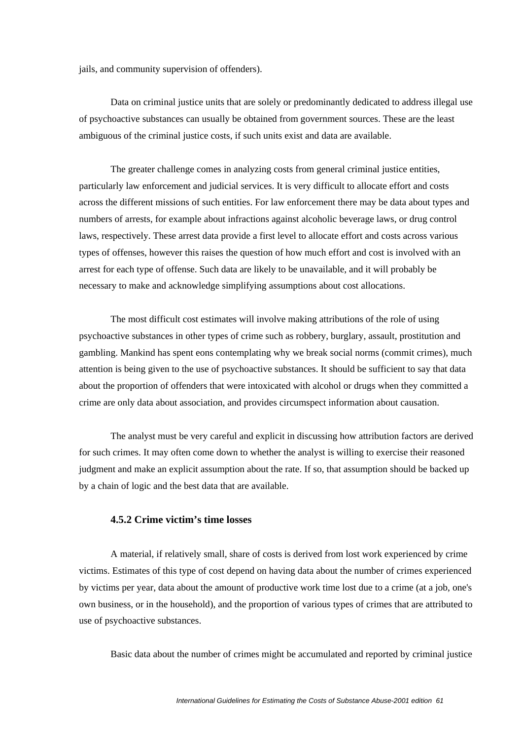jails, and community supervision of offenders).

Data on criminal justice units that are solely or predominantly dedicated to address illegal use of psychoactive substances can usually be obtained from government sources. These are the least ambiguous of the criminal justice costs, if such units exist and data are available.

The greater challenge comes in analyzing costs from general criminal justice entities, particularly law enforcement and judicial services. It is very difficult to allocate effort and costs across the different missions of such entities. For law enforcement there may be data about types and numbers of arrests, for example about infractions against alcoholic beverage laws, or drug control laws, respectively. These arrest data provide a first level to allocate effort and costs across various types of offenses, however this raises the question of how much effort and cost is involved with an arrest for each type of offense. Such data are likely to be unavailable, and it will probably be necessary to make and acknowledge simplifying assumptions about cost allocations.

The most difficult cost estimates will involve making attributions of the role of using psychoactive substances in other types of crime such as robbery, burglary, assault, prostitution and gambling. Mankind has spent eons contemplating why we break social norms (commit crimes), much attention is being given to the use of psychoactive substances. It should be sufficient to say that data about the proportion of offenders that were intoxicated with alcohol or drugs when they committed a crime are only data about association, and provides circumspect information about causation.

The analyst must be very careful and explicit in discussing how attribution factors are derived for such crimes. It may often come down to whether the analyst is willing to exercise their reasoned judgment and make an explicit assumption about the rate. If so, that assumption should be backed up by a chain of logic and the best data that are available.

### 4.5.2 Crime victim's time losses

A material, if relatively small, share of costs is derived from lost work experienced by crime victims. Estimates of this type of cost depend on having data about the number of crimes experienced by victims per year, data about the amount of productive work time lost due to a crime (at a job, one's own business, or in the household), and the proportion of various types of crimes that are attributed to use of psychoactive substances.

Basic data about the number of crimes might be accumulated and reported by criminal justice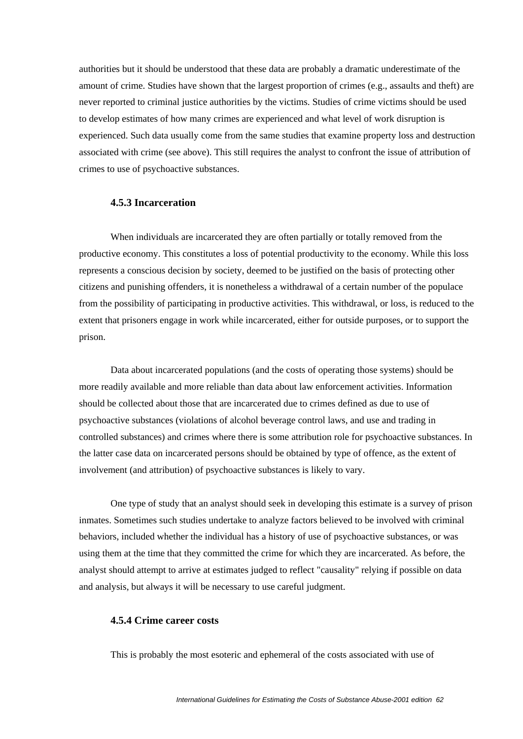authorities but it should be understood that these data are probably a dramatic underestimate of the amount of crime. Studies have shown that the largest proportion of crimes (e.g., assaults and theft) are never reported to criminal justice authorities by the victims. Studies of crime victims should be used to develop estimates of how many crimes are experienced and what level of work disruption is experienced. Such data usually come from the same studies that examine property loss and destruction associated with crime (see above). This still requires the analyst to confront the issue of attribution of crimes to use of psychoactive substances.

### 4.5.3 Incarceration

When individuals are incarcerated they are often partially or totally removed from the productive economy. This constitutes a loss of potential productivity to the economy. While this loss represents a conscious decision by society, deemed to be justified on the basis of protecting other citizens and punishing offenders, it is nonetheless a withdrawal of a certain number of the populace from the possibility of participating in productive activities. This withdrawal, or loss, is reduced to the extent that prisoners engage in work while incarcerated, either for outside purposes, or to support the prison.

Data about incarcerated populations (and the costs of operating those systems) should be more readily available and more reliable than data about law enforcement activities. Information should be collected about those that are incarcerated due to crimes defined as due to use of psychoactive substances (violations of alcohol beverage control laws, and use and trading in controlled substances) and crimes where there is some attribution role for psychoactive substances. In the latter case data on incarcerated persons should be obtained by type of offence, as the extent of involvement (and attribution) of psychoactive substances is likely to vary.

One type of study that an analyst should seek in developing this estimate is a survey of prison inmates. Sometimes such studies undertake to analyze factors believed to be involved with criminal behaviors, included whether the individual has a history of use of psychoactive substances, or was using them at the time that they committed the crime for which they are incarcerated. As before, the analyst should attempt to arrive at estimates judged to reflect "causality" relying if possible on data and analysis, but always it will be necessary to use careful judgment.

### 4.5.4 Crime career costs

This is probably the most esoteric and ephemeral of the costs associated with use of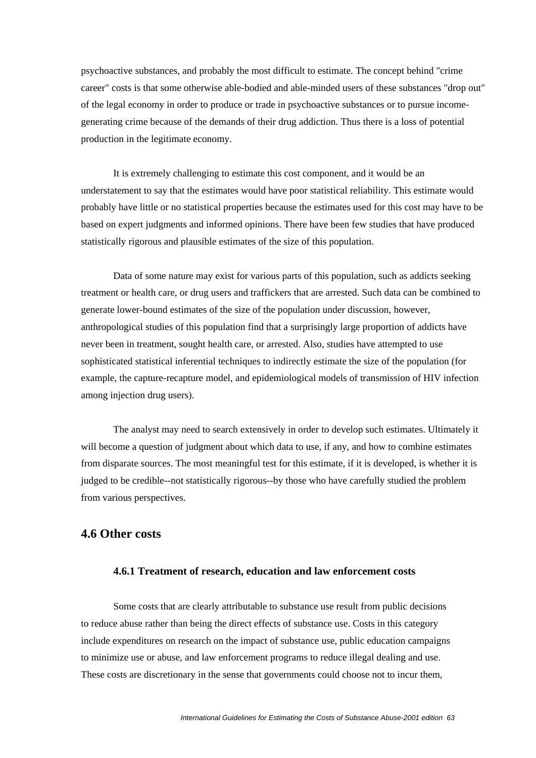psychoactive substances, and probably the most difficult to estimate. The concept behind "crime career" costs is that some otherwise able-bodied and able-minded users of these substances "drop out" of the legal economy in order to produce or trade in psychoactive substances or to pursue income-generating crime because of the demands of their drug addiction. Thus there is a loss of potential production in the legitimate economy.

It is extremely challenging to estimate this cost component, and it would be an understatement to say that the estimates would have poor statistical reliability. This estimate would probably have little or no statistical properties because the estimates used for this cost may have to be based on expert judgments and informed opinions. There have been few studies that have produced statistically rigorous and plausible estimates of the size of this population.

Data of some nature may exist for various parts of this population, such as addicts seeking treatment or health care, or drug users and traffickers that are arrested. Such data can be combined to generate lower-bound estimates of the size of the population under discussion, however, anthropological studies of this population find that a surprisingly large proportion of addicts have never been in treatment, sought health care, or arrested. Also, studies have attempted to use sophisticated statistical inferential techniques to indirectly estimate the size of the population (for example, the capture-recapture model, and epidemiological models of transmission of HIV infection among injection drug users).

The analyst may need to search extensively in order to develop such estimates. Ultimately it will become a question of judgment about which data to use, if any, and how to combine estimates from disparate sources. The most meaningful test for this estimate, if it is developed, is whether it is judged to be credible--not statistically rigorous--by those who have carefully studied the problem from various perspectives.

## 4.6 Other costs

### 4.6.1 Treatment of research, education and law enforcement costs

Some costs that are clearly attributable to substance use result from public decisions to reduce abuse rather than being the direct effects of substance use. Costs in this category include expenditures on research on the impact of substance use, public education campaigns to minimize use or abuse, and law enforcement programs to reduce illegal dealing and use. These costs are discretionary in the sense that governments could choose not to incur them,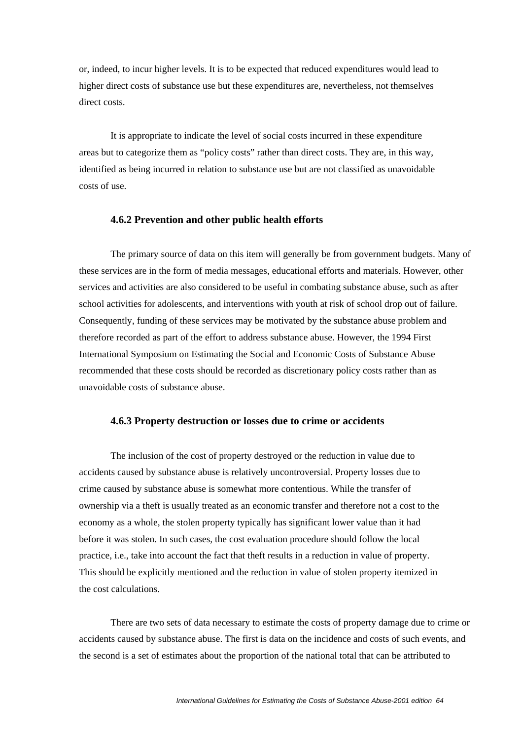or, indeed, to incur higher levels. It is to be expected that reduced expenditures would lead to higher direct costs of substance use but these expenditures are, nevertheless, not themselves direct costs.

It is appropriate to indicate the level of social costs incurred in these expenditure areas but to categorize them as "policy costs" rather than direct costs. They are, in this way, identified as being incurred in relation to substance use but are not classified as unavoidable costs of use.

### 4.6.2 Prevention and other public health efforts

The primary source of data on this item will generally be from government budgets. Many of these services are in the form of media messages, educational efforts and materials. However, other services and activities are also considered to be useful in combating substance abuse, such as after school activities for adolescents, and interventions with youth at risk of school drop out of failure. Consequently, funding of these services may be motivated by the substance abuse problem and therefore recorded as part of the effort to address substance abuse. However, the 1994 First International Symposium on Estimating the Social and Economic Costs of Substance Abuse recommended that these costs should be recorded as discretionary policy costs rather than as unavoidable costs of substance abuse.

### 4.6.3 Property destruction or losses due to crime or accidents

The inclusion of the cost of property destroyed or the reduction in value due to accidents caused by substance abuse is relatively uncontroversial. Property losses due to crime caused by substance abuse is somewhat more contentious. While the transfer of ownership via a theft is usually treated as an economic transfer and therefore not a cost to the economy as a whole, the stolen property typically has significant lower value than it had before it was stolen. In such cases, the cost evaluation procedure should follow the local practice, i.e., take into account the fact that theft results in a reduction in value of property. This should be explicitly mentioned and the reduction in value of stolen property itemized in the cost calculations.

There are two sets of data necessary to estimate the costs of property damage due to crime or accidents caused by substance abuse. The first is data on the incidence and costs of such events, and the second is a set of estimates about the proportion of the national total that can be attributed to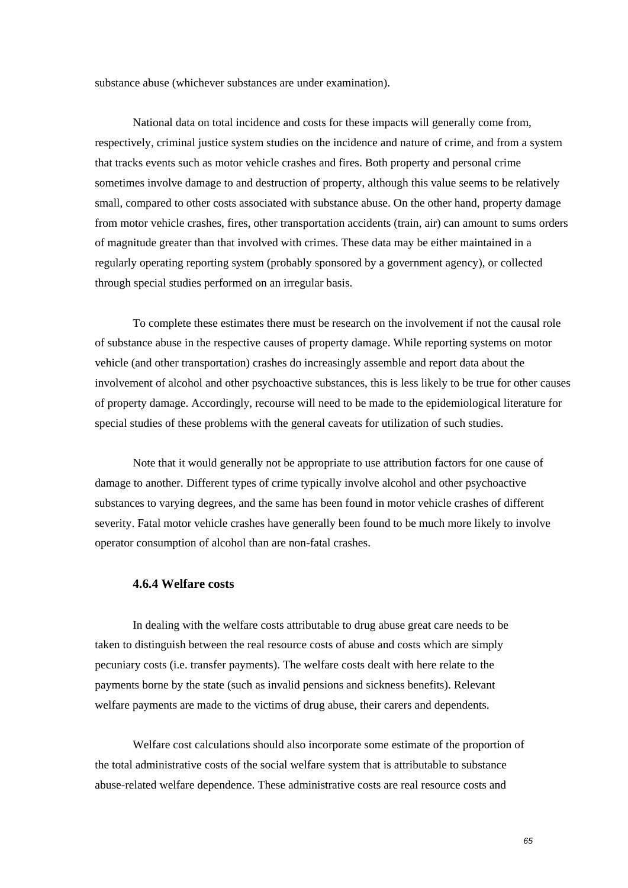substance abuse (whichever substances are under examination).

National data on total incidence and costs for these impacts will generally come from, respectively, criminal justice system studies on the incidence and nature of crime, and from a system that tracks events such as motor vehicle crashes and fires. Both property and personal crime sometimes involve damage to and destruction of property, although this value seems to be relatively small, compared to other costs associated with substance abuse. On the other hand, property damage from motor vehicle crashes, fires, other transportation accidents (train, air) can amount to sums orders of magnitude greater than that involved with crimes. These data may be either maintained in a regularly operating reporting system (probably sponsored by a government agency), or collected through special studies performed on an irregular basis.

To complete these estimates there must be research on the involvement if not the causal role of substance abuse in the respective causes of property damage. While reporting systems on motor vehicle (and other transportation) crashes do increasingly assemble and report data about the involvement of alcohol and other psychoactive substances, this is less likely to be true for other causes of property damage. Accordingly, recourse will need to be made to the epidemiological literature for special studies of these problems with the general caveats for utilization of such studies.

Note that it would generally not be appropriate to use attribution factors for one cause of damage to another. Different types of crime typically involve alcohol and other psychoactive substances to varying degrees, and the same has been found in motor vehicle crashes of different severity. Fatal motor vehicle crashes have generally been found to be much more likely to involve operator consumption of alcohol than are non-fatal crashes.

### 4.6.4 Welfare costs

In dealing with the welfare costs attributable to drug abuse great care needs to be taken to distinguish between the real resource costs of abuse and costs which are simply pecuniary costs (i.e. transfer payments). The welfare costs dealt with here relate to the payments borne by the state (such as invalid pensions and sickness benefits). Relevant welfare payments are made to the victims of drug abuse, their carers and dependents.

Welfare cost calculations should also incorporate some estimate of the proportion of the total administrative costs of the social welfare system that is attributable to substance abuse-related welfare dependence. These administrative costs are real resource costs and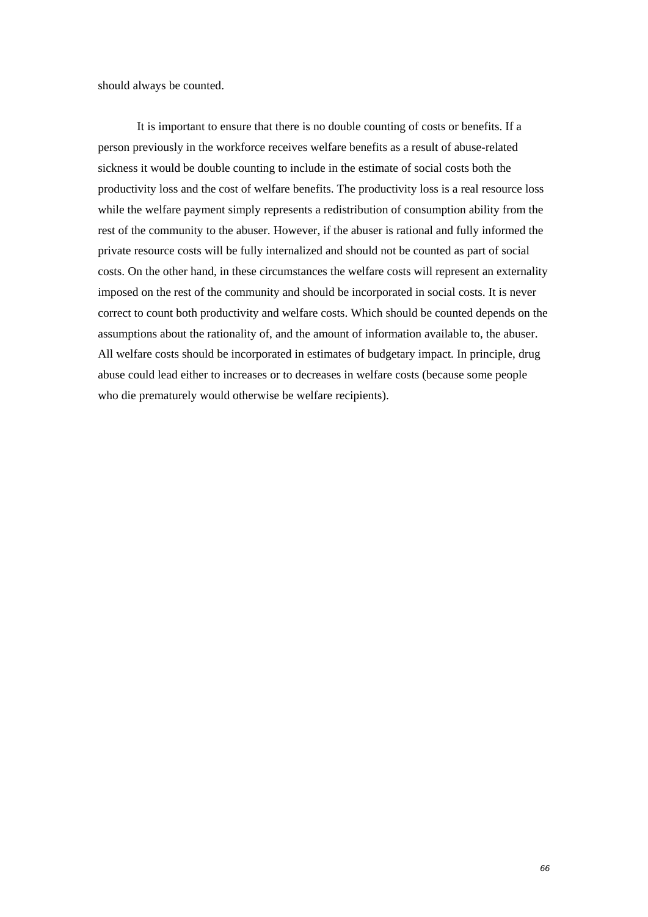should always be counted.

It is important to ensure that there is no double counting of costs or benefits. If a person previously in the workforce receives welfare benefits as a result of abuse-related sickness it would be double counting to include in the estimate of social costs both the productivity loss and the cost of welfare benefits. The productivity loss is a real resource loss while the welfare payment simply represents a redistribution of consumption ability from the rest of the community to the abuser. However, if the abuser is rational and fully informed the private resource costs will be fully internalized and should not be counted as part of social costs. On the other hand, in these circumstances the welfare costs will represent an externality imposed on the rest of the community and should be incorporated in social costs. It is never correct to count both productivity and welfare costs. Which should be counted depends on the assumptions about the rationality of, and the amount of information available to, the abuser. All welfare costs should be incorporated in estimates of budgetary impact. In principle, drug abuse could lead either to increases or to decreases in welfare costs (because some people who die prematurely would otherwise be welfare recipients).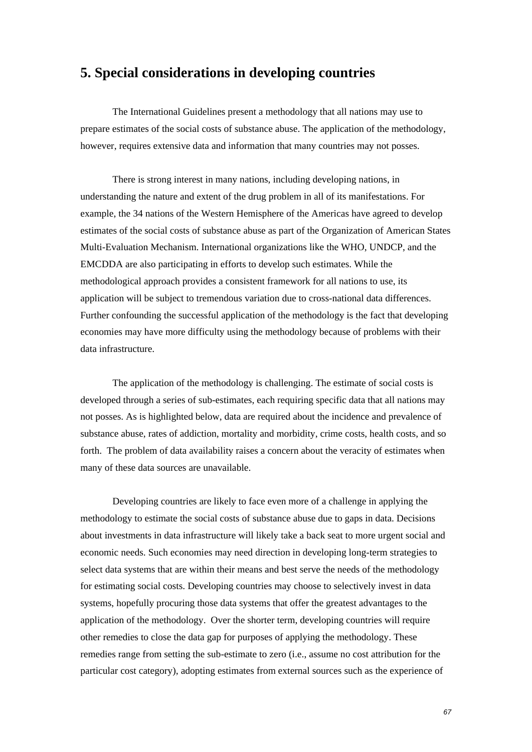## 5. Special considerations in developing countries

The International Guidelines present a methodology that all nations may use to prepare estimates of the social costs of substance abuse. The application of the methodology, however, requires extensive data and information that many countries may not posses.

There is strong interest in many nations, including developing nations, in understanding the nature and extent of the drug problem in all of its manifestations. For example, the 34 nations of the Western Hemisphere of the Americas have agreed to develop estimates of the social costs of substance abuse as part of the Organization of American States Multi-Evaluation Mechanism. International organizations like the WHO, UNDCP, and the EMCDDA are also participating in efforts to develop such estimates. While the methodological approach provides a consistent framework for all nations to use, its application will be subject to tremendous variation due to cross-national data differences. Further confounding the successful application of the methodology is the fact that developing economies may have more difficulty using the methodology because of problems with their data infrastructure.

The application of the methodology is challenging. The estimate of social costs is developed through a series of sub-estimates, each requiring specific data that all nations may not posses. As is highlighted below, data are required about the incidence and prevalence of substance abuse, rates of addiction, mortality and morbidity, crime costs, health costs, and so forth. The problem of data availability raises a concern about the veracity of estimates when many of these data sources are unavailable.

Developing countries are likely to face even more of a challenge in applying the methodology to estimate the social costs of substance abuse due to gaps in data. Decisions about investments in data infrastructure will likely take a back seat to more urgent social and economic needs. Such economies may need direction in developing long-term strategies to select data systems that are within their means and best serve the needs of the methodology for estimating social costs. Developing countries may choose to selectively invest in data systems, hopefully procuring those data systems that offer the greatest advantages to the application of the methodology. Over the shorter term, developing countries will require other remedies to close the data gap for purposes of applying the methodology. These remedies range from setting the sub-estimate to zero (i.e., assume no cost attribution for the particular cost category), adopting estimates from external sources such as the experience of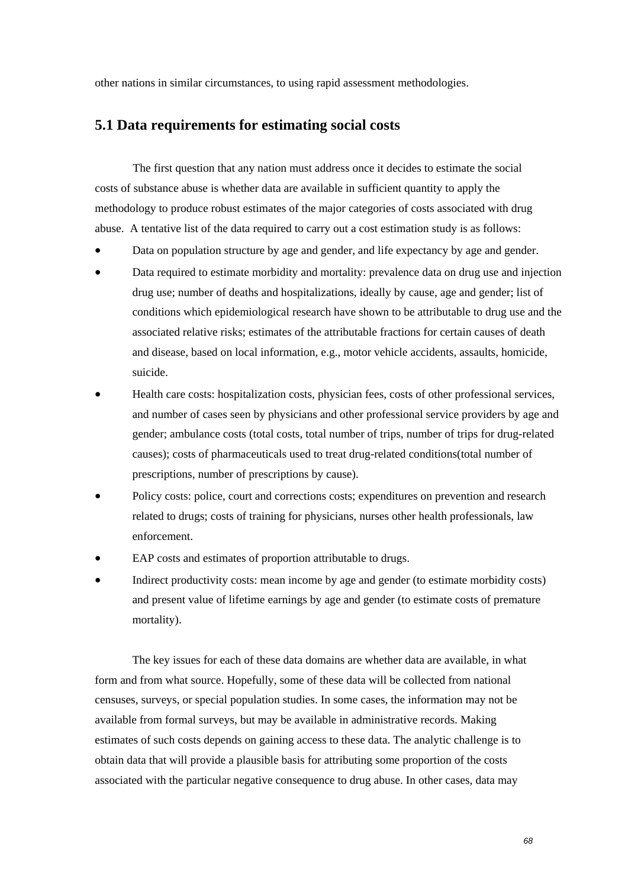other nations in similar circumstances, to using rapid assessment methodologies.

## 5.1 Data requirements for estimating social costs

The first question that any nation must address once it decides to estimate the social costs of substance abuse is whether data are available in sufficient quantity to apply the methodology to produce robust estimates of the major categories of costs associated with drug abuse. A tentative list of the data required to carry out a cost estimation study is as follows:

- Data on population structure by age and gender, and life expectancy by age and gender.
- Data required to estimate morbidity and mortality: prevalence data on drug use and injection drug use; number of deaths and hospitalizations, ideally by cause, age and gender; list of conditions which epidemiological research have shown to be attributable to drug use and the associated relative risks; estimates of the attributable fractions for certain causes of death and disease, based on local information, e.g., motor vehicle accidents, assaults, homicide, suicide.
- Health care costs: hospitalization costs, physician fees, costs of other professional services, and number of cases seen by physicians and other professional service providers by age and gender; ambulance costs (total costs, total number of trips, number of trips for drug-related causes); costs of pharmaceuticals used to treat drug-related conditions(total number of prescriptions, number of prescriptions by cause).
- Policy costs: police, court and corrections costs; expenditures on prevention and research related to drugs; costs of training for physicians, nurses other health professionals, law enforcement.
- EAP costs and estimates of proportion attributable to drugs.
- Indirect productivity costs: mean income by age and gender (to estimate morbidity costs) and present value of lifetime earnings by age and gender (to estimate costs of premature mortality).

The key issues for each of these data domains are whether data are available, in what form and from what source. Hopefully, some of these data will be collected from national censuses, surveys, or special population studies. In some cases, the information may not be available from formal surveys, but may be available in administrative records. Making estimates of such costs depends on gaining access to these data. The analytic challenge is to obtain data that will provide a plausible basis for attributing some proportion of the costs associated with the particular negative consequence to drug abuse. In other cases, data may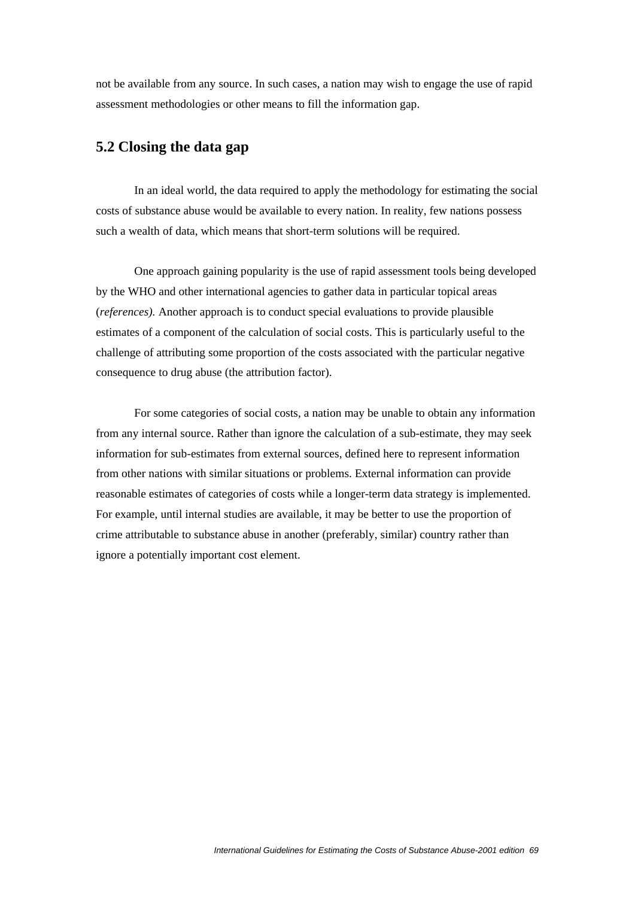not be available from any source. In such cases, a nation may wish to engage the use of rapid assessment methodologies or other means to fill the information gap.

## 5.2 Closing the data gap

In an ideal world, the data required to apply the methodology for estimating the social costs of substance abuse would be available to every nation. In reality, few nations possess such a wealth of data, which means that short-term solutions will be required.

One approach gaining popularity is the use of rapid assessment tools being developed by the WHO and other international agencies to gather data in particular topical areas (*references).* Another approach is to conduct special evaluations to provide plausible estimates of a component of the calculation of social costs. This is particularly useful to the challenge of attributing some proportion of the costs associated with the particular negative consequence to drug abuse (the attribution factor).

For some categories of social costs, a nation may be unable to obtain any information from any internal source. Rather than ignore the calculation of a sub-estimate, they may seek information for sub-estimates from external sources, defined here to represent information from other nations with similar situations or problems. External information can provide reasonable estimates of categories of costs while a longer-term data strategy is implemented. For example, until internal studies are available, it may be better to use the proportion of crime attributable to substance abuse in another (preferably, similar) country rather than ignore a potentially important cost element.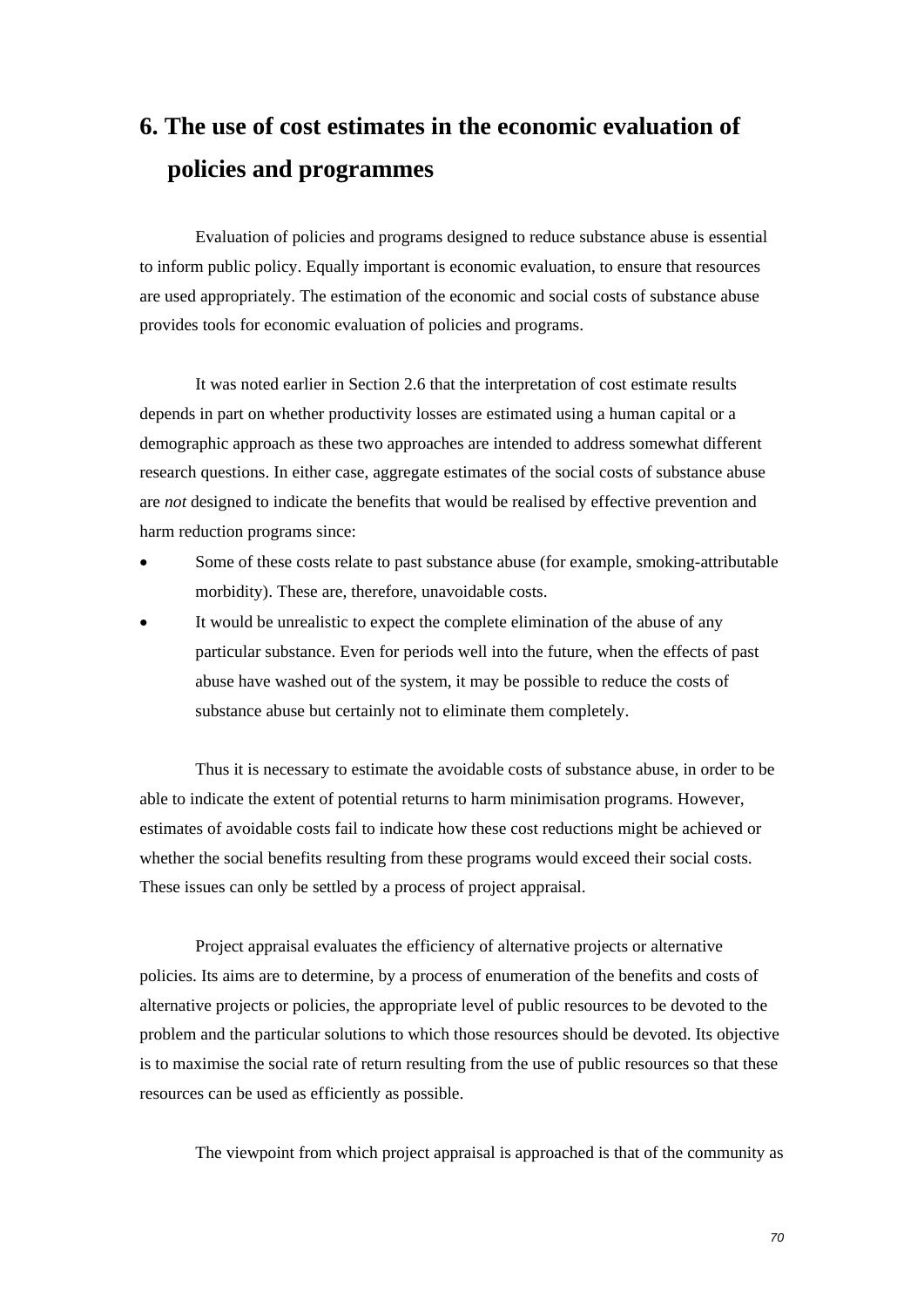# 6. The use of cost estimates in the economic evaluation of policies and programmes

Evaluation of policies and programs designed to reduce substance abuse is essential to inform public policy. Equally important is economic evaluation, to ensure that resources are used appropriately. The estimation of the economic and social costs of substance abuse provides tools for economic evaluation of policies and programs.

It was noted earlier in Section 2.6 that the interpretation of cost estimate results depends in part on whether productivity losses are estimated using a human capital or a demographic approach as these two approaches are intended to address somewhat different research questions. In either case, aggregate estimates of the social costs of substance abuse are *not* designed to indicate the benefits that would be realised by effective prevention and harm reduction programs since:

- Some of these costs relate to past substance abuse (for example, smoking-attributable morbidity). These are, therefore, unavoidable costs.
- It would be unrealistic to expect the complete elimination of the abuse of any particular substance. Even for periods well into the future, when the effects of past abuse have washed out of the system, it may be possible to reduce the costs of substance abuse but certainly not to eliminate them completely.

Thus it is necessary to estimate the avoidable costs of substance abuse, in order to be able to indicate the extent of potential returns to harm minimisation programs. However, estimates of avoidable costs fail to indicate how these cost reductions might be achieved or whether the social benefits resulting from these programs would exceed their social costs. These issues can only be settled by a process of project appraisal.

Project appraisal evaluates the efficiency of alternative projects or alternative policies. Its aims are to determine, by a process of enumeration of the benefits and costs of alternative projects or policies, the appropriate level of public resources to be devoted to the problem and the particular solutions to which those resources should be devoted. Its objective is to maximise the social rate of return resulting from the use of public resources so that these resources can be used as efficiently as possible.

The viewpoint from which project appraisal is approached is that of the community as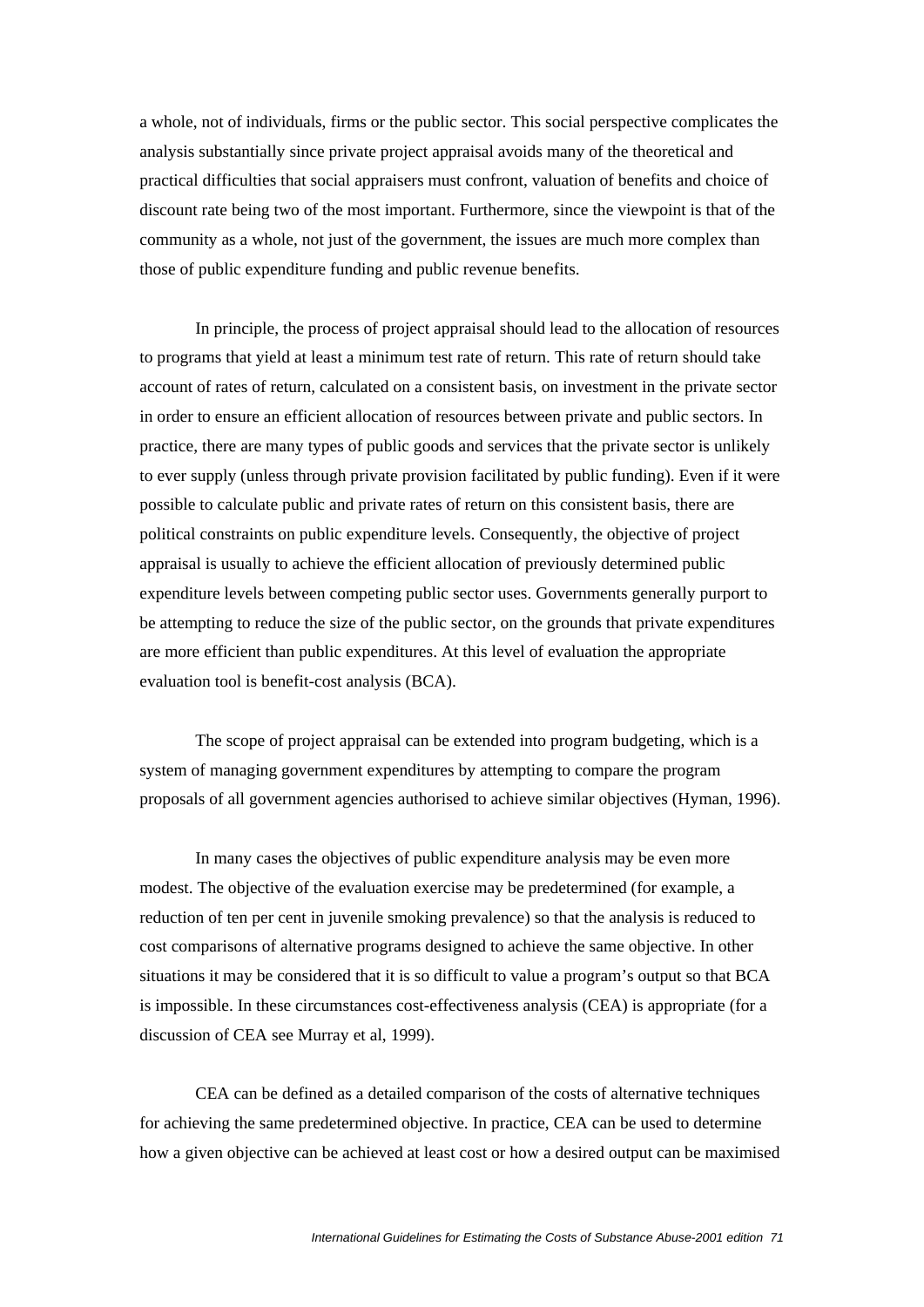a whole, not of individuals, firms or the public sector. This social perspective complicates the analysis substantially since private project appraisal avoids many of the theoretical and practical difficulties that social appraisers must confront, valuation of benefits and choice of discount rate being two of the most important. Furthermore, since the viewpoint is that of the community as a whole, not just of the government, the issues are much more complex than those of public expenditure funding and public revenue benefits.

In principle, the process of project appraisal should lead to the allocation of resources to programs that yield at least a minimum test rate of return. This rate of return should take account of rates of return, calculated on a consistent basis, on investment in the private sector in order to ensure an efficient allocation of resources between private and public sectors. In practice, there are many types of public goods and services that the private sector is unlikely to ever supply (unless through private provision facilitated by public funding). Even if it were possible to calculate public and private rates of return on this consistent basis, there are political constraints on public expenditure levels. Consequently, the objective of project appraisal is usually to achieve the efficient allocation of previously determined public expenditure levels between competing public sector uses. Governments generally purport to be attempting to reduce the size of the public sector, on the grounds that private expenditures are more efficient than public expenditures. At this level of evaluation the appropriate evaluation tool is benefit-cost analysis (BCA).

The scope of project appraisal can be extended into program budgeting, which is a system of managing government expenditures by attempting to compare the program proposals of all government agencies authorised to achieve similar objectives (Hyman, 1996).

In many cases the objectives of public expenditure analysis may be even more modest. The objective of the evaluation exercise may be predetermined (for example, a reduction of ten per cent in juvenile smoking prevalence) so that the analysis is reduced to cost comparisons of alternative programs designed to achieve the same objective. In other situations it may be considered that it is so difficult to value a program's output so that BCA is impossible. In these circumstances cost-effectiveness analysis (CEA) is appropriate (for a discussion of CEA see Murray et al, 1999).

CEA can be defined as a detailed comparison of the costs of alternative techniques for achieving the same predetermined objective. In practice, CEA can be used to determine how a given objective can be achieved at least cost or how a desired output can be maximised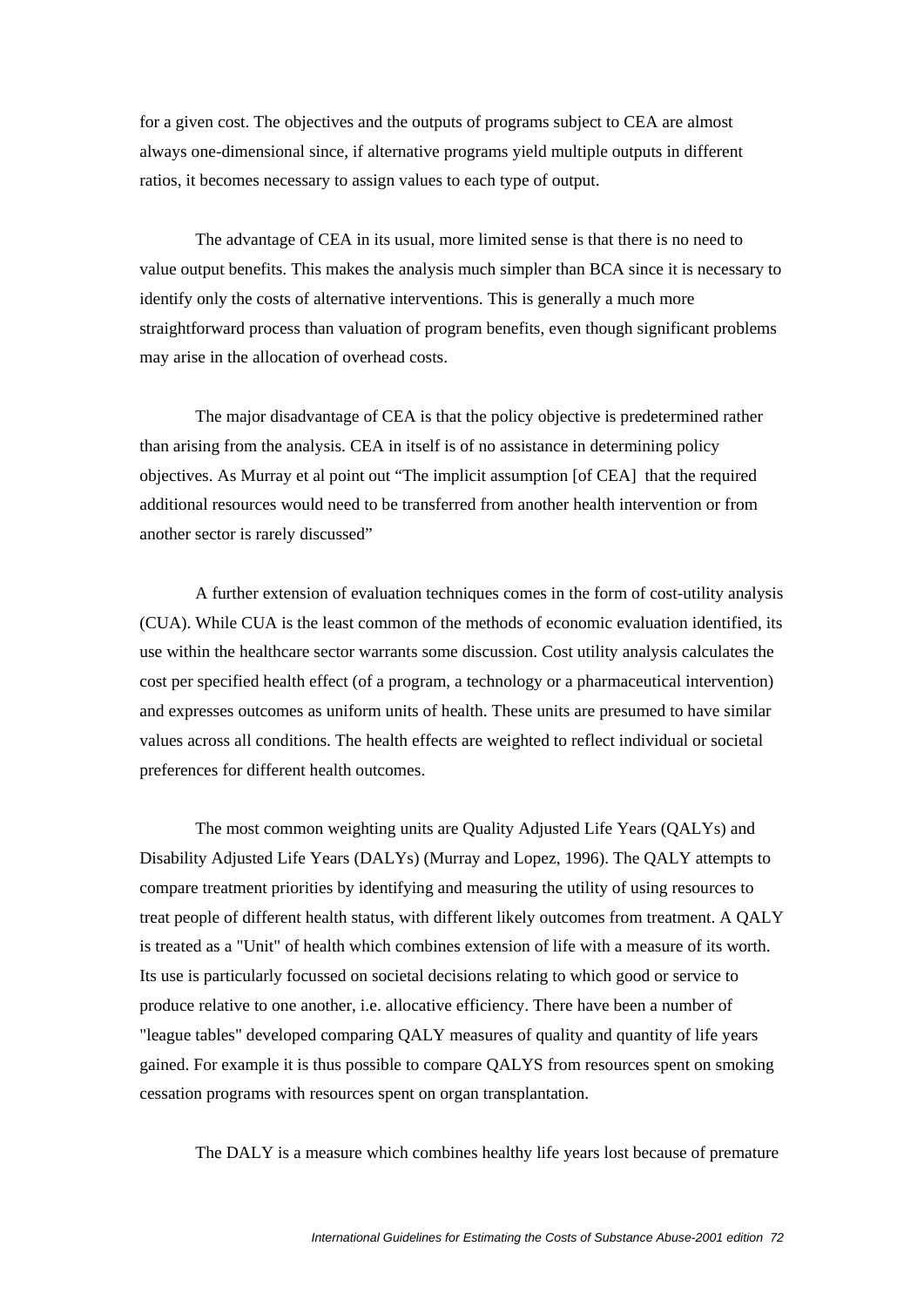for a given cost. The objectives and the outputs of programs subject to CEA are almost always one-dimensional since, if alternative programs yield multiple outputs in different ratios, it becomes necessary to assign values to each type of output.

The advantage of CEA in its usual, more limited sense is that there is no need to value output benefits. This makes the analysis much simpler than BCA since it is necessary to identify only the costs of alternative interventions. This is generally a much more straightforward process than valuation of program benefits, even though significant problems may arise in the allocation of overhead costs.

The major disadvantage of CEA is that the policy objective is predetermined rather than arising from the analysis. CEA in itself is of no assistance in determining policy objectives. As Murray et al point out "The implicit assumption [of CEA] that the required additional resources would need to be transferred from another health intervention or from another sector is rarely discussed"

A further extension of evaluation techniques comes in the form of cost-utility analysis (CUA). While CUA is the least common of the methods of economic evaluation identified, its use within the healthcare sector warrants some discussion. Cost utility analysis calculates the cost per specified health effect (of a program, a technology or a pharmaceutical intervention) and expresses outcomes as uniform units of health. These units are presumed to have similar values across all conditions. The health effects are weighted to reflect individual or societal preferences for different health outcomes.

The most common weighting units are Quality Adjusted Life Years (QALYs) and Disability Adjusted Life Years (DALYs) (Murray and Lopez, 1996). The QALY attempts to compare treatment priorities by identifying and measuring the utility of using resources to treat people of different health status, with different likely outcomes from treatment. A QALY is treated as a "Unit" of health which combines extension of life with a measure of its worth. Its use is particularly focussed on societal decisions relating to which good or service to produce relative to one another, i.e. allocative efficiency. There have been a number of "league tables" developed comparing QALY measures of quality and quantity of life years gained. For example it is thus possible to compare QALYS from resources spent on smoking cessation programs with resources spent on organ transplantation.

The DALY is a measure which combines healthy life years lost because of premature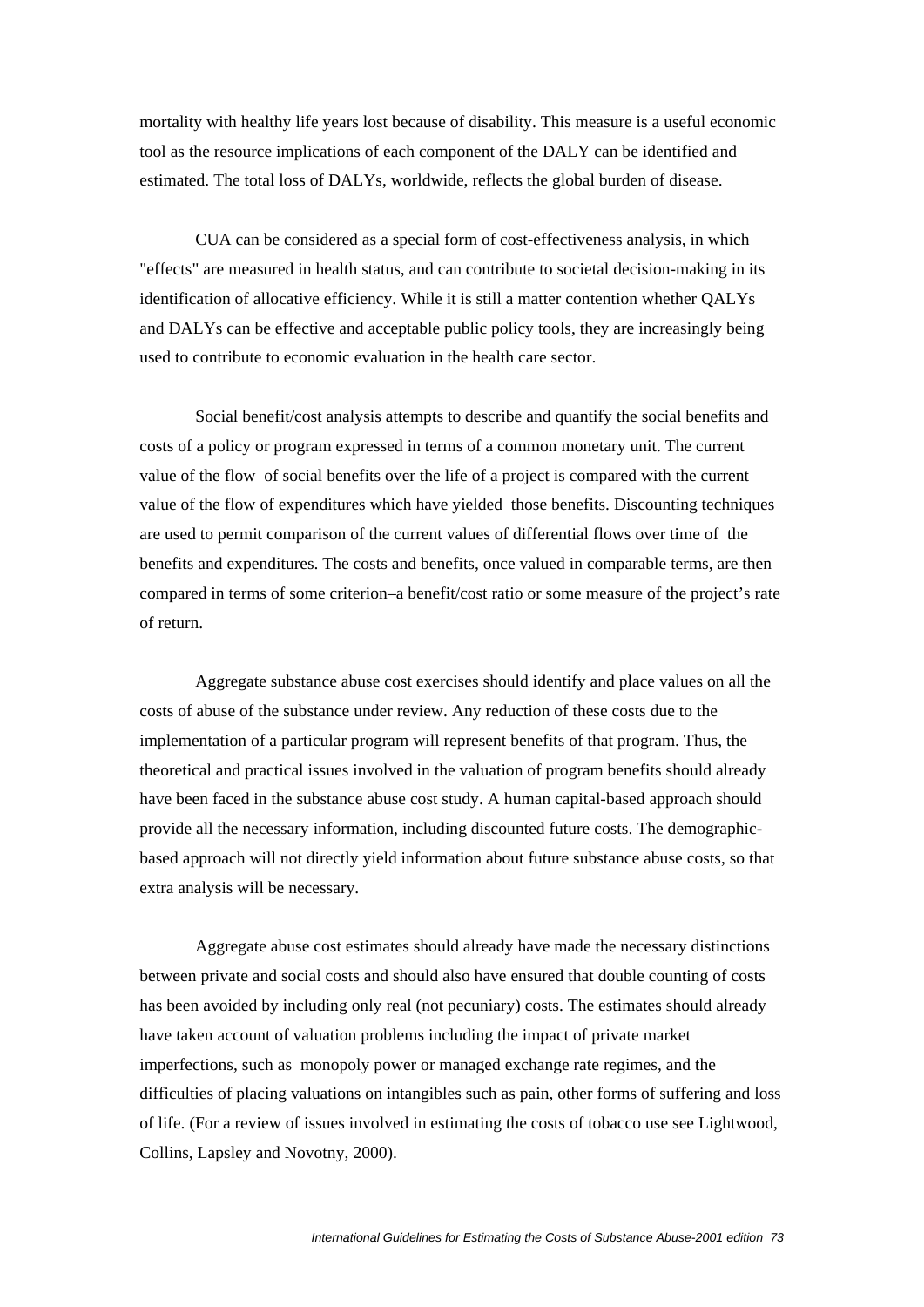mortality with healthy life years lost because of disability. This measure is a useful economic tool as the resource implications of each component of the DALY can be identified and estimated. The total loss of DALYs, worldwide, reflects the global burden of disease.

CUA can be considered as a special form of cost-effectiveness analysis, in which "effects" are measured in health status, and can contribute to societal decision-making in its identification of allocative efficiency. While it is still a matter contention whether QALYs and DALYs can be effective and acceptable public policy tools, they are increasingly being used to contribute to economic evaluation in the health care sector.

Social benefit/cost analysis attempts to describe and quantify the social benefits and costs of a policy or program expressed in terms of a common monetary unit. The current value of the flow of social benefits over the life of a project is compared with the current value of the flow of expenditures which have yielded those benefits. Discounting techniques are used to permit comparison of the current values of differential flows over time of the benefits and expenditures. The costs and benefits, once valued in comparable terms, are then compared in terms of some criterion–a benefit/cost ratio or some measure of the project's rate of return.

Aggregate substance abuse cost exercises should identify and place values on all the costs of abuse of the substance under review. Any reduction of these costs due to the implementation of a particular program will represent benefits of that program. Thus, the theoretical and practical issues involved in the valuation of program benefits should already have been faced in the substance abuse cost study. A human capital-based approach should provide all the necessary information, including discounted future costs. The demographic-based approach will not directly yield information about future substance abuse costs, so that extra analysis will be necessary.

Aggregate abuse cost estimates should already have made the necessary distinctions between private and social costs and should also have ensured that double counting of costs has been avoided by including only real (not pecuniary) costs. The estimates should already have taken account of valuation problems including the impact of private market imperfections, such as monopoly power or managed exchange rate regimes, and the difficulties of placing valuations on intangibles such as pain, other forms of suffering and loss of life. (For a review of issues involved in estimating the costs of tobacco use see Lightwood, Collins, Lapsley and Novotny, 2000).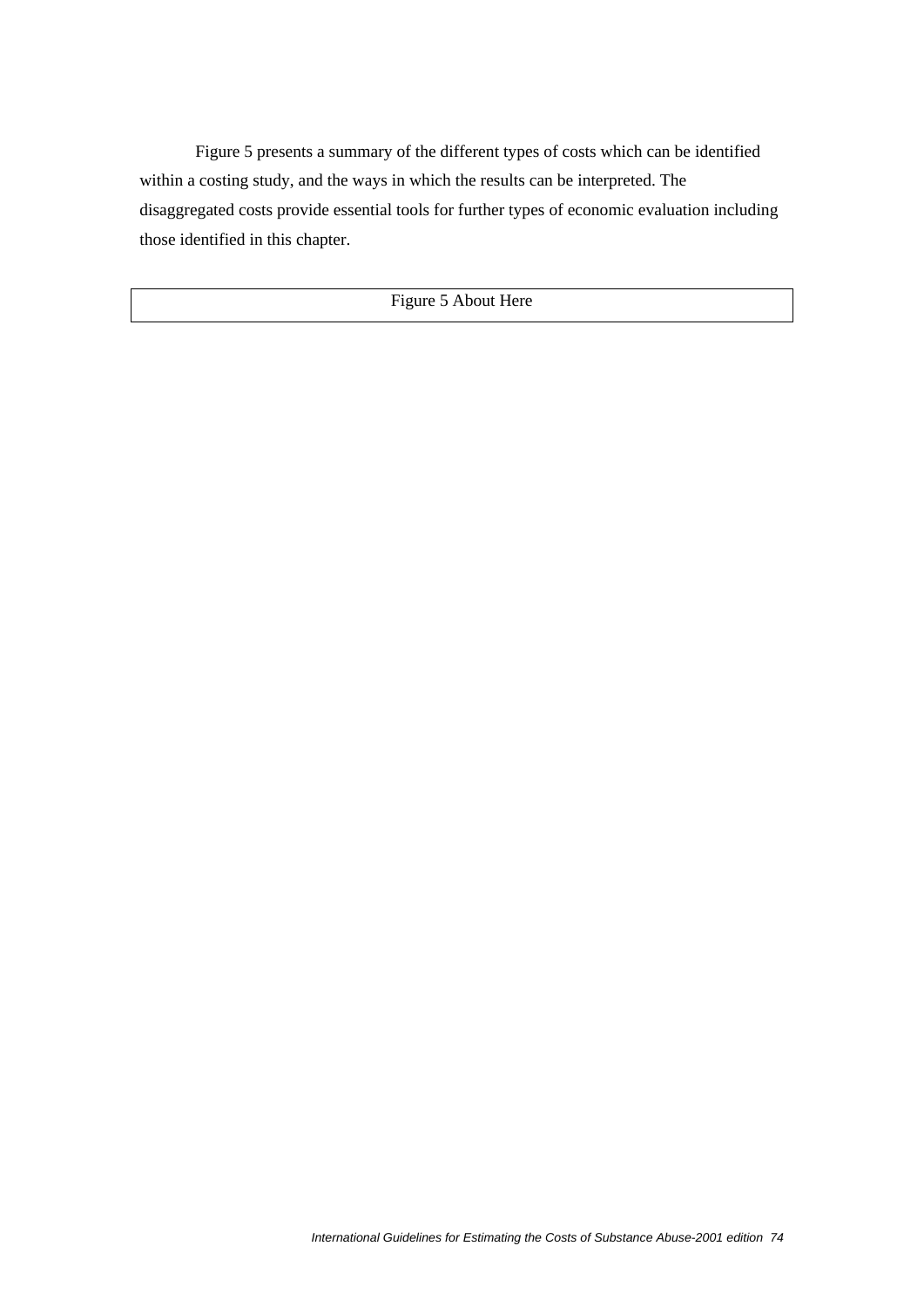Figure 5 presents a summary of the different types of costs which can be identified within a costing study, and the ways in which the results can be interpreted. The disaggregated costs provide essential tools for further types of economic evaluation including those identified in this chapter.

Figure 5 About Here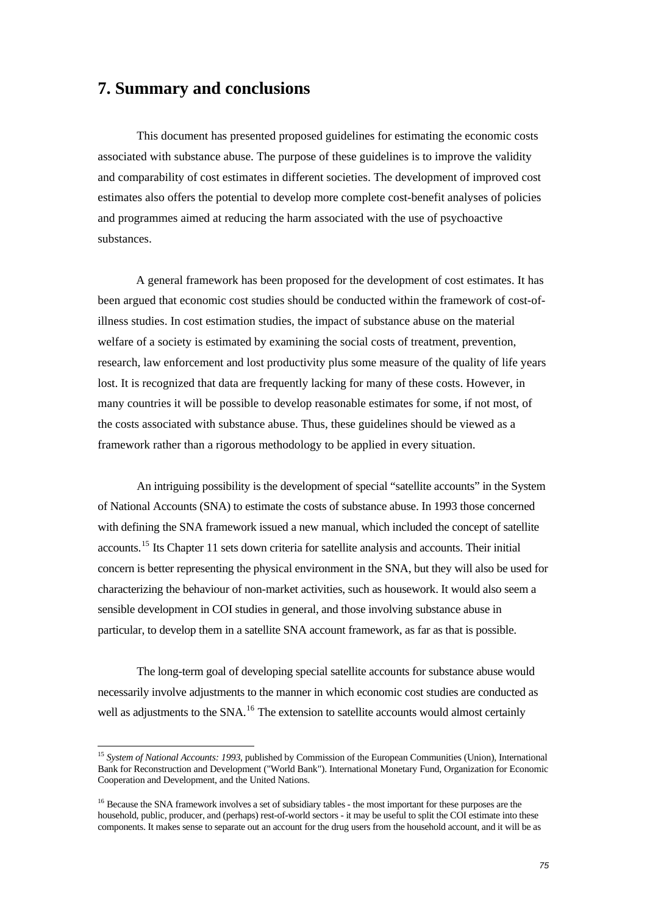## 7. Summary and conclusions

This document has presented proposed guidelines for estimating the economic costs associated with substance abuse. The purpose of these guidelines is to improve the validity and comparability of cost estimates in different societies. The development of improved cost estimates also offers the potential to develop more complete cost-benefit analyses of policies and programmes aimed at reducing the harm associated with the use of psychoactive substances.

A general framework has been proposed for the development of cost estimates. It has been argued that economic cost studies should be conducted within the framework of cost-of-illness studies. In cost estimation studies, the impact of substance abuse on the material welfare of a society is estimated by examining the social costs of treatment, prevention, research, law enforcement and lost productivity plus some measure of the quality of life years lost. It is recognized that data are frequently lacking for many of these costs. However, in many countries it will be possible to develop reasonable estimates for some, if not most, of the costs associated with substance abuse. Thus, these guidelines should be viewed as a framework rather than a rigorous methodology to be applied in every situation.

An intriguing possibility is the development of special "satellite accounts" in the System of National Accounts (SNA) to estimate the costs of substance abuse. In 1993 those concerned with defining the SNA framework issued a new manual, which included the concept of satellite accounts.[15] Its Chapter 11 sets down criteria for satellite analysis and accounts. Their initial concern is better representing the physical environment in the SNA, but they will also be used for characterizing the behaviour of non-market activities, such as housework. It would also seem a sensible development in COI studies in general, and those involving substance abuse in particular, to develop them in a satellite SNA account framework, as far as that is possible.

The long-term goal of developing special satellite accounts for substance abuse would necessarily involve adjustments to the manner in which economic cost studies are conducted as well as adjustments to the SNA.[16] The extension to satellite accounts would almost certainly

---

[15] *System of National Accounts: 1993*, published by Commission of the European Communities (Union), International Bank for Reconstruction and Development ("World Bank"). International Monetary Fund, Organization for Economic Cooperation and Development, and the United Nations.

[16] Because the SNA framework involves a set of subsidiary tables - the most important for these purposes are the household, public, producer, and (perhaps) rest-of-world sectors - it may be useful to split the COI estimate into these components. It makes sense to separate out an account for the drug users from the household account, and it will be as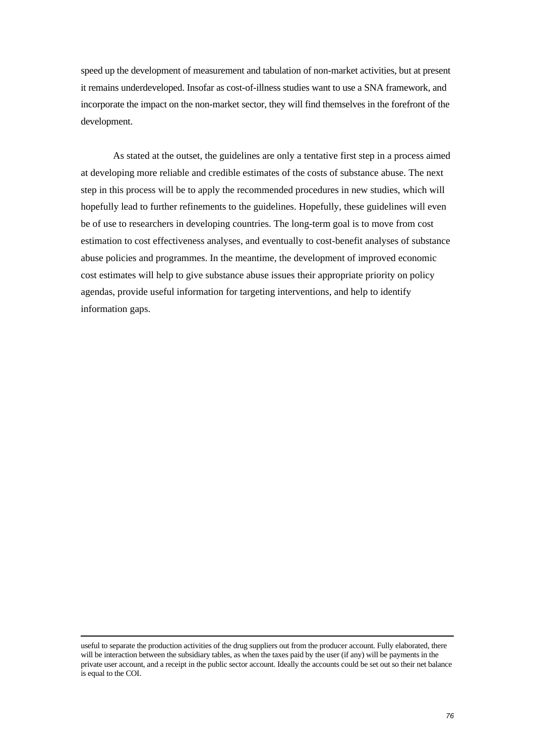speed up the development of measurement and tabulation of non-market activities, but at present it remains underdeveloped. Insofar as cost-of-illness studies want to use a SNA framework, and incorporate the impact on the non-market sector, they will find themselves in the forefront of the development.

As stated at the outset, the guidelines are only a tentative first step in a process aimed at developing more reliable and credible estimates of the costs of substance abuse. The next step in this process will be to apply the recommended procedures in new studies, which will hopefully lead to further refinements to the guidelines. Hopefully, these guidelines will even be of use to researchers in developing countries. The long-term goal is to move from cost estimation to cost effectiveness analyses, and eventually to cost-benefit analyses of substance abuse policies and programmes. In the meantime, the development of improved economic cost estimates will help to give substance abuse issues their appropriate priority on policy agendas, provide useful information for targeting interventions, and help to identify information gaps.

---

useful to separate the production activities of the drug suppliers out from the producer account. Fully elaborated, there will be interaction between the subsidiary tables, as when the taxes paid by the user (if any) will be payments in the private user account, and a receipt in the public sector account. Ideally the accounts could be set out so their net balance is equal to the COI.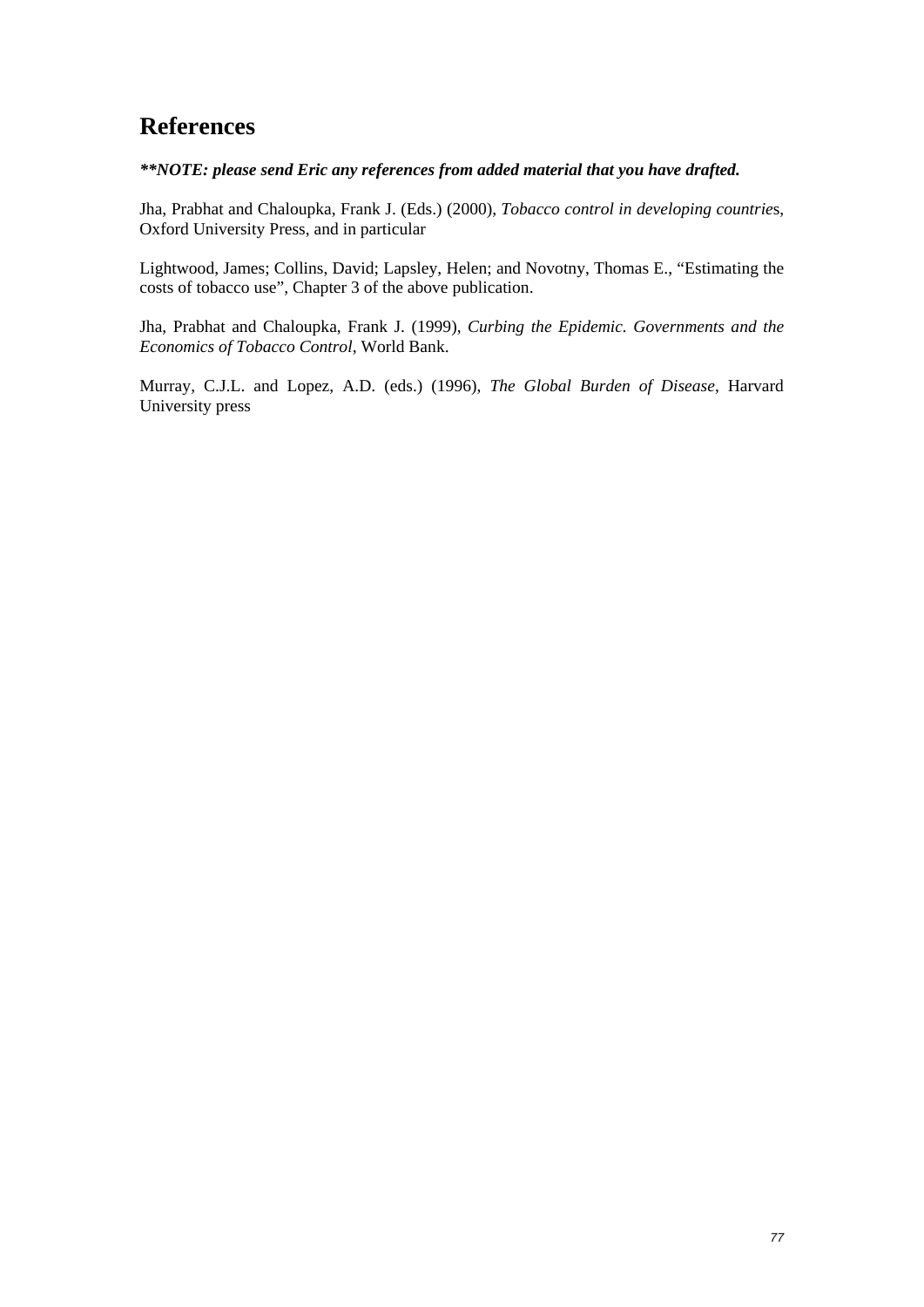# References

***\*\*NOTE: please send Eric any references from added material that you have drafted.***

Jha, Prabhat and Chaloupka, Frank J. (Eds.) (2000), *Tobacco control in developing countries*, Oxford University Press, and in particular

Lightwood, James; Collins, David; Lapsley, Helen; and Novotny, Thomas E., "Estimating the costs of tobacco use", Chapter 3 of the above publication.

Jha, Prabhat and Chaloupka, Frank J. (1999), *Curbing the Epidemic. Governments and the Economics of Tobacco Control*, World Bank.

Murray, C.J.L. and Lopez, A.D. (eds.) (1996), *The Global Burden of Disease*, Harvard University press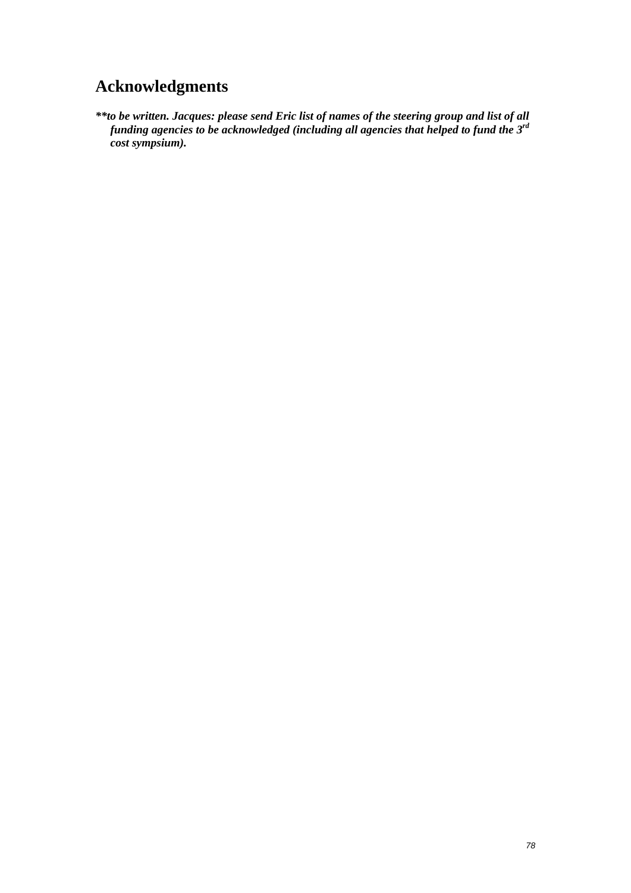# Acknowledgments

***\*\*to be written. Jacques: please send Eric list of names of the steering group and list of all funding agencies to be acknowledged (including all agencies that helped to fund the 3rd cost sympsium).***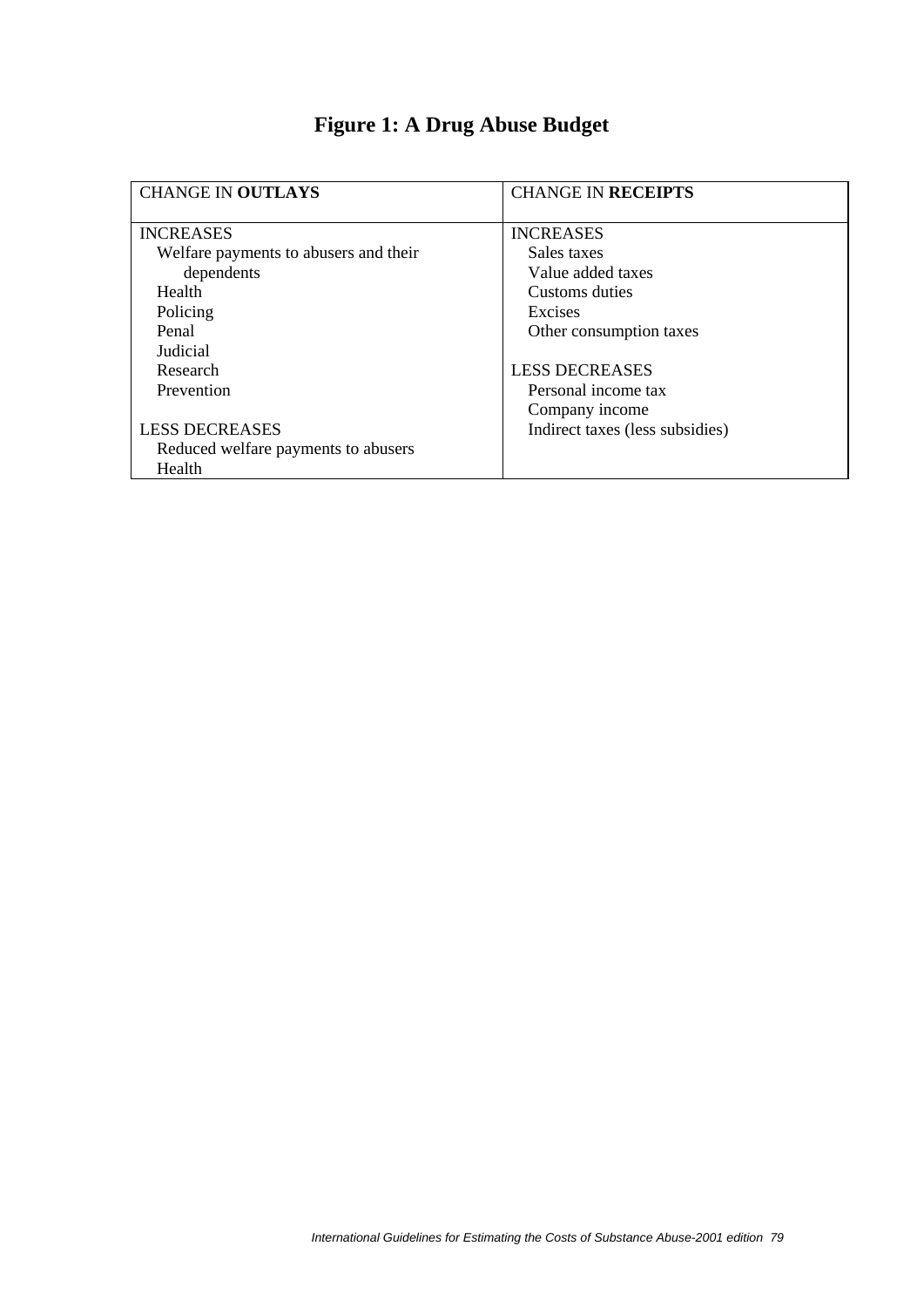# Figure 1: A Drug Abuse Budget

| CHANGE IN **OUTLAYS** | CHANGE IN **RECEIPTS** |
|---|---|
| INCREASES<br>Welfare payments to abusers and their dependents<br>Health<br>Policing<br>Penal<br>Judicial<br>Research<br>Prevention<br><br>LESS DECREASES<br>Reduced welfare payments to abusers<br>Health | INCREASES<br>Sales taxes<br>Value added taxes<br>Customs duties<br>Excises<br>Other consumption taxes<br><br>LESS DECREASES<br>Personal income tax<br>Company income<br>Indirect taxes (less subsidies) |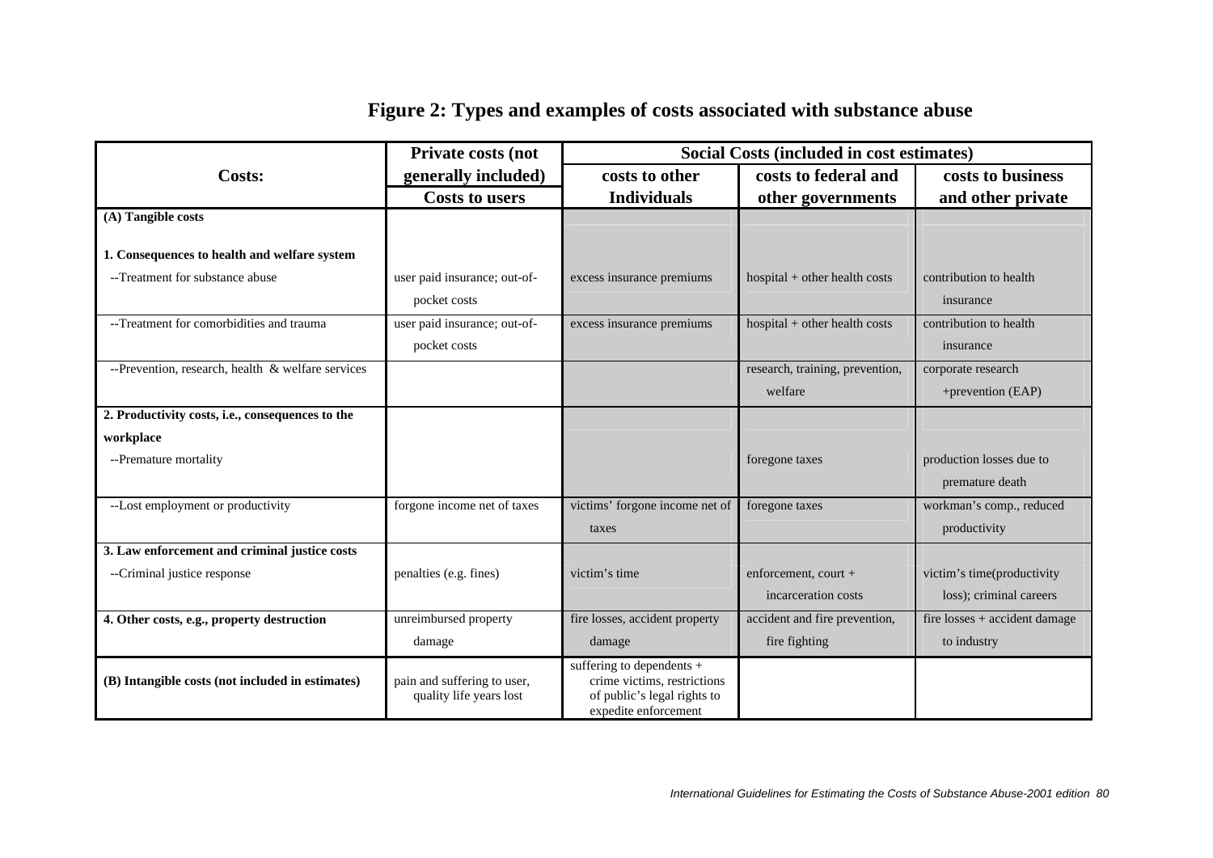# Figure 2: Types and examples of costs associated with substance abuse

| Costs: | Private costs (not generally included) | Social Costs (included in cost estimates) | | |
|---|---|---|---|---|
| | Costs to users | costs to other Individuals | costs to federal and other governments | costs to business and other private |
| **(A) Tangible costs** | | | | |
| **1. Consequences to health and welfare system** | | | | |
| --Treatment for substance abuse | user paid insurance; out-of-pocket costs | excess insurance premiums | hospital + other health costs | contribution to health insurance |
| --Treatment for comorbidities and trauma | user paid insurance; out-of-pocket costs | excess insurance premiums | hospital + other health costs | contribution to health insurance |
| --Prevention, research, health & welfare services | | | research, training, prevention, welfare | corporate research +prevention (EAP) |
| **2. Productivity costs, i.e., consequences to the workplace** | | | | |
| --Premature mortality | | | foregone taxes | production losses due to premature death |
| --Lost employment or productivity | forgone income net of taxes | victims' forgone income net of taxes | foregone taxes | workman's comp., reduced productivity |
| **3. Law enforcement and criminal justice costs** | | | | |
| --Criminal justice response | penalties (e.g. fines) | victim's time | enforcement, court + incarceration costs | victim's time(productivity loss); criminal careers |
| **4. Other costs, e.g., property destruction** | unreimbursed property damage | fire losses, accident property damage | accident and fire prevention, fire fighting | fire losses + accident damage to industry |
| **(B) Intangible costs (not included in estimates)** | pain and suffering to user, quality life years lost | suffering to dependents + crime victims, restrictions of public's legal rights to expedite enforcement | | |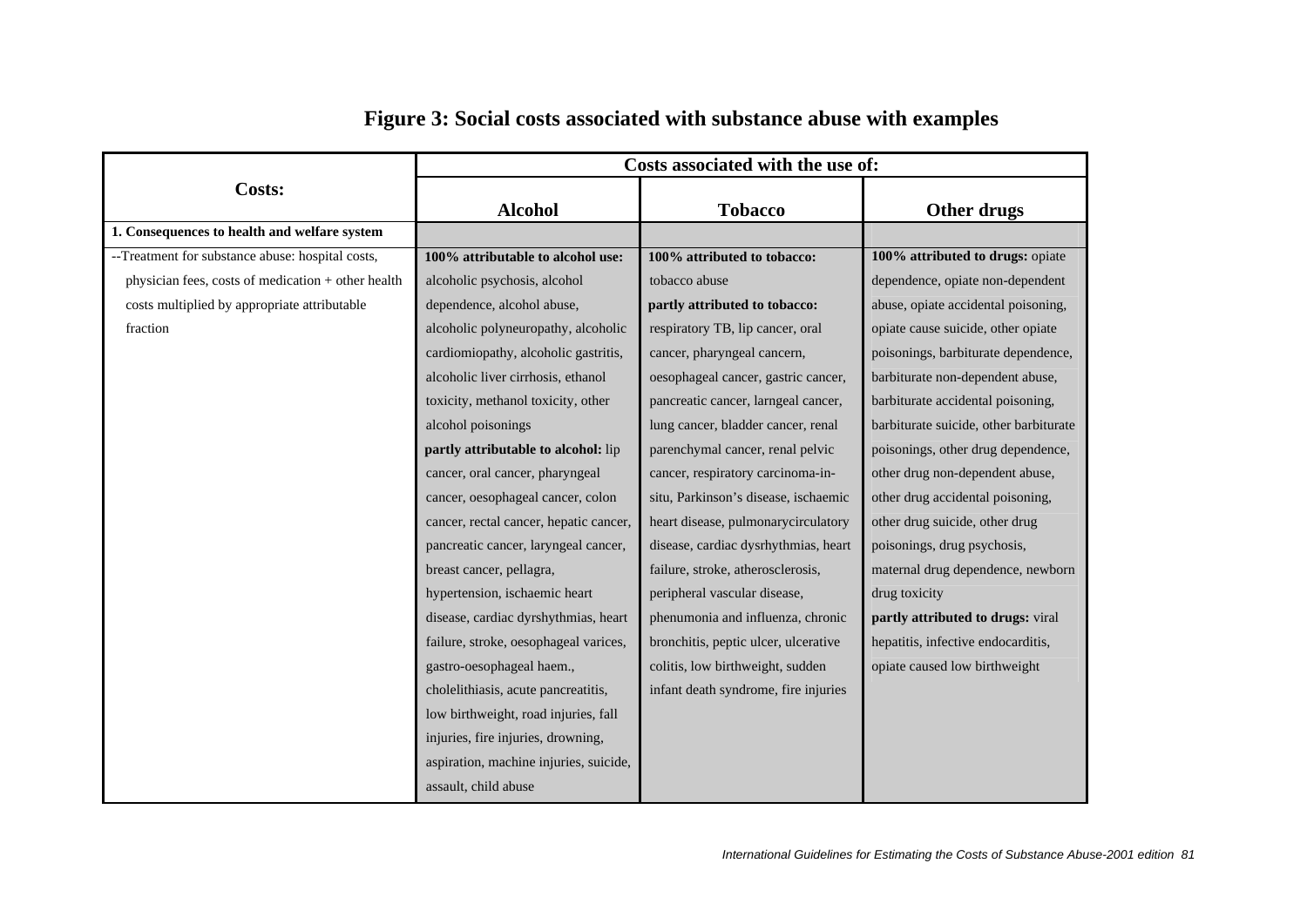# Figure 3: Social costs associated with substance abuse with examples

| Costs: | Costs associated with the use of: | | |
|---|---|---|---|
| | **Alcohol** | **Tobacco** | **Other drugs** |
| **1. Consequences to health and welfare system** | | | |
| --Treatment for substance abuse: hospital costs, physician fees, costs of medication + other health costs multiplied by appropriate attributable fraction | **100% attributable to alcohol use:** alcoholic psychosis, alcohol dependence, alcohol abuse, alcoholic polyneuropathy, alcoholic cardiomiopathy, alcoholic gastritis, alcoholic liver cirrhosis, ethanol toxicity, methanol toxicity, other alcohol poisonings **partly attributable to alcohol:** lip cancer, oral cancer, pharyngeal cancer, oesophageal cancer, colon cancer, rectal cancer, hepatic cancer, pancreatic cancer, laryngeal cancer, breast cancer, pellagra, hypertension, ischaemic heart disease, cardiac dyrshythmias, heart failure, stroke, oesophageal varices, gastro-oesophageal haem., cholelithiasis, acute pancreatitis, low birthweight, road injuries, fall injuries, fire injuries, drowning, aspiration, machine injuries, suicide, assault, child abuse | **100% attributed to tobacco:** tobacco abuse **partly attributed to tobacco:** respiratory TB, lip cancer, oral cancer, pharyngeal cancern, oesophageal cancer, gastric cancer, pancreatic cancer, larngeal cancer, lung cancer, bladder cancer, renal parenchymal cancer, renal pelvic cancer, respiratory carcinoma-in-situ, Parkinson's disease, ischaemic heart disease, pulmonarycirculatory disease, cardiac dysrhythmias, heart failure, stroke, atherosclerosis, peripheral vascular disease, phenumonia and influenza, chronic bronchitis, peptic ulcer, ulcerative colitis, low birthweight, sudden infant death syndrome, fire injuries | **100% attributed to drugs:** opiate dependence, opiate non-dependent abuse, opiate accidental poisoning, opiate cause suicide, other opiate poisonings, barbiturate dependence, barbiturate non-dependent abuse, barbiturate accidental poisoning, barbiturate suicide, other barbiturate poisonings, other drug dependence, other drug non-dependent abuse, other drug accidental poisoning, other drug suicide, other drug poisonings, drug psychosis, maternal drug dependence, newborn drug toxicity **partly attributed to drugs:** viral hepatitis, infective endocarditis, opiate caused low birthweight |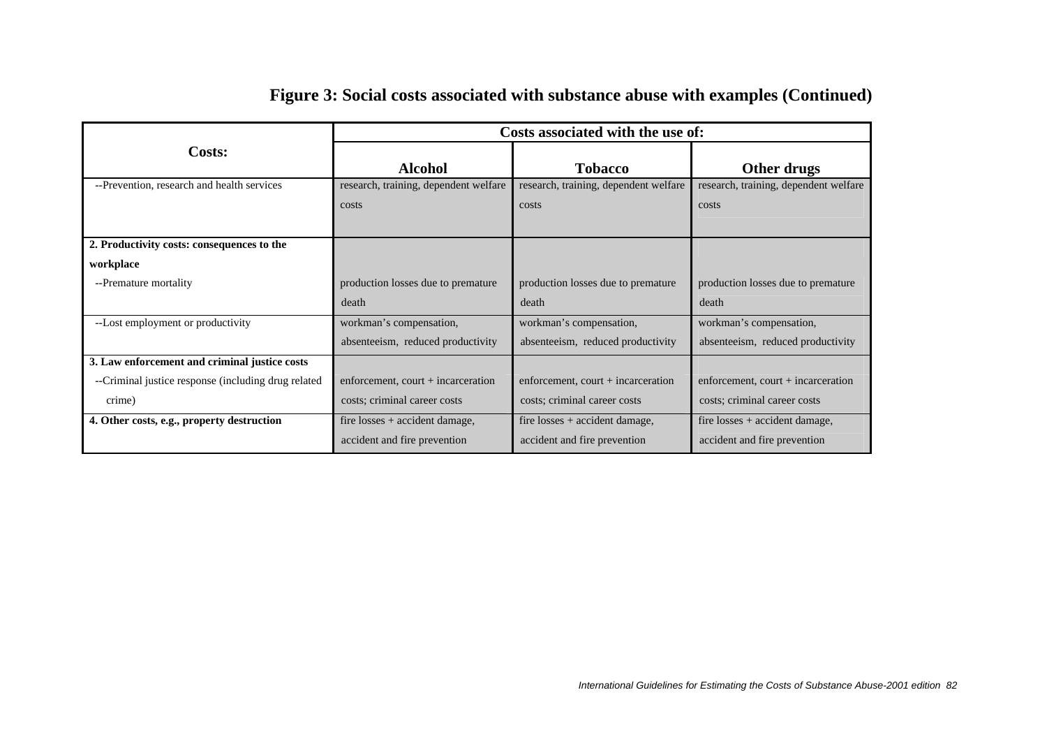# Figure 3: Social costs associated with substance abuse with examples (Continued)

| Costs: | Costs associated with the use of: | | |
|---|---|---|---|
| | **Alcohol** | **Tobacco** | **Other drugs** |
| --Prevention, research and health services | research, training, dependent welfare costs | research, training, dependent welfare costs | research, training, dependent welfare costs |
| **2. Productivity costs: consequences to the workplace** | | | |
| --Premature mortality | production losses due to premature death | production losses due to premature death | production losses due to premature death |
| --Lost employment or productivity | workman's compensation, absenteeism, reduced productivity | workman's compensation, absenteeism, reduced productivity | workman's compensation, absenteeism, reduced productivity |
| **3. Law enforcement and criminal justice costs** | | | |
| --Criminal justice response (including drug related crime) | enforcement, court + incarceration costs; criminal career costs | enforcement, court + incarceration costs; criminal career costs | enforcement, court + incarceration costs; criminal career costs |
| **4. Other costs, e.g., property destruction** | fire losses + accident damage, accident and fire prevention | fire losses + accident damage, accident and fire prevention | fire losses + accident damage, accident and fire prevention |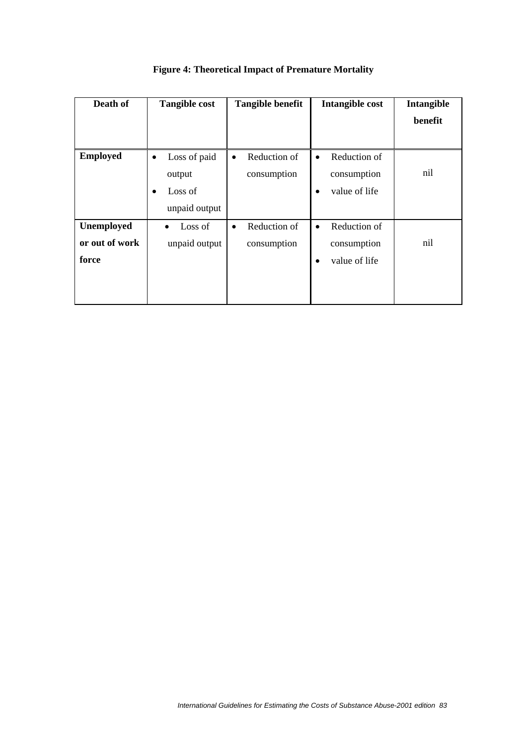**Figure 4: Theoretical Impact of Premature Mortality**

| Death of | Tangible cost | Tangible benefit | Intangible cost | Intangible benefit |
|---|---|---|---|---|
| **Employed** | • Loss of paid output<br>• Loss of unpaid output | • Reduction of consumption | • Reduction of consumption<br>• value of life | nil |
| **Unemployed or out of work force** | • Loss of unpaid output | • Reduction of consumption | • Reduction of consumption<br>• value of life | nil |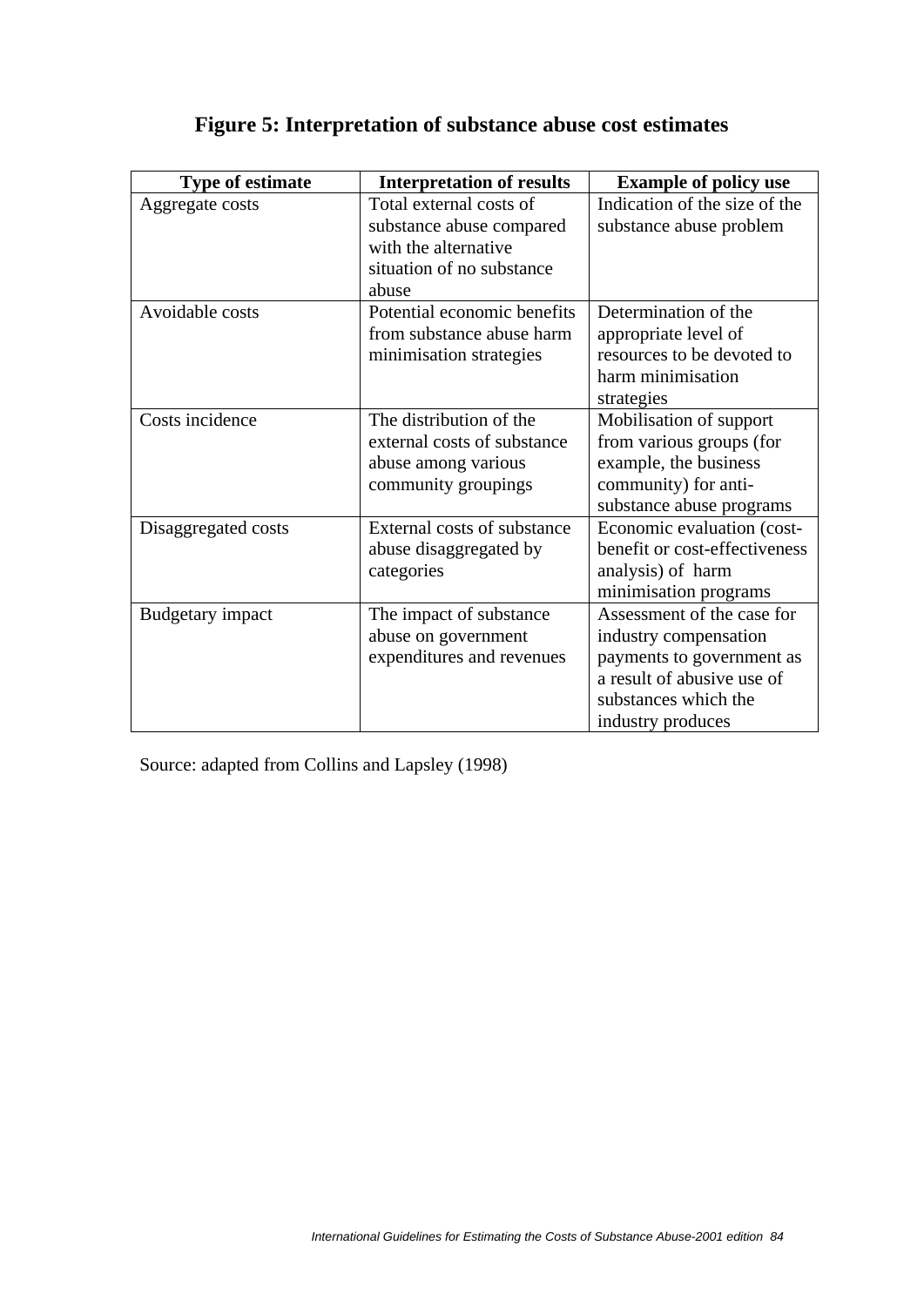## Figure 5: Interpretation of substance abuse cost estimates

| Type of estimate | Interpretation of results | Example of policy use |
|---|---|---|
| Aggregate costs | Total external costs of substance abuse compared with the alternative situation of no substance abuse | Indication of the size of the substance abuse problem |
| Avoidable costs | Potential economic benefits from substance abuse harm minimisation strategies | Determination of the appropriate level of resources to be devoted to harm minimisation strategies |
| Costs incidence | The distribution of the external costs of substance abuse among various community groupings | Mobilisation of support from various groups (for example, the business community) for anti-substance abuse programs |
| Disaggregated costs | External costs of substance abuse disaggregated by categories | Economic evaluation (cost-benefit or cost-effectiveness analysis) of harm minimisation programs |
| Budgetary impact | The impact of substance abuse on government expenditures and revenues | Assessment of the case for industry compensation payments to government as a result of abusive use of substances which the industry produces |

Source: adapted from Collins and Lapsley (1998)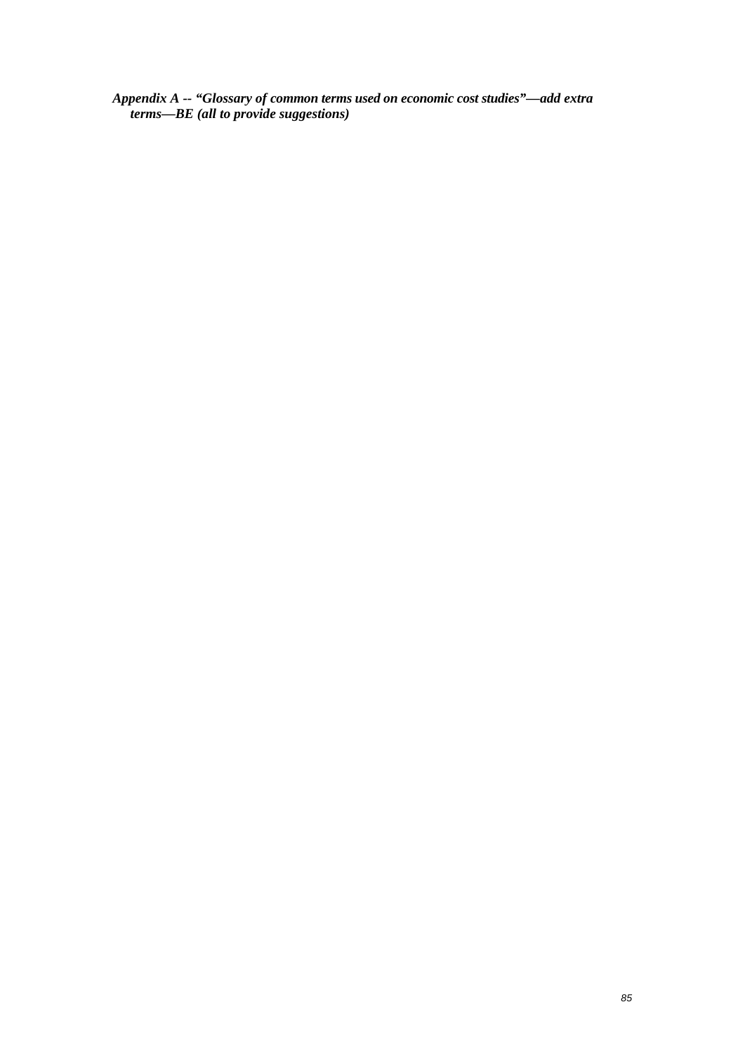***Appendix A -- "Glossary of common terms used on economic cost studies"—add extra terms—BE (all to provide suggestions)***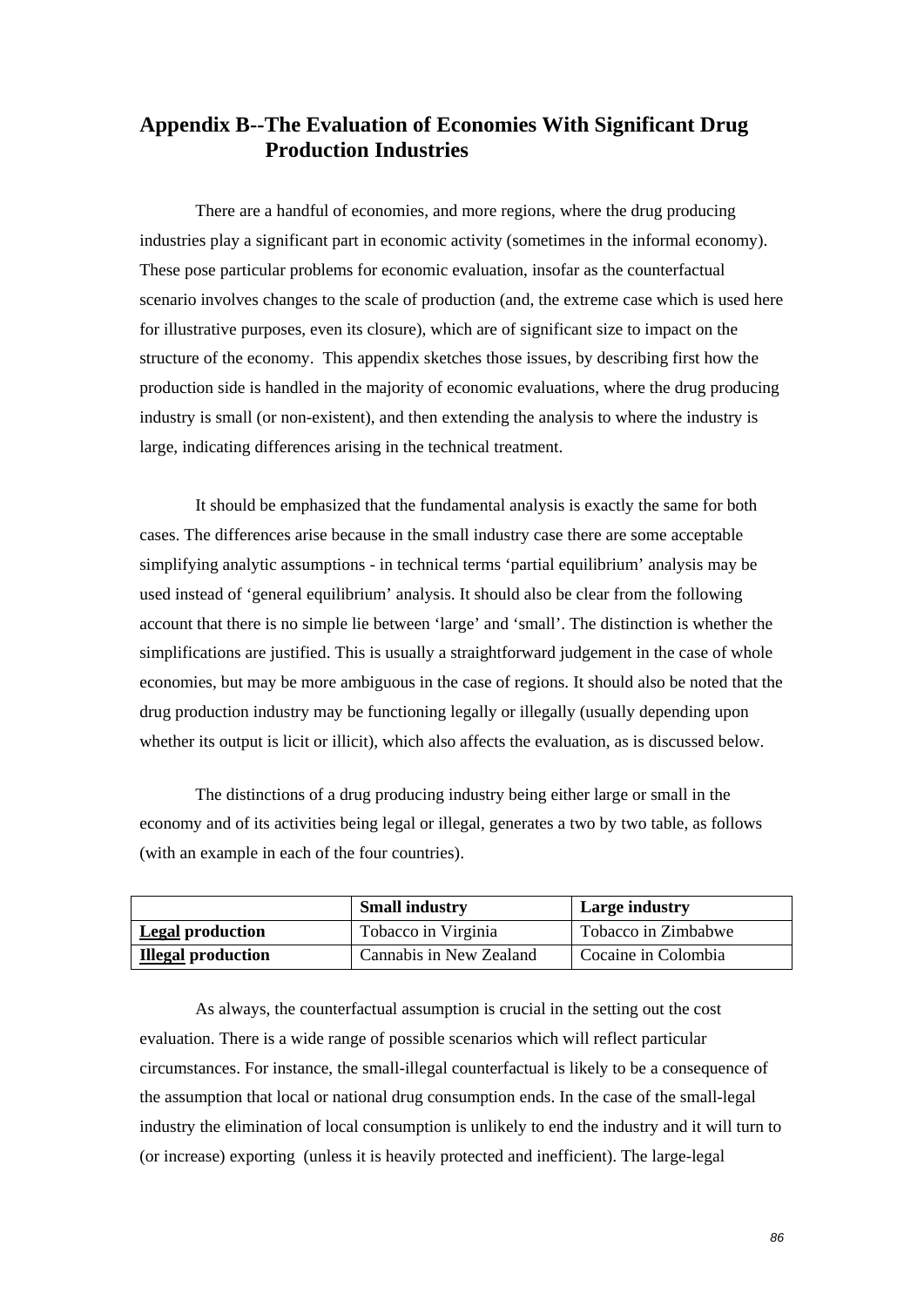## Appendix B--The Evaluation of Economies With Significant Drug Production Industries

There are a handful of economies, and more regions, where the drug producing industries play a significant part in economic activity (sometimes in the informal economy). These pose particular problems for economic evaluation, insofar as the counterfactual scenario involves changes to the scale of production (and, the extreme case which is used here for illustrative purposes, even its closure), which are of significant size to impact on the structure of the economy. This appendix sketches those issues, by describing first how the production side is handled in the majority of economic evaluations, where the drug producing industry is small (or non-existent), and then extending the analysis to where the industry is large, indicating differences arising in the technical treatment.

It should be emphasized that the fundamental analysis is exactly the same for both cases. The differences arise because in the small industry case there are some acceptable simplifying analytic assumptions - in technical terms 'partial equilibrium' analysis may be used instead of 'general equilibrium' analysis. It should also be clear from the following account that there is no simple lie between 'large' and 'small'. The distinction is whether the simplifications are justified. This is usually a straightforward judgement in the case of whole economies, but may be more ambiguous in the case of regions. It should also be noted that the drug production industry may be functioning legally or illegally (usually depending upon whether its output is licit or illicit), which also affects the evaluation, as is discussed below.

The distinctions of a drug producing industry being either large or small in the economy and of its activities being legal or illegal, generates a two by two table, as follows (with an example in each of the four countries).

| | **Small industry** | **Large industry** |
|---|---|---|
| **<u>Legal</u> production** | Tobacco in Virginia | Tobacco in Zimbabwe |
| **<u>Illegal</u> production** | Cannabis in New Zealand | Cocaine in Colombia |

As always, the counterfactual assumption is crucial in the setting out the cost evaluation. There is a wide range of possible scenarios which will reflect particular circumstances. For instance, the small-illegal counterfactual is likely to be a consequence of the assumption that local or national drug consumption ends. In the case of the small-legal industry the elimination of local consumption is unlikely to end the industry and it will turn to (or increase) exporting (unless it is heavily protected and inefficient). The large-legal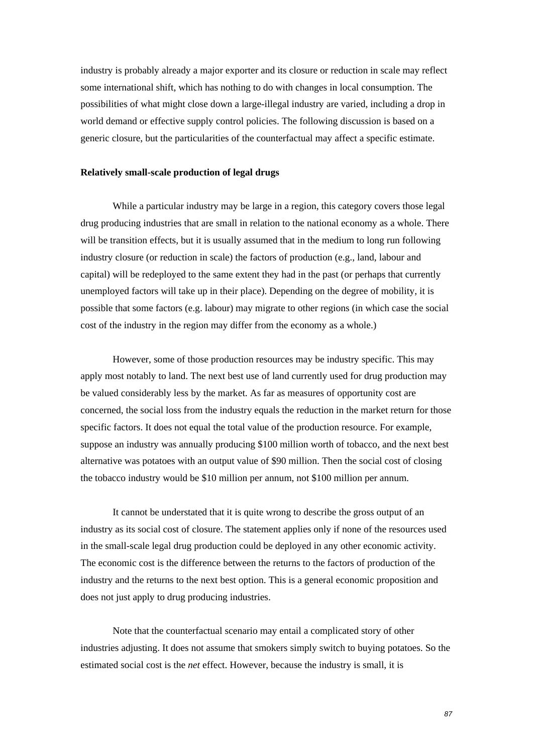industry is probably already a major exporter and its closure or reduction in scale may reflect some international shift, which has nothing to do with changes in local consumption. The possibilities of what might close down a large-illegal industry are varied, including a drop in world demand or effective supply control policies. The following discussion is based on a generic closure, but the particularities of the counterfactual may affect a specific estimate.

**Relatively small-scale production of legal drugs**

While a particular industry may be large in a region, this category covers those legal drug producing industries that are small in relation to the national economy as a whole. There will be transition effects, but it is usually assumed that in the medium to long run following industry closure (or reduction in scale) the factors of production (e.g., land, labour and capital) will be redeployed to the same extent they had in the past (or perhaps that currently unemployed factors will take up in their place). Depending on the degree of mobility, it is possible that some factors (e.g. labour) may migrate to other regions (in which case the social cost of the industry in the region may differ from the economy as a whole.)

However, some of those production resources may be industry specific. This may apply most notably to land. The next best use of land currently used for drug production may be valued considerably less by the market. As far as measures of opportunity cost are concerned, the social loss from the industry equals the reduction in the market return for those specific factors. It does not equal the total value of the production resource. For example, suppose an industry was annually producing $100 million worth of tobacco, and the next best alternative was potatoes with an output value of $90 million. Then the social cost of closing the tobacco industry would be $10 million per annum, not $100 million per annum.

It cannot be understated that it is quite wrong to describe the gross output of an industry as its social cost of closure. The statement applies only if none of the resources used in the small-scale legal drug production could be deployed in any other economic activity. The economic cost is the difference between the returns to the factors of production of the industry and the returns to the next best option. This is a general economic proposition and does not just apply to drug producing industries.

Note that the counterfactual scenario may entail a complicated story of other industries adjusting. It does not assume that smokers simply switch to buying potatoes. So the estimated social cost is the *net* effect. However, because the industry is small, it is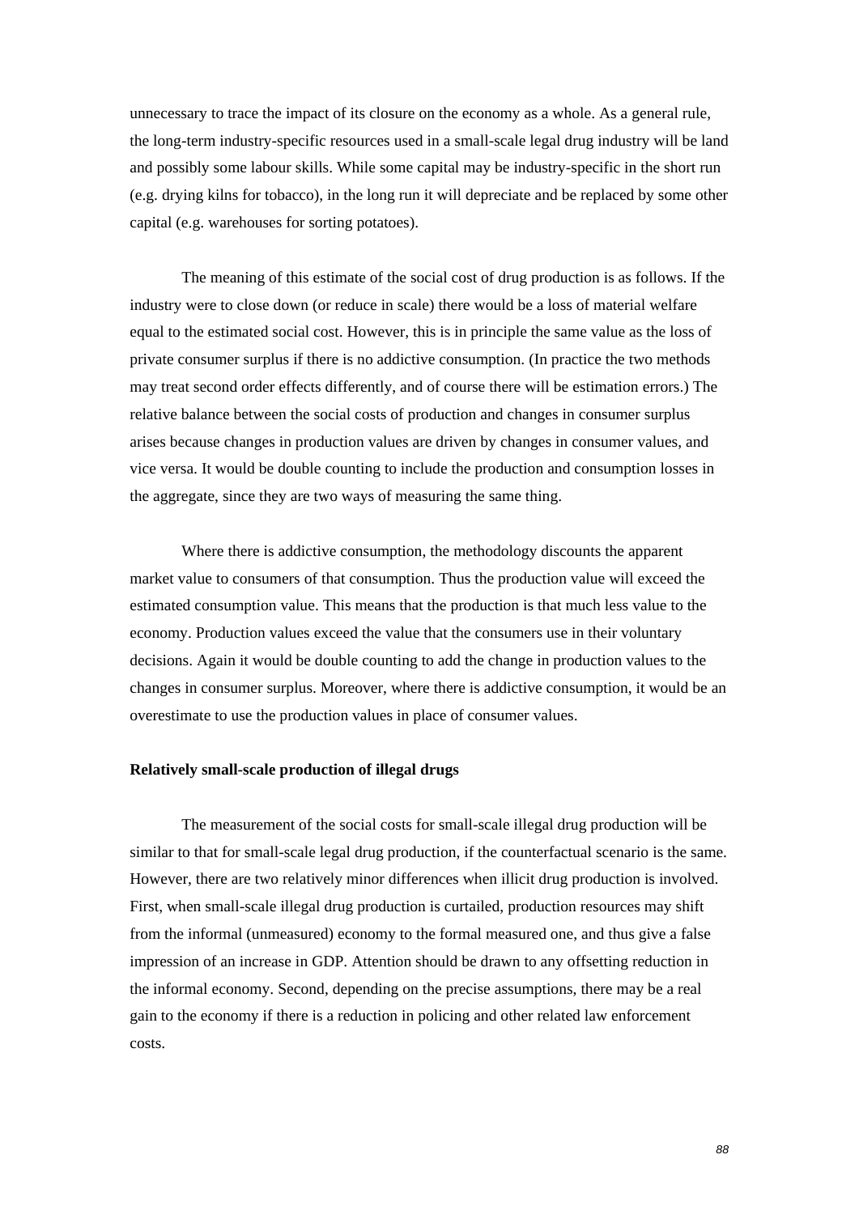unnecessary to trace the impact of its closure on the economy as a whole. As a general rule, the long-term industry-specific resources used in a small-scale legal drug industry will be land and possibly some labour skills. While some capital may be industry-specific in the short run (e.g. drying kilns for tobacco), in the long run it will depreciate and be replaced by some other capital (e.g. warehouses for sorting potatoes).

The meaning of this estimate of the social cost of drug production is as follows. If the industry were to close down (or reduce in scale) there would be a loss of material welfare equal to the estimated social cost. However, this is in principle the same value as the loss of private consumer surplus if there is no addictive consumption. (In practice the two methods may treat second order effects differently, and of course there will be estimation errors.) The relative balance between the social costs of production and changes in consumer surplus arises because changes in production values are driven by changes in consumer values, and vice versa. It would be double counting to include the production and consumption losses in the aggregate, since they are two ways of measuring the same thing.

Where there is addictive consumption, the methodology discounts the apparent market value to consumers of that consumption. Thus the production value will exceed the estimated consumption value. This means that the production is that much less value to the economy. Production values exceed the value that the consumers use in their voluntary decisions. Again it would be double counting to add the change in production values to the changes in consumer surplus. Moreover, where there is addictive consumption, it would be an overestimate to use the production values in place of consumer values.

**Relatively small-scale production of illegal drugs**

The measurement of the social costs for small-scale illegal drug production will be similar to that for small-scale legal drug production, if the counterfactual scenario is the same. However, there are two relatively minor differences when illicit drug production is involved. First, when small-scale illegal drug production is curtailed, production resources may shift from the informal (unmeasured) economy to the formal measured one, and thus give a false impression of an increase in GDP. Attention should be drawn to any offsetting reduction in the informal economy. Second, depending on the precise assumptions, there may be a real gain to the economy if there is a reduction in policing and other related law enforcement costs.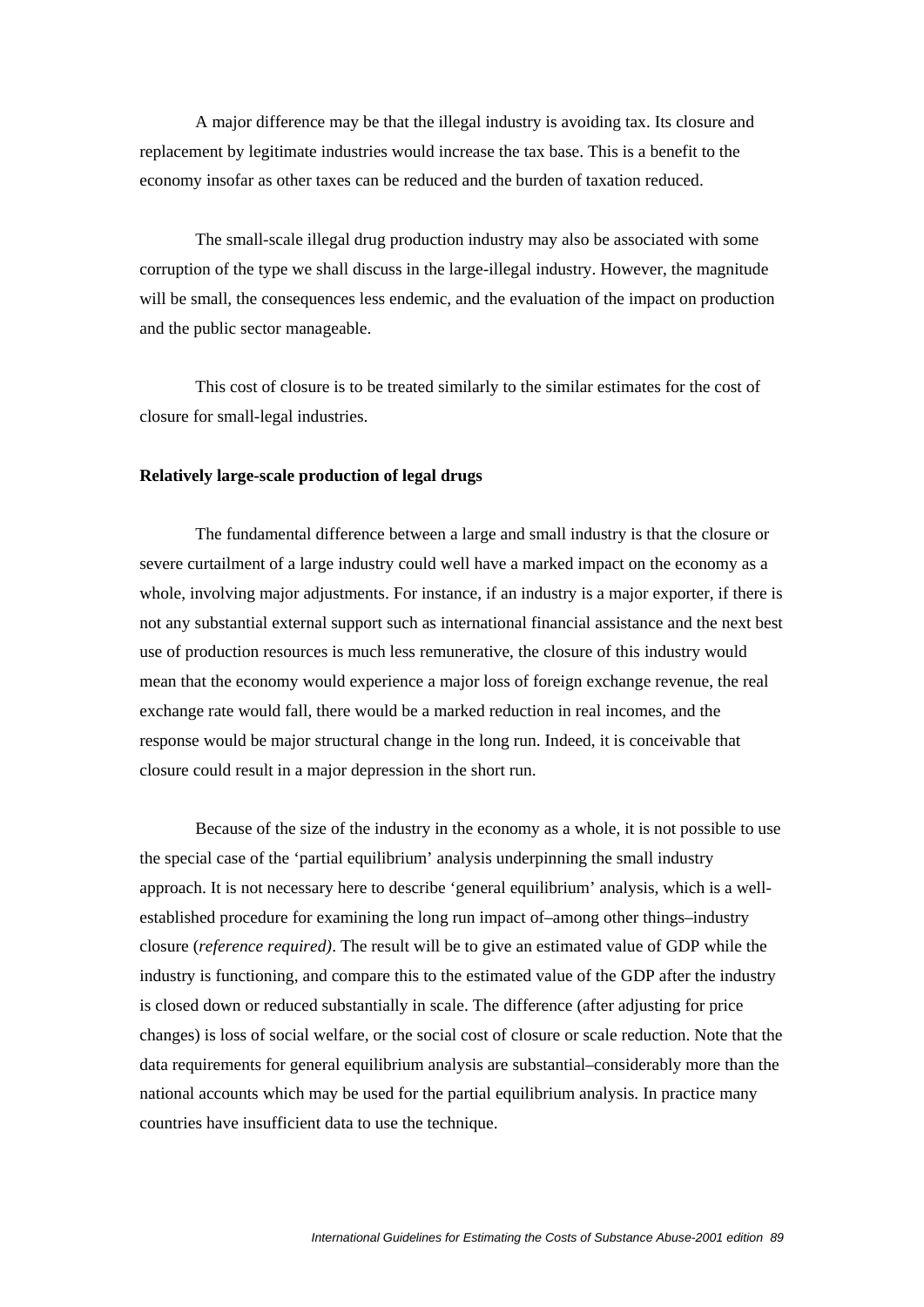A major difference may be that the illegal industry is avoiding tax. Its closure and replacement by legitimate industries would increase the tax base. This is a benefit to the economy insofar as other taxes can be reduced and the burden of taxation reduced.

The small-scale illegal drug production industry may also be associated with some corruption of the type we shall discuss in the large-illegal industry. However, the magnitude will be small, the consequences less endemic, and the evaluation of the impact on production and the public sector manageable.

This cost of closure is to be treated similarly to the similar estimates for the cost of closure for small-legal industries.

**Relatively large-scale production of legal drugs**

The fundamental difference between a large and small industry is that the closure or severe curtailment of a large industry could well have a marked impact on the economy as a whole, involving major adjustments. For instance, if an industry is a major exporter, if there is not any substantial external support such as international financial assistance and the next best use of production resources is much less remunerative, the closure of this industry would mean that the economy would experience a major loss of foreign exchange revenue, the real exchange rate would fall, there would be a marked reduction in real incomes, and the response would be major structural change in the long run. Indeed, it is conceivable that closure could result in a major depression in the short run.

Because of the size of the industry in the economy as a whole, it is not possible to use the special case of the 'partial equilibrium' analysis underpinning the small industry approach. It is not necessary here to describe 'general equilibrium' analysis, which is a well-established procedure for examining the long run impact of–among other things–industry closure (*reference required)*. The result will be to give an estimated value of GDP while the industry is functioning, and compare this to the estimated value of the GDP after the industry is closed down or reduced substantially in scale. The difference (after adjusting for price changes) is loss of social welfare, or the social cost of closure or scale reduction. Note that the data requirements for general equilibrium analysis are substantial–considerably more than the national accounts which may be used for the partial equilibrium analysis. In practice many countries have insufficient data to use the technique.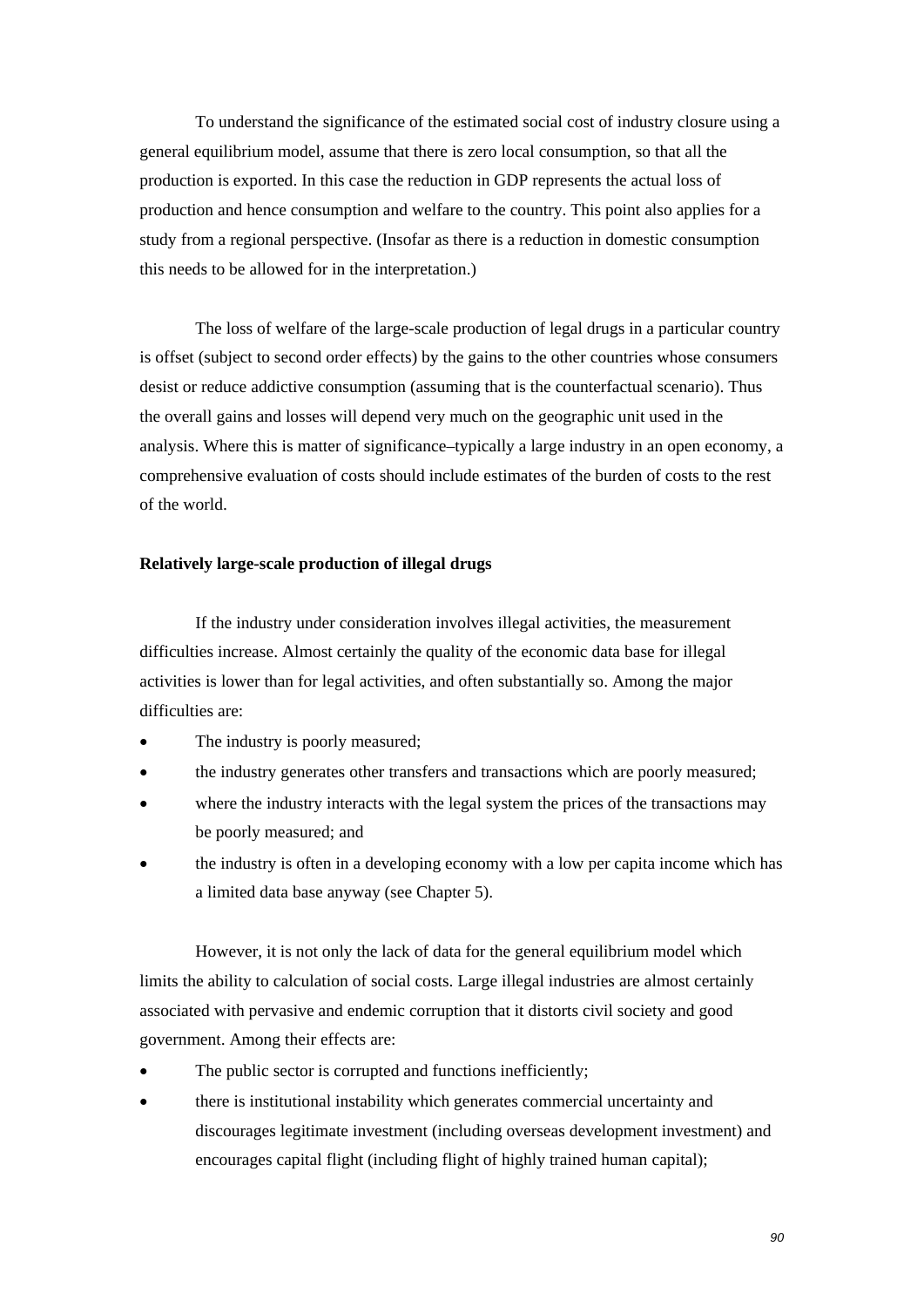To understand the significance of the estimated social cost of industry closure using a general equilibrium model, assume that there is zero local consumption, so that all the production is exported. In this case the reduction in GDP represents the actual loss of production and hence consumption and welfare to the country. This point also applies for a study from a regional perspective. (Insofar as there is a reduction in domestic consumption this needs to be allowed for in the interpretation.)

The loss of welfare of the large-scale production of legal drugs in a particular country is offset (subject to second order effects) by the gains to the other countries whose consumers desist or reduce addictive consumption (assuming that is the counterfactual scenario). Thus the overall gains and losses will depend very much on the geographic unit used in the analysis. Where this is matter of significance–typically a large industry in an open economy, a comprehensive evaluation of costs should include estimates of the burden of costs to the rest of the world.

**Relatively large-scale production of illegal drugs**

If the industry under consideration involves illegal activities, the measurement difficulties increase. Almost certainly the quality of the economic data base for illegal activities is lower than for legal activities, and often substantially so. Among the major difficulties are:

- The industry is poorly measured;
- the industry generates other transfers and transactions which are poorly measured;
- where the industry interacts with the legal system the prices of the transactions may be poorly measured; and
- the industry is often in a developing economy with a low per capita income which has a limited data base anyway (see Chapter 5).

However, it is not only the lack of data for the general equilibrium model which limits the ability to calculation of social costs. Large illegal industries are almost certainly associated with pervasive and endemic corruption that it distorts civil society and good government. Among their effects are:

- The public sector is corrupted and functions inefficiently;
- there is institutional instability which generates commercial uncertainty and discourages legitimate investment (including overseas development investment) and encourages capital flight (including flight of highly trained human capital);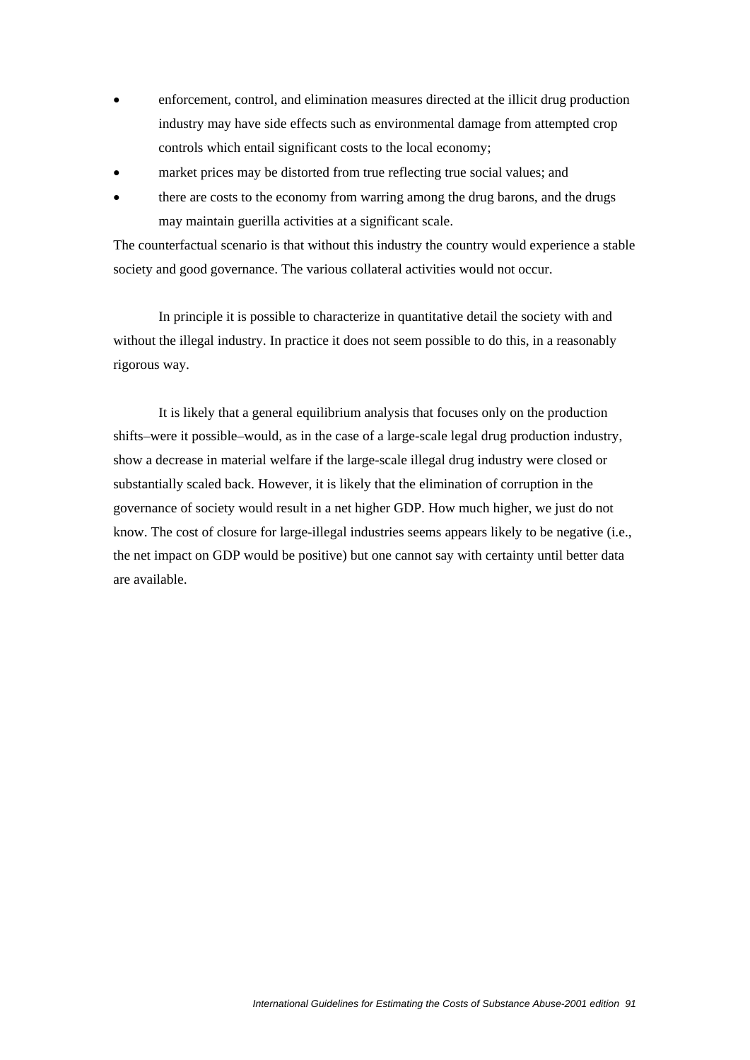- enforcement, control, and elimination measures directed at the illicit drug production industry may have side effects such as environmental damage from attempted crop controls which entail significant costs to the local economy;
- market prices may be distorted from true reflecting true social values; and
- there are costs to the economy from warring among the drug barons, and the drugs may maintain guerilla activities at a significant scale.

The counterfactual scenario is that without this industry the country would experience a stable society and good governance. The various collateral activities would not occur.

In principle it is possible to characterize in quantitative detail the society with and without the illegal industry. In practice it does not seem possible to do this, in a reasonably rigorous way.

It is likely that a general equilibrium analysis that focuses only on the production shifts–were it possible–would, as in the case of a large-scale legal drug production industry, show a decrease in material welfare if the large-scale illegal drug industry were closed or substantially scaled back. However, it is likely that the elimination of corruption in the governance of society would result in a net higher GDP. How much higher, we just do not know. The cost of closure for large-illegal industries seems appears likely to be negative (i.e., the net impact on GDP would be positive) but one cannot say with certainty until better data are available.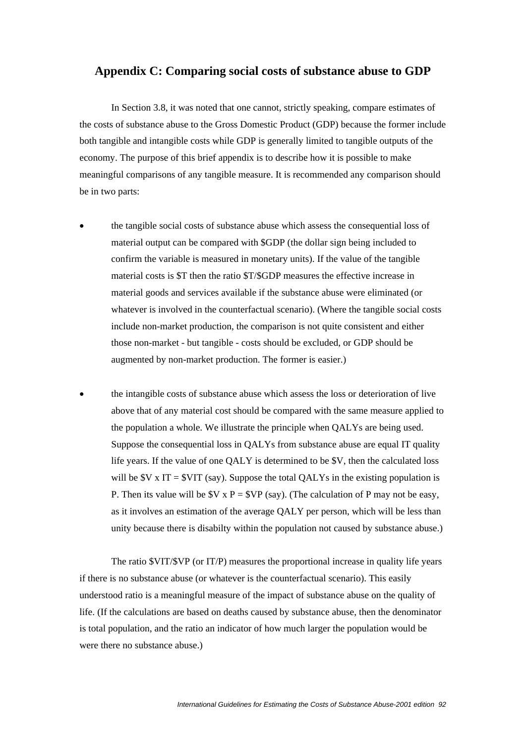## Appendix C: Comparing social costs of substance abuse to GDP

In Section 3.8, it was noted that one cannot, strictly speaking, compare estimates of the costs of substance abuse to the Gross Domestic Product (GDP) because the former include both tangible and intangible costs while GDP is generally limited to tangible outputs of the economy. The purpose of this brief appendix is to describe how it is possible to make meaningful comparisons of any tangible measure. It is recommended any comparison should be in two parts:

- the tangible social costs of substance abuse which assess the consequential loss of material output can be compared with $GDP (the dollar sign being included to confirm the variable is measured in monetary units). If the value of the tangible material costs is $T then the ratio $T/$GDP measures the effective increase in material goods and services available if the substance abuse were eliminated (or whatever is involved in the counterfactual scenario). (Where the tangible social costs include non-market production, the comparison is not quite consistent and either those non-market - but tangible - costs should be excluded, or GDP should be augmented by non-market production. The former is easier.)

- the intangible costs of substance abuse which assess the loss or deterioration of live above that of any material cost should be compared with the same measure applied to the population a whole. We illustrate the principle when QALYs are being used. Suppose the consequential loss in QALYs from substance abuse are equal IT quality life years. If the value of one QALY is determined to be $V, then the calculated loss will be $V x IT = $VIT (say). Suppose the total QALYs in the existing population is P. Then its value will be $V x P = $VP (say). (The calculation of P may not be easy, as it involves an estimation of the average QALY per person, which will be less than unity because there is disabilty within the population not caused by substance abuse.)

The ratio $VIT/$VP (or IT/P) measures the proportional increase in quality life years if there is no substance abuse (or whatever is the counterfactual scenario). This easily understood ratio is a meaningful measure of the impact of substance abuse on the quality of life. (If the calculations are based on deaths caused by substance abuse, then the denominator is total population, and the ratio an indicator of how much larger the population would be were there no substance abuse.)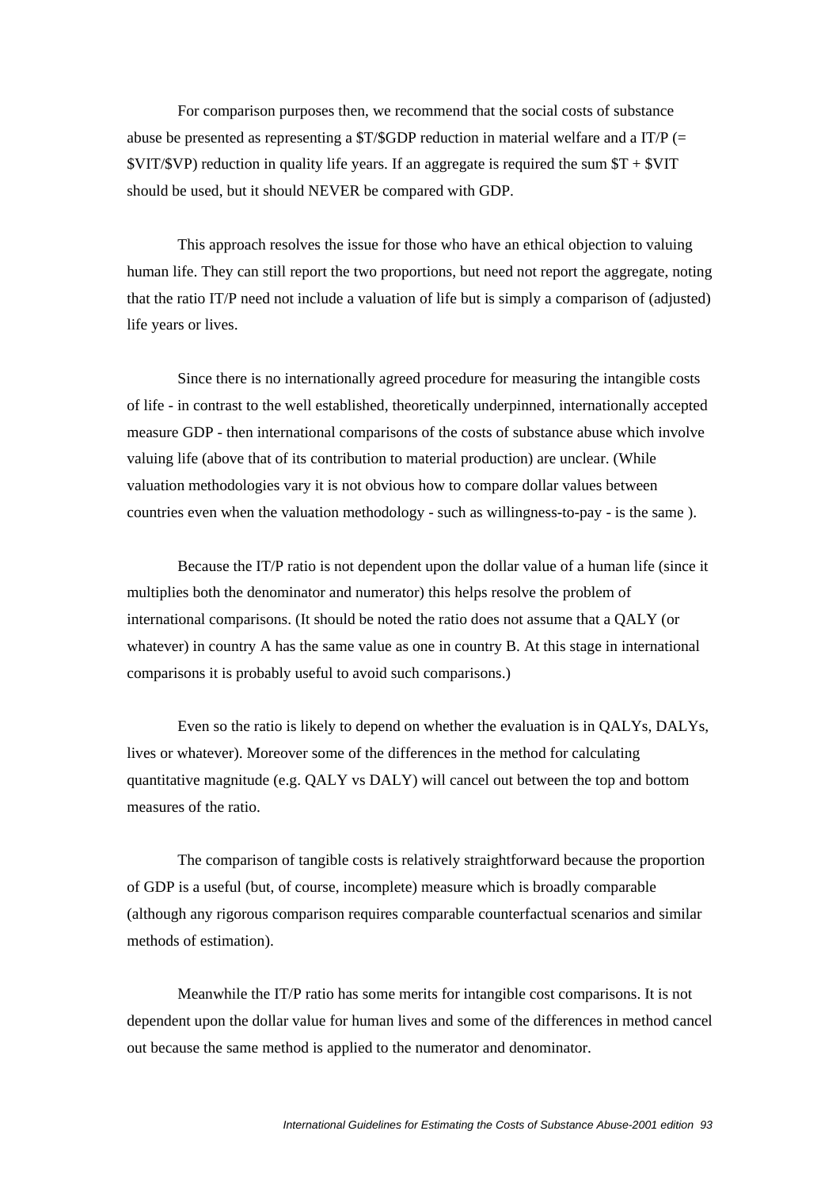For comparison purposes then, we recommend that the social costs of substance abuse be presented as representing a $T/$GDP reduction in material welfare and a IT/P (= $VIT/$VP) reduction in quality life years. If an aggregate is required the sum $T + $VIT should be used, but it should NEVER be compared with GDP.

This approach resolves the issue for those who have an ethical objection to valuing human life. They can still report the two proportions, but need not report the aggregate, noting that the ratio IT/P need not include a valuation of life but is simply a comparison of (adjusted) life years or lives.

Since there is no internationally agreed procedure for measuring the intangible costs of life - in contrast to the well established, theoretically underpinned, internationally accepted measure GDP - then international comparisons of the costs of substance abuse which involve valuing life (above that of its contribution to material production) are unclear. (While valuation methodologies vary it is not obvious how to compare dollar values between countries even when the valuation methodology - such as willingness-to-pay - is the same ).

Because the IT/P ratio is not dependent upon the dollar value of a human life (since it multiplies both the denominator and numerator) this helps resolve the problem of international comparisons. (It should be noted the ratio does not assume that a QALY (or whatever) in country A has the same value as one in country B. At this stage in international comparisons it is probably useful to avoid such comparisons.)

Even so the ratio is likely to depend on whether the evaluation is in QALYs, DALYs, lives or whatever). Moreover some of the differences in the method for calculating quantitative magnitude (e.g. QALY vs DALY) will cancel out between the top and bottom measures of the ratio.

The comparison of tangible costs is relatively straightforward because the proportion of GDP is a useful (but, of course, incomplete) measure which is broadly comparable (although any rigorous comparison requires comparable counterfactual scenarios and similar methods of estimation).

Meanwhile the IT/P ratio has some merits for intangible cost comparisons. It is not dependent upon the dollar value for human lives and some of the differences in method cancel out because the same method is applied to the numerator and denominator.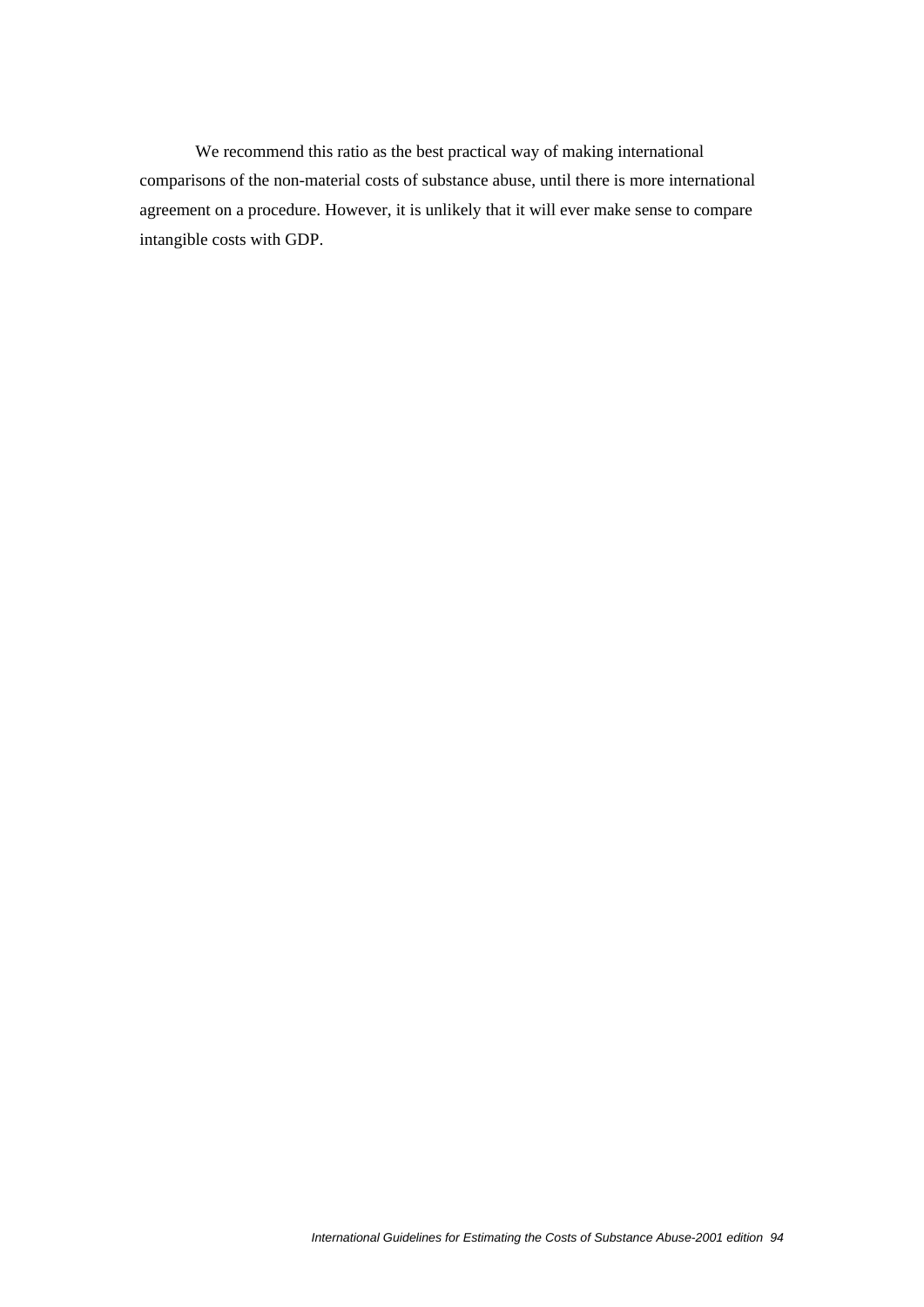We recommend this ratio as the best practical way of making international comparisons of the non-material costs of substance abuse, until there is more international agreement on a procedure. However, it is unlikely that it will ever make sense to compare intangible costs with GDP.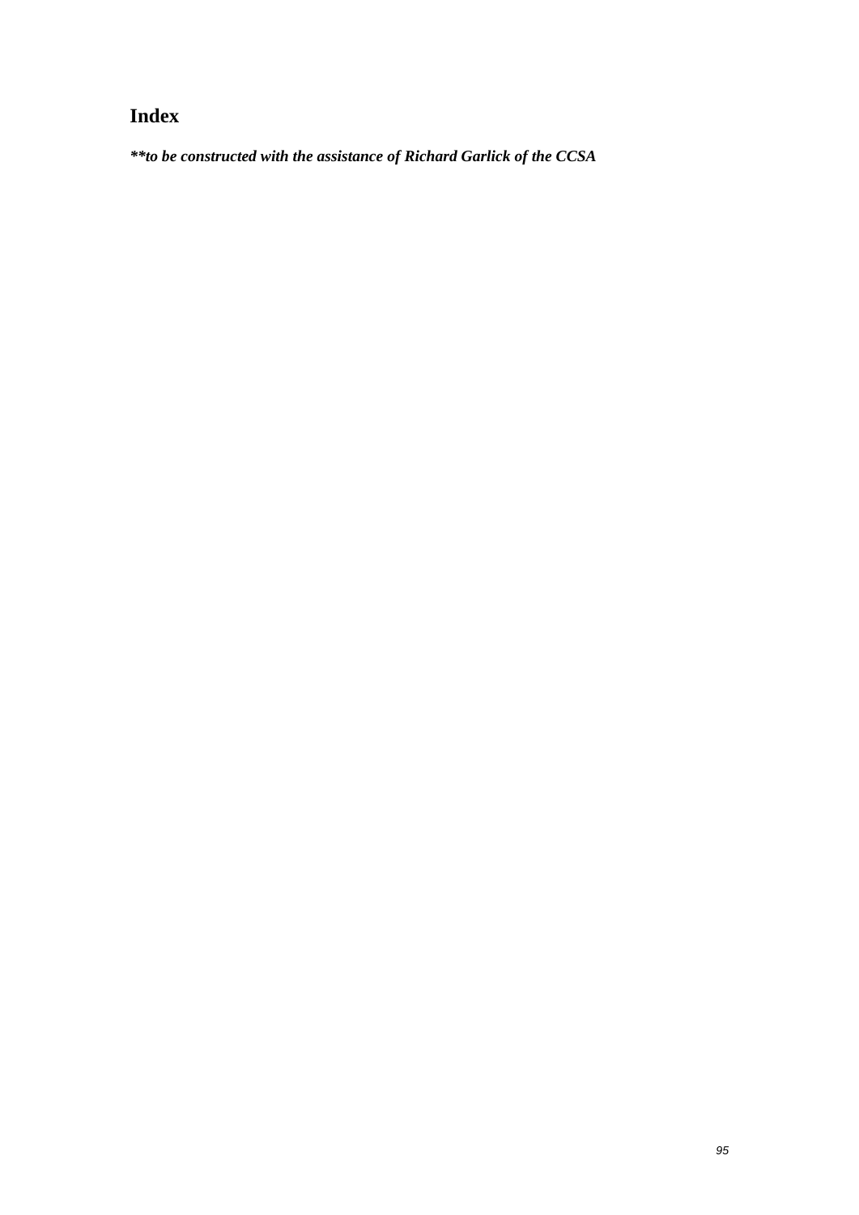# Index

***\*\*to be constructed with the assistance of Richard Garlick of the CCSA***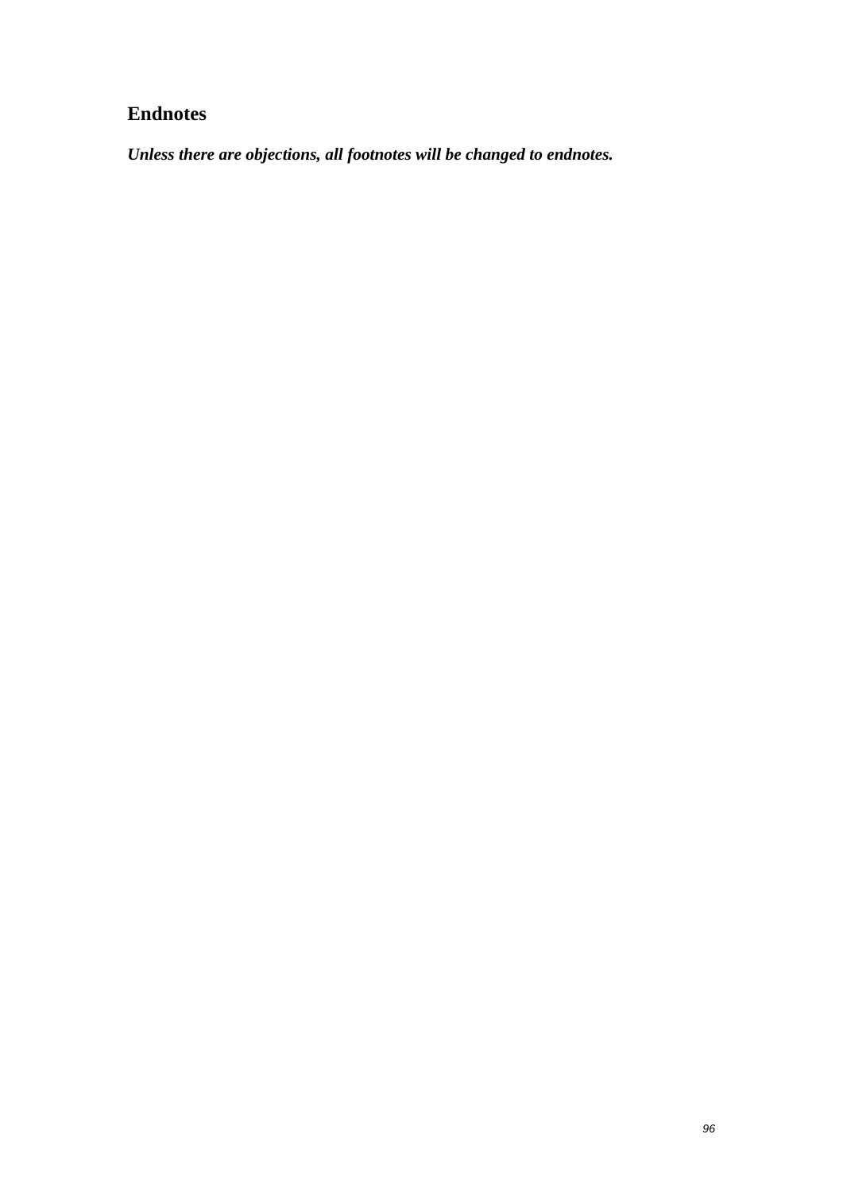## Endnotes

***Unless there are objections, all footnotes will be changed to endnotes.***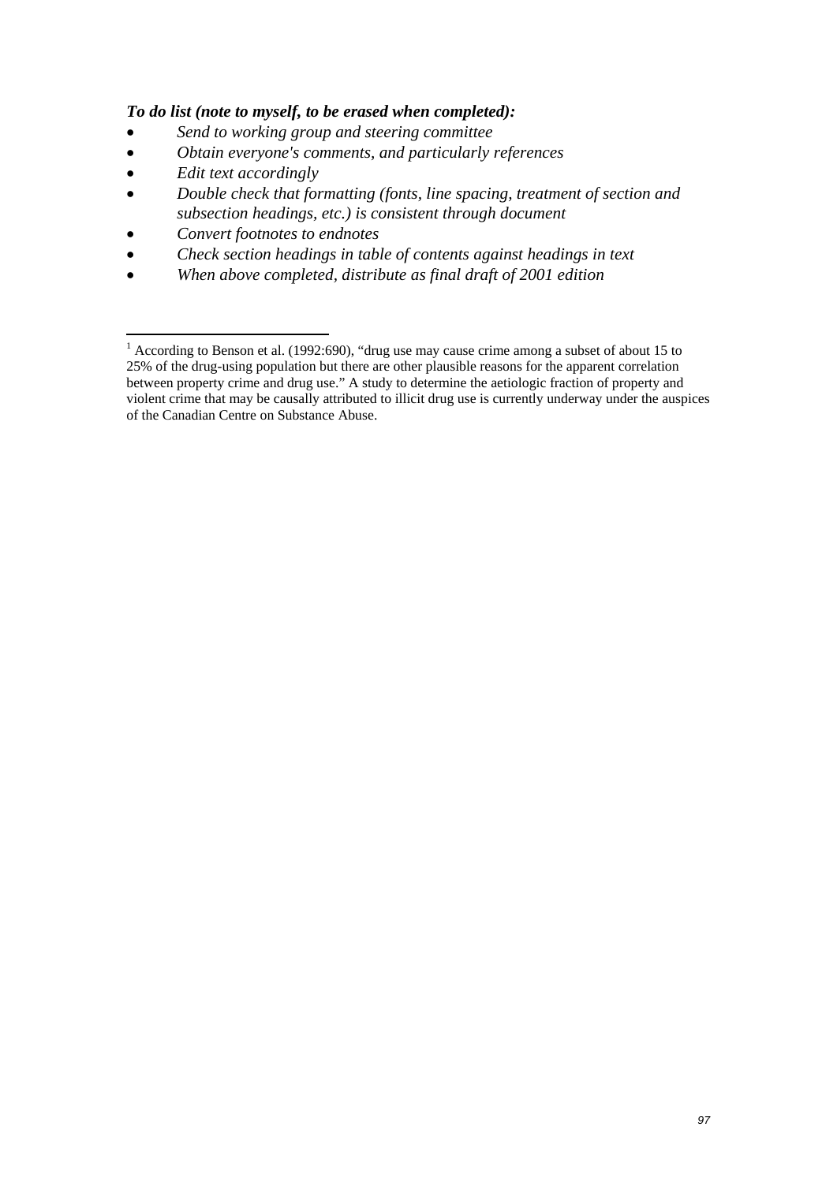***To do list (note to myself, to be erased when completed):***

- *Send to working group and steering committee*
- *Obtain everyone's comments, and particularly references*
- *Edit text accordingly*
- *Double check that formatting (fonts, line spacing, treatment of section and subsection headings, etc.) is consistent through document*
- *Convert footnotes to endnotes*
- *Check section headings in table of contents against headings in text*
- *When above completed, distribute as final draft of 2001 edition*

---

[1] According to Benson et al. (1992:690), "drug use may cause crime among a subset of about 15 to 25% of the drug-using population but there are other plausible reasons for the apparent correlation between property crime and drug use." A study to determine the aetiologic fraction of property and violent crime that may be causally attributed to illicit drug use is currently underway under the auspices of the Canadian Centre on Substance Abuse.